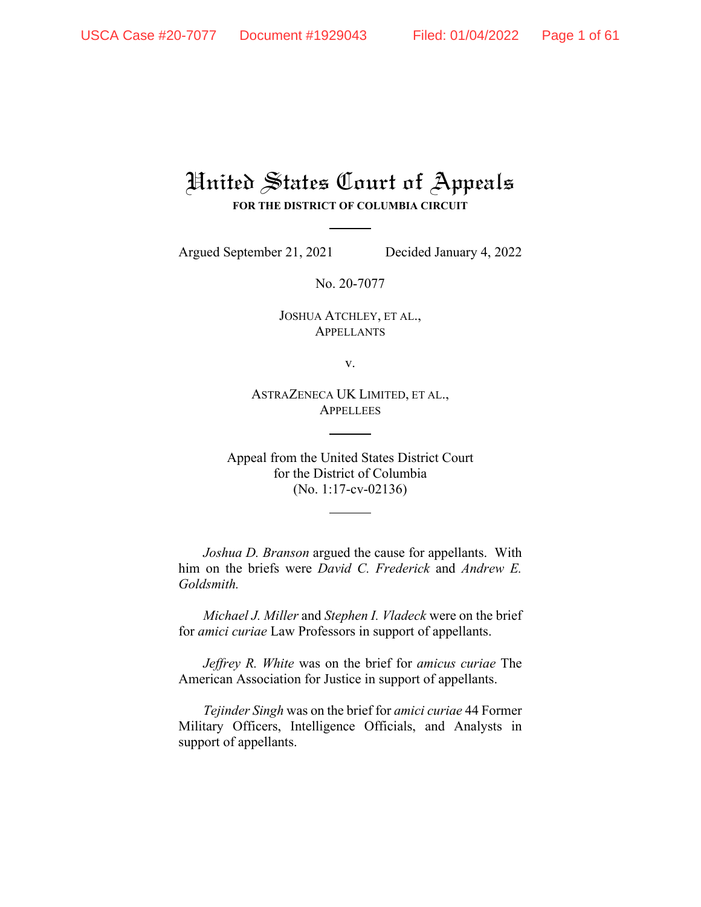# United States Court of Appeals

**FOR THE DISTRICT OF COLUMBIA CIRCUIT**

Argued September 21, 2021 Decided January 4, 2022

No. 20-7077

JOSHUA ATCHLEY, ET AL.,
APPELLANTS

v.

ASTRAZENECA UK LIMITED, ET AL.,
APPELLEES

Appeal from the United States District Court
for the District of Columbia
(No. 1:17-cv-02136)

*Joshua D. Branson* argued the cause for appellants. With him on the briefs were *David C. Frederick* and *Andrew E. Goldsmith.*

*Michael J. Miller* and *Stephen I. Vladeck* were on the brief for *amici curiae* Law Professors in support of appellants.

*Jeffrey R. White* was on the brief for *amicus curiae* The American Association for Justice in support of appellants.

*Tejinder Singh* was on the brief for *amici curiae* 44 Former Military Officers, Intelligence Officials, and Analysts in support of appellants.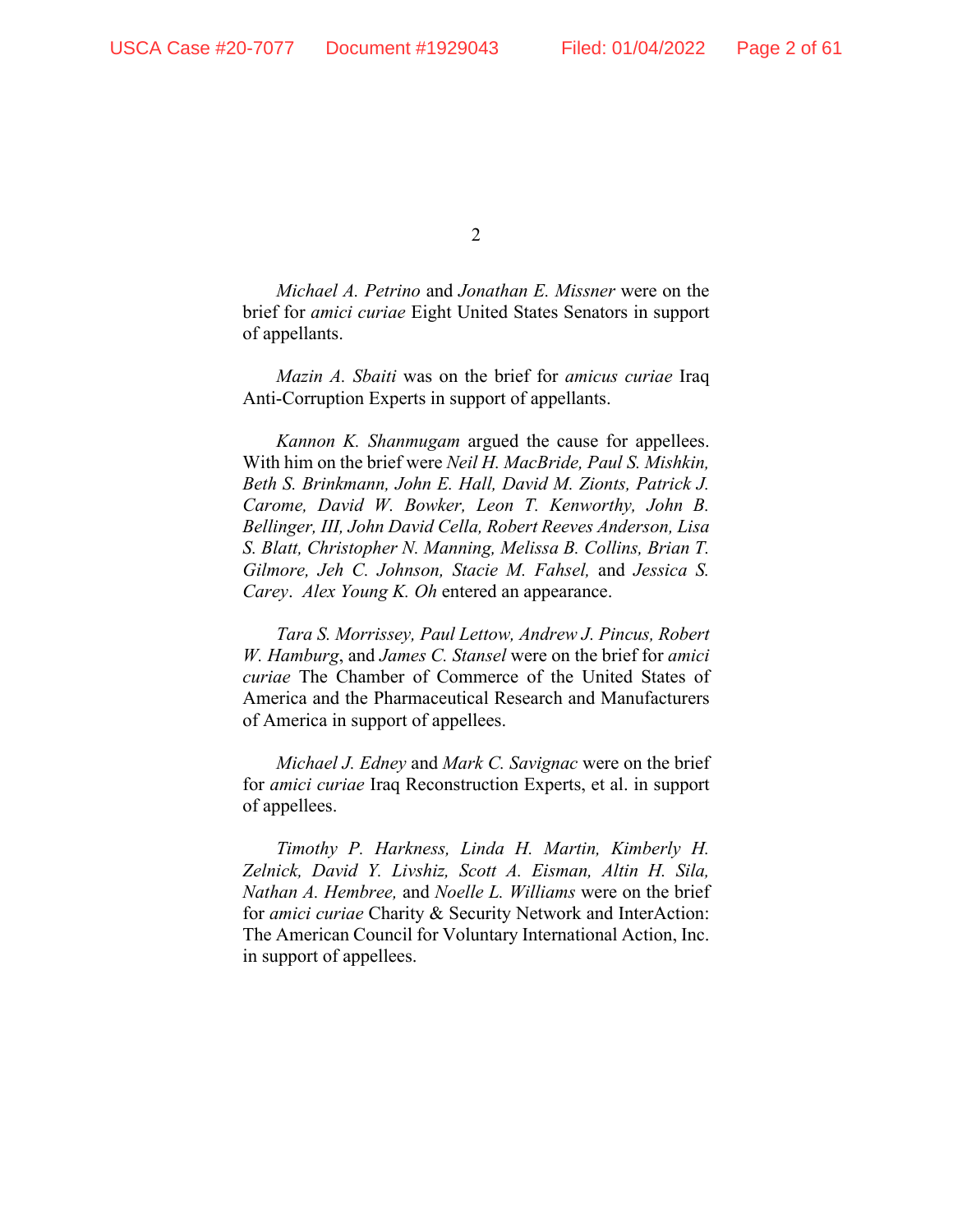*Michael A. Petrino* and *Jonathan E. Missner* were on the brief for *amici curiae* Eight United States Senators in support of appellants.

*Mazin A. Sbaiti* was on the brief for *amicus curiae* Iraq Anti-Corruption Experts in support of appellants.

*Kannon K. Shanmugam* argued the cause for appellees. With him on the brief were *Neil H. MacBride, Paul S. Mishkin, Beth S. Brinkmann, John E. Hall, David M. Zionts, Patrick J. Carome, David W. Bowker, Leon T. Kenworthy, John B. Bellinger, III, John David Cella, Robert Reeves Anderson, Lisa S. Blatt, Christopher N. Manning, Melissa B. Collins, Brian T. Gilmore, Jeh C. Johnson, Stacie M. Fahsel,* and *Jessica S. Carey*. *Alex Young K. Oh* entered an appearance.

*Tara S. Morrissey, Paul Lettow, Andrew J. Pincus, Robert W. Hamburg*, and *James C. Stansel* were on the brief for *amici curiae* The Chamber of Commerce of the United States of America and the Pharmaceutical Research and Manufacturers of America in support of appellees.

*Michael J. Edney* and *Mark C. Savignac* were on the brief for *amici curiae* Iraq Reconstruction Experts, et al. in support of appellees.

*Timothy P. Harkness, Linda H. Martin, Kimberly H. Zelnick, David Y. Livshiz, Scott A. Eisman, Altin H. Sila, Nathan A. Hembree,* and *Noelle L. Williams* were on the brief for *amici curiae* Charity & Security Network and InterAction: The American Council for Voluntary International Action, Inc. in support of appellees.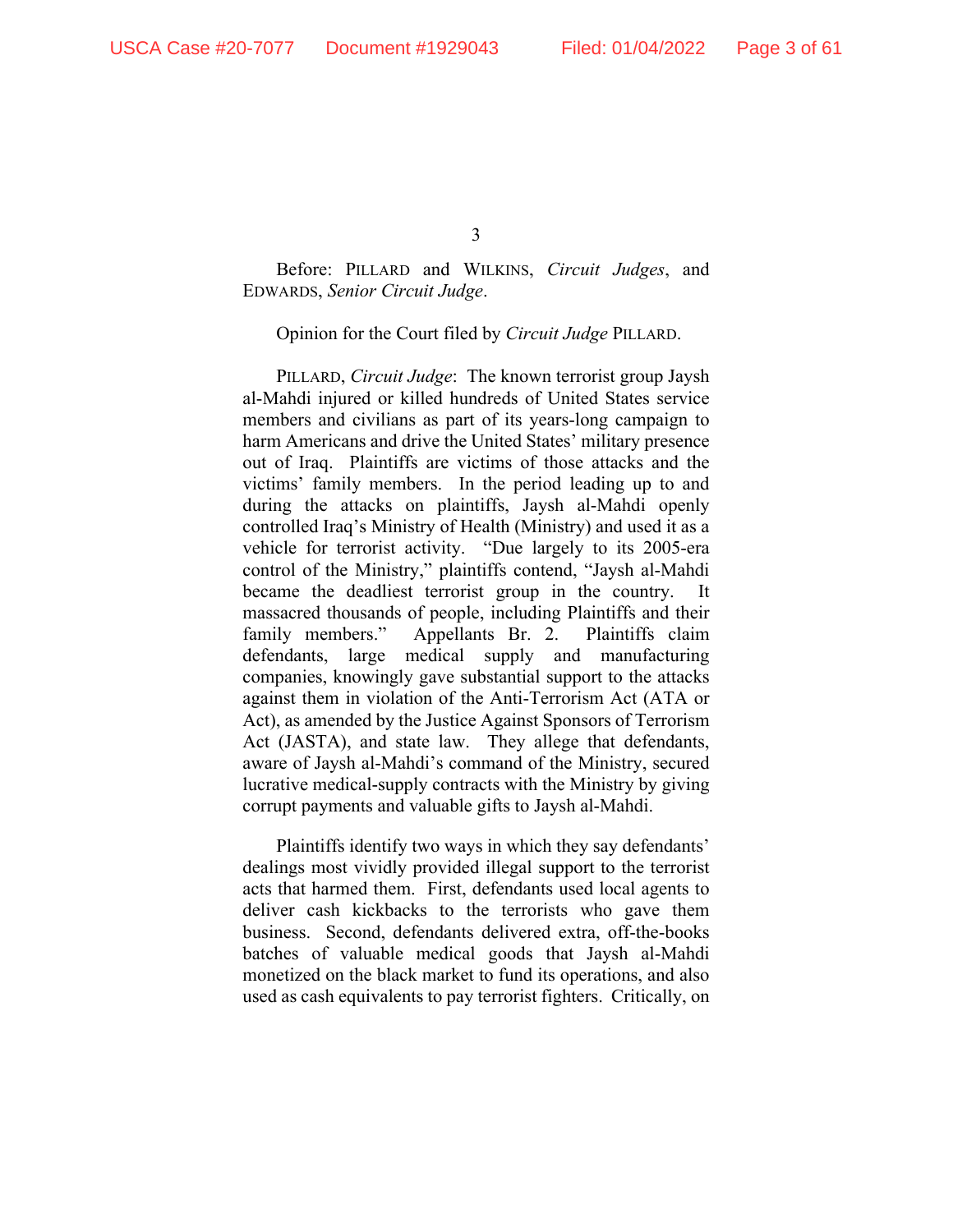Before: PILLARD and WILKINS, *Circuit Judges*, and EDWARDS, *Senior Circuit Judge*.

Opinion for the Court filed by *Circuit Judge* PILLARD.

PILLARD, *Circuit Judge*: The known terrorist group Jaysh al-Mahdi injured or killed hundreds of United States service members and civilians as part of its years-long campaign to harm Americans and drive the United States' military presence out of Iraq. Plaintiffs are victims of those attacks and the victims' family members. In the period leading up to and during the attacks on plaintiffs, Jaysh al-Mahdi openly controlled Iraq's Ministry of Health (Ministry) and used it as a vehicle for terrorist activity. "Due largely to its 2005-era control of the Ministry," plaintiffs contend, "Jaysh al-Mahdi became the deadliest terrorist group in the country. It massacred thousands of people, including Plaintiffs and their family members." Appellants Br. 2. Plaintiffs claim defendants, large medical supply and manufacturing companies, knowingly gave substantial support to the attacks against them in violation of the Anti-Terrorism Act (ATA or Act), as amended by the Justice Against Sponsors of Terrorism Act (JASTA), and state law. They allege that defendants, aware of Jaysh al-Mahdi's command of the Ministry, secured lucrative medical-supply contracts with the Ministry by giving corrupt payments and valuable gifts to Jaysh al-Mahdi.

Plaintiffs identify two ways in which they say defendants' dealings most vividly provided illegal support to the terrorist acts that harmed them. First, defendants used local agents to deliver cash kickbacks to the terrorists who gave them business. Second, defendants delivered extra, off-the-books batches of valuable medical goods that Jaysh al-Mahdi monetized on the black market to fund its operations, and also used as cash equivalents to pay terrorist fighters. Critically, on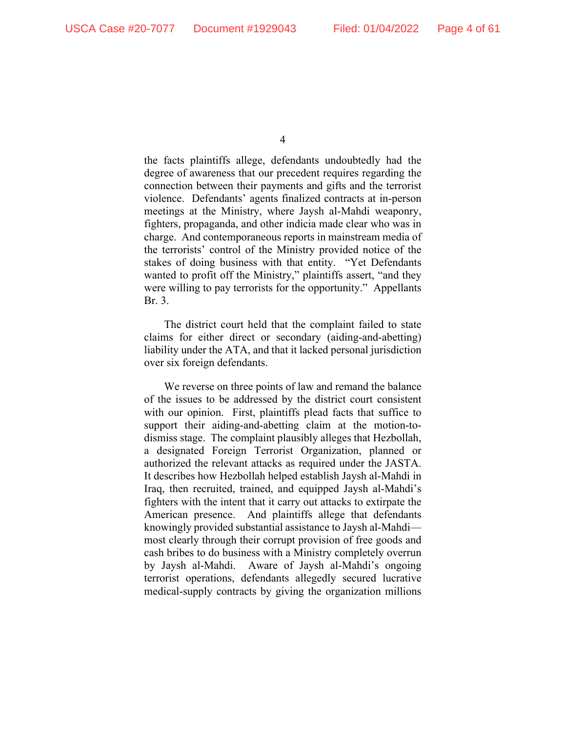the facts plaintiffs allege, defendants undoubtedly had the degree of awareness that our precedent requires regarding the connection between their payments and gifts and the terrorist violence. Defendants' agents finalized contracts at in-person meetings at the Ministry, where Jaysh al-Mahdi weaponry, fighters, propaganda, and other indicia made clear who was in charge. And contemporaneous reports in mainstream media of the terrorists' control of the Ministry provided notice of the stakes of doing business with that entity. "Yet Defendants wanted to profit off the Ministry," plaintiffs assert, "and they were willing to pay terrorists for the opportunity." Appellants Br. 3.

The district court held that the complaint failed to state claims for either direct or secondary (aiding-and-abetting) liability under the ATA, and that it lacked personal jurisdiction over six foreign defendants.

We reverse on three points of law and remand the balance of the issues to be addressed by the district court consistent with our opinion. First, plaintiffs plead facts that suffice to support their aiding-and-abetting claim at the motion-to-dismiss stage. The complaint plausibly alleges that Hezbollah, a designated Foreign Terrorist Organization, planned or authorized the relevant attacks as required under the JASTA. It describes how Hezbollah helped establish Jaysh al-Mahdi in Iraq, then recruited, trained, and equipped Jaysh al-Mahdi's fighters with the intent that it carry out attacks to extirpate the American presence. And plaintiffs allege that defendants knowingly provided substantial assistance to Jaysh al-Mahdi—most clearly through their corrupt provision of free goods and cash bribes to do business with a Ministry completely overrun by Jaysh al-Mahdi. Aware of Jaysh al-Mahdi's ongoing terrorist operations, defendants allegedly secured lucrative medical-supply contracts by giving the organization millions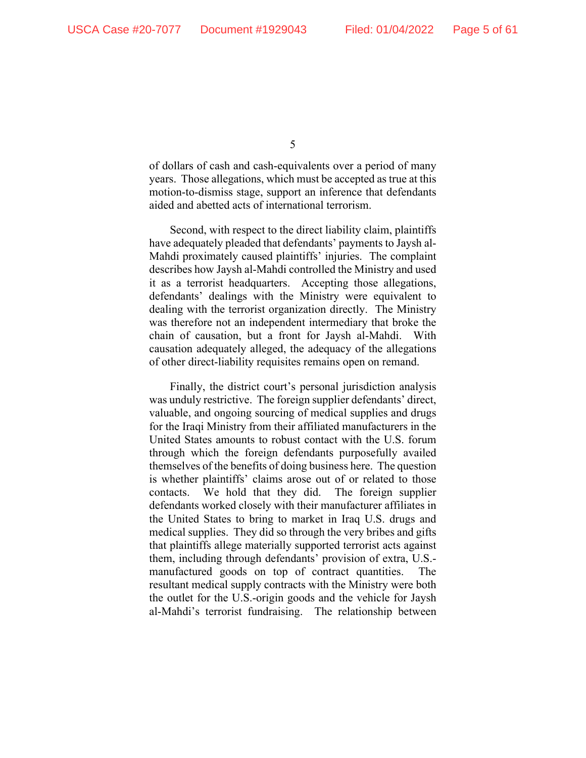of dollars of cash and cash-equivalents over a period of many years. Those allegations, which must be accepted as true at this motion-to-dismiss stage, support an inference that defendants aided and abetted acts of international terrorism.

Second, with respect to the direct liability claim, plaintiffs have adequately pleaded that defendants' payments to Jaysh al-Mahdi proximately caused plaintiffs' injuries. The complaint describes how Jaysh al-Mahdi controlled the Ministry and used it as a terrorist headquarters. Accepting those allegations, defendants' dealings with the Ministry were equivalent to dealing with the terrorist organization directly. The Ministry was therefore not an independent intermediary that broke the chain of causation, but a front for Jaysh al-Mahdi. With causation adequately alleged, the adequacy of the allegations of other direct-liability requisites remains open on remand.

Finally, the district court's personal jurisdiction analysis was unduly restrictive. The foreign supplier defendants' direct, valuable, and ongoing sourcing of medical supplies and drugs for the Iraqi Ministry from their affiliated manufacturers in the United States amounts to robust contact with the U.S. forum through which the foreign defendants purposefully availed themselves of the benefits of doing business here. The question is whether plaintiffs' claims arose out of or related to those contacts. We hold that they did. The foreign supplier defendants worked closely with their manufacturer affiliates in the United States to bring to market in Iraq U.S. drugs and medical supplies. They did so through the very bribes and gifts that plaintiffs allege materially supported terrorist acts against them, including through defendants' provision of extra, U.S.-manufactured goods on top of contract quantities. The resultant medical supply contracts with the Ministry were both the outlet for the U.S.-origin goods and the vehicle for Jaysh al-Mahdi's terrorist fundraising. The relationship between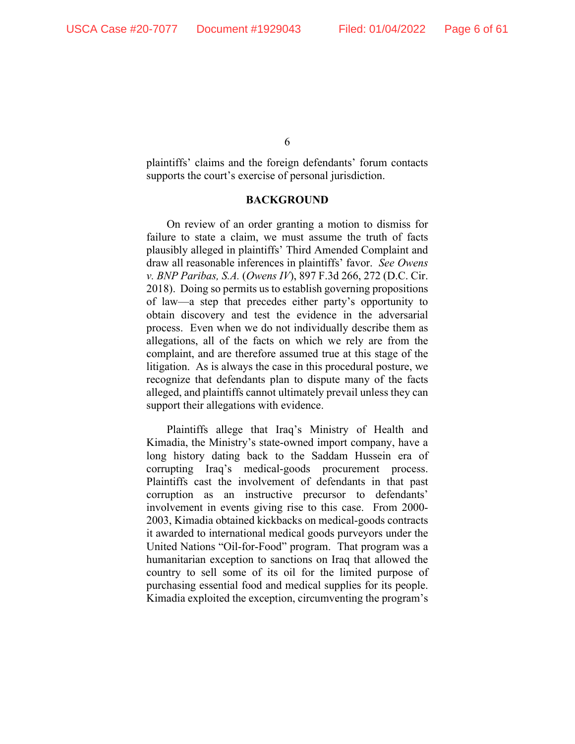plaintiffs' claims and the foreign defendants' forum contacts supports the court's exercise of personal jurisdiction.

## BACKGROUND

On review of an order granting a motion to dismiss for failure to state a claim, we must assume the truth of facts plausibly alleged in plaintiffs' Third Amended Complaint and draw all reasonable inferences in plaintiffs' favor. *See Owens v. BNP Paribas, S.A.* (*Owens IV*), 897 F.3d 266, 272 (D.C. Cir. 2018). Doing so permits us to establish governing propositions of law—a step that precedes either party's opportunity to obtain discovery and test the evidence in the adversarial process. Even when we do not individually describe them as allegations, all of the facts on which we rely are from the complaint, and are therefore assumed true at this stage of the litigation. As is always the case in this procedural posture, we recognize that defendants plan to dispute many of the facts alleged, and plaintiffs cannot ultimately prevail unless they can support their allegations with evidence.

Plaintiffs allege that Iraq's Ministry of Health and Kimadia, the Ministry's state-owned import company, have a long history dating back to the Saddam Hussein era of corrupting Iraq's medical-goods procurement process. Plaintiffs cast the involvement of defendants in that past corruption as an instructive precursor to defendants' involvement in events giving rise to this case. From 2000-2003, Kimadia obtained kickbacks on medical-goods contracts it awarded to international medical goods purveyors under the United Nations "Oil-for-Food" program. That program was a humanitarian exception to sanctions on Iraq that allowed the country to sell some of its oil for the limited purpose of purchasing essential food and medical supplies for its people. Kimadia exploited the exception, circumventing the program's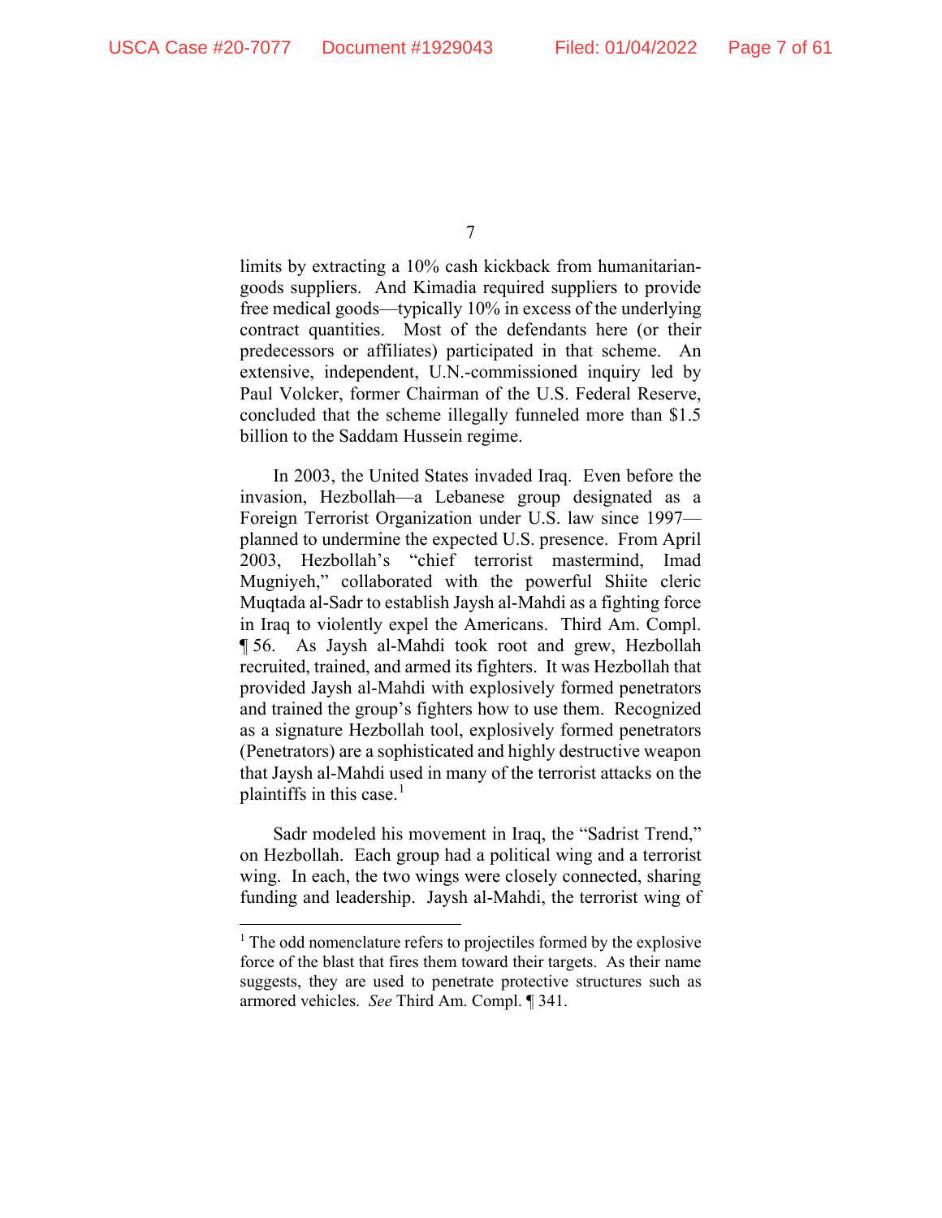limits by extracting a 10% cash kickback from humanitarian-goods suppliers. And Kimadia required suppliers to provide free medical goods—typically 10% in excess of the underlying contract quantities. Most of the defendants here (or their predecessors or affiliates) participated in that scheme. An extensive, independent, U.N.-commissioned inquiry led by Paul Volcker, former Chairman of the U.S. Federal Reserve, concluded that the scheme illegally funneled more than $1.5 billion to the Saddam Hussein regime.

In 2003, the United States invaded Iraq. Even before the invasion, Hezbollah—a Lebanese group designated as a Foreign Terrorist Organization under U.S. law since 1997—planned to undermine the expected U.S. presence. From April 2003, Hezbollah's "chief terrorist mastermind, Imad Mugniyeh," collaborated with the powerful Shiite cleric Muqtada al-Sadr to establish Jaysh al-Mahdi as a fighting force in Iraq to violently expel the Americans. Third Am. Compl. ¶ 56. As Jaysh al-Mahdi took root and grew, Hezbollah recruited, trained, and armed its fighters. It was Hezbollah that provided Jaysh al-Mahdi with explosively formed penetrators and trained the group's fighters how to use them. Recognized as a signature Hezbollah tool, explosively formed penetrators (Penetrators) are a sophisticated and highly destructive weapon that Jaysh al-Mahdi used in many of the terrorist attacks on the plaintiffs in this case.[1]

Sadr modeled his movement in Iraq, the "Sadrist Trend," on Hezbollah. Each group had a political wing and a terrorist wing. In each, the two wings were closely connected, sharing funding and leadership. Jaysh al-Mahdi, the terrorist wing of

---

[1] The odd nomenclature refers to projectiles formed by the explosive force of the blast that fires them toward their targets. As their name suggests, they are used to penetrate protective structures such as armored vehicles. *See* Third Am. Compl. ¶ 341.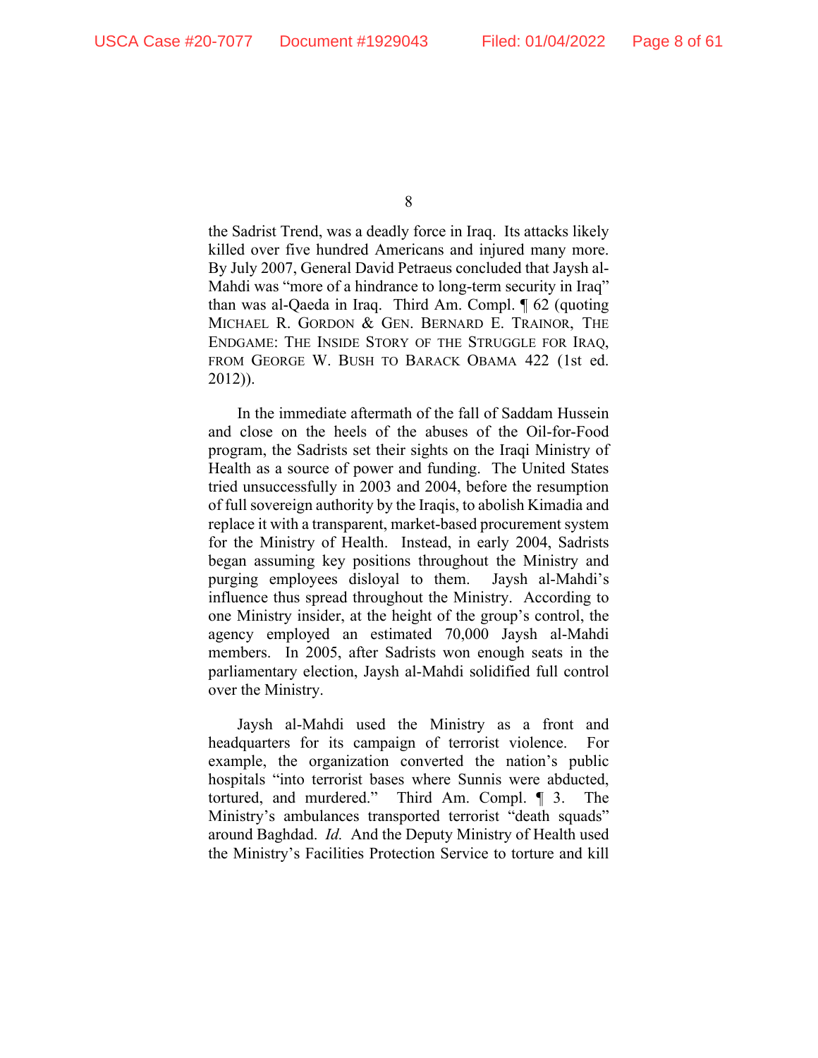the Sadrist Trend, was a deadly force in Iraq. Its attacks likely killed over five hundred Americans and injured many more. By July 2007, General David Petraeus concluded that Jaysh al-Mahdi was "more of a hindrance to long-term security in Iraq" than was al-Qaeda in Iraq. Third Am. Compl. ¶ 62 (quoting MICHAEL R. GORDON & GEN. BERNARD E. TRAINOR, THE ENDGAME: THE INSIDE STORY OF THE STRUGGLE FOR IRAQ, FROM GEORGE W. BUSH TO BARACK OBAMA 422 (1st ed. 2012)).

In the immediate aftermath of the fall of Saddam Hussein and close on the heels of the abuses of the Oil-for-Food program, the Sadrists set their sights on the Iraqi Ministry of Health as a source of power and funding. The United States tried unsuccessfully in 2003 and 2004, before the resumption of full sovereign authority by the Iraqis, to abolish Kimadia and replace it with a transparent, market-based procurement system for the Ministry of Health. Instead, in early 2004, Sadrists began assuming key positions throughout the Ministry and purging employees disloyal to them. Jaysh al-Mahdi's influence thus spread throughout the Ministry. According to one Ministry insider, at the height of the group's control, the agency employed an estimated 70,000 Jaysh al-Mahdi members. In 2005, after Sadrists won enough seats in the parliamentary election, Jaysh al-Mahdi solidified full control over the Ministry.

Jaysh al-Mahdi used the Ministry as a front and headquarters for its campaign of terrorist violence. For example, the organization converted the nation's public hospitals "into terrorist bases where Sunnis were abducted, tortured, and murdered." Third Am. Compl. ¶ 3. The Ministry's ambulances transported terrorist "death squads" around Baghdad. *Id.* And the Deputy Ministry of Health used the Ministry's Facilities Protection Service to torture and kill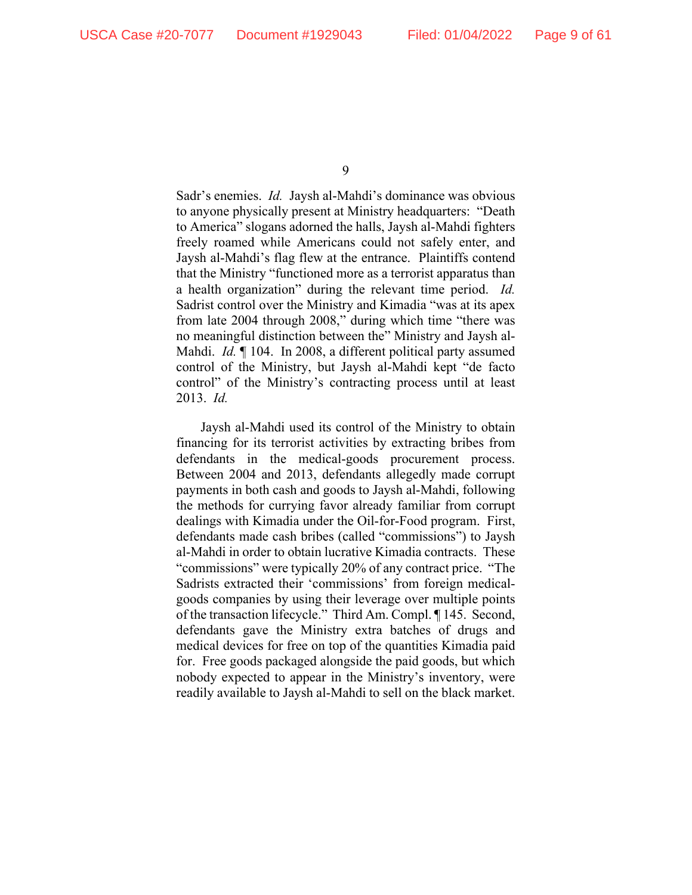Sadr's enemies. *Id.* Jaysh al-Mahdi's dominance was obvious to anyone physically present at Ministry headquarters: "Death to America" slogans adorned the halls, Jaysh al-Mahdi fighters freely roamed while Americans could not safely enter, and Jaysh al-Mahdi's flag flew at the entrance. Plaintiffs contend that the Ministry "functioned more as a terrorist apparatus than a health organization" during the relevant time period. *Id.* Sadrist control over the Ministry and Kimadia "was at its apex from late 2004 through 2008," during which time "there was no meaningful distinction between the" Ministry and Jaysh al-Mahdi. *Id.* ¶ 104. In 2008, a different political party assumed control of the Ministry, but Jaysh al-Mahdi kept "de facto control" of the Ministry's contracting process until at least 2013. *Id.*

Jaysh al-Mahdi used its control of the Ministry to obtain financing for its terrorist activities by extracting bribes from defendants in the medical-goods procurement process. Between 2004 and 2013, defendants allegedly made corrupt payments in both cash and goods to Jaysh al-Mahdi, following the methods for currying favor already familiar from corrupt dealings with Kimadia under the Oil-for-Food program. First, defendants made cash bribes (called "commissions") to Jaysh al-Mahdi in order to obtain lucrative Kimadia contracts. These "commissions" were typically 20% of any contract price. "The Sadrists extracted their 'commissions' from foreign medical-goods companies by using their leverage over multiple points of the transaction lifecycle." Third Am. Compl. ¶ 145. Second, defendants gave the Ministry extra batches of drugs and medical devices for free on top of the quantities Kimadia paid for. Free goods packaged alongside the paid goods, but which nobody expected to appear in the Ministry's inventory, were readily available to Jaysh al-Mahdi to sell on the black market.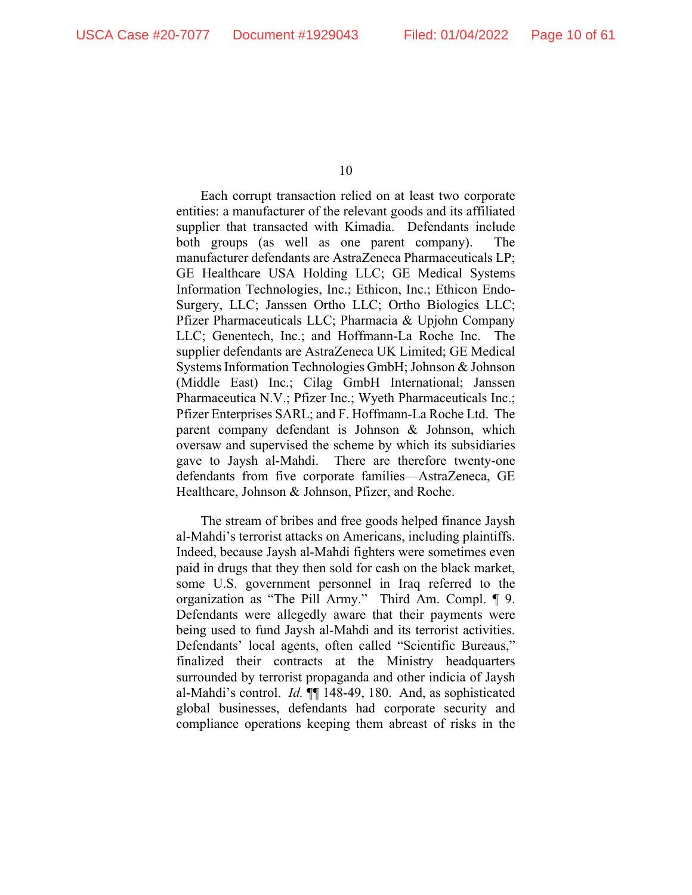Each corrupt transaction relied on at least two corporate entities: a manufacturer of the relevant goods and its affiliated supplier that transacted with Kimadia. Defendants include both groups (as well as one parent company). The manufacturer defendants are AstraZeneca Pharmaceuticals LP; GE Healthcare USA Holding LLC; GE Medical Systems Information Technologies, Inc.; Ethicon, Inc.; Ethicon Endo-Surgery, LLC; Janssen Ortho LLC; Ortho Biologics LLC; Pfizer Pharmaceuticals LLC; Pharmacia & Upjohn Company LLC; Genentech, Inc.; and Hoffmann-La Roche Inc. The supplier defendants are AstraZeneca UK Limited; GE Medical Systems Information Technologies GmbH; Johnson & Johnson (Middle East) Inc.; Cilag GmbH International; Janssen Pharmaceutica N.V.; Pfizer Inc.; Wyeth Pharmaceuticals Inc.; Pfizer Enterprises SARL; and F. Hoffmann-La Roche Ltd. The parent company defendant is Johnson & Johnson, which oversaw and supervised the scheme by which its subsidiaries gave to Jaysh al-Mahdi. There are therefore twenty-one defendants from five corporate families—AstraZeneca, GE Healthcare, Johnson & Johnson, Pfizer, and Roche.

The stream of bribes and free goods helped finance Jaysh al-Mahdi's terrorist attacks on Americans, including plaintiffs. Indeed, because Jaysh al-Mahdi fighters were sometimes even paid in drugs that they then sold for cash on the black market, some U.S. government personnel in Iraq referred to the organization as "The Pill Army." Third Am. Compl. ¶ 9. Defendants were allegedly aware that their payments were being used to fund Jaysh al-Mahdi and its terrorist activities. Defendants' local agents, often called "Scientific Bureaus," finalized their contracts at the Ministry headquarters surrounded by terrorist propaganda and other indicia of Jaysh al-Mahdi's control. *Id.* ¶¶ 148-49, 180. And, as sophisticated global businesses, defendants had corporate security and compliance operations keeping them abreast of risks in the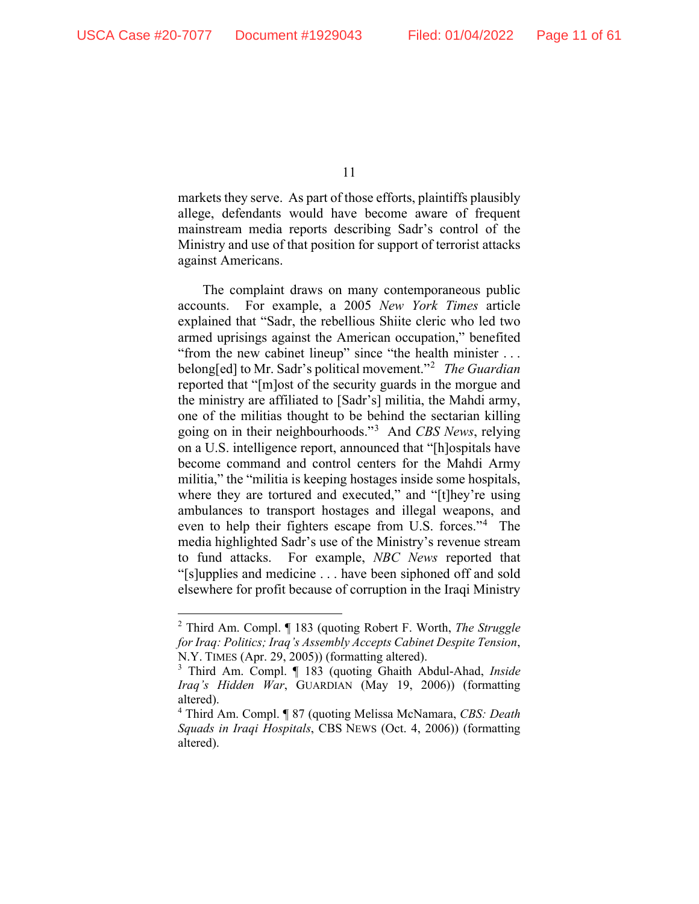markets they serve. As part of those efforts, plaintiffs plausibly allege, defendants would have become aware of frequent mainstream media reports describing Sadr's control of the Ministry and use of that position for support of terrorist attacks against Americans.

The complaint draws on many contemporaneous public accounts. For example, a 2005 *New York Times* article explained that "Sadr, the rebellious Shiite cleric who led two armed uprisings against the American occupation," benefited "from the new cabinet lineup" since "the health minister . . . belong[ed] to Mr. Sadr's political movement."[2] *The Guardian* reported that "[m]ost of the security guards in the morgue and the ministry are affiliated to [Sadr's] militia, the Mahdi army, one of the militias thought to be behind the sectarian killing going on in their neighbourhoods."[3] And *CBS News*, relying on a U.S. intelligence report, announced that "[h]ospitals have become command and control centers for the Mahdi Army militia," the "militia is keeping hostages inside some hospitals, where they are tortured and executed," and "[t]hey're using ambulances to transport hostages and illegal weapons, and even to help their fighters escape from U.S. forces."[4] The media highlighted Sadr's use of the Ministry's revenue stream to fund attacks. For example, *NBC News* reported that "[s]upplies and medicine . . . have been siphoned off and sold elsewhere for profit because of corruption in the Iraqi Ministry

---

[2] Third Am. Compl. ¶ 183 (quoting Robert F. Worth, *The Struggle for Iraq: Politics; Iraq's Assembly Accepts Cabinet Despite Tension*, N.Y. TIMES (Apr. 29, 2005)) (formatting altered).

[3] Third Am. Compl. ¶ 183 (quoting Ghaith Abdul-Ahad, *Inside Iraq's Hidden War*, GUARDIAN (May 19, 2006)) (formatting altered).

[4] Third Am. Compl. ¶ 87 (quoting Melissa McNamara, *CBS: Death Squads in Iraqi Hospitals*, CBS NEWS (Oct. 4, 2006)) (formatting altered).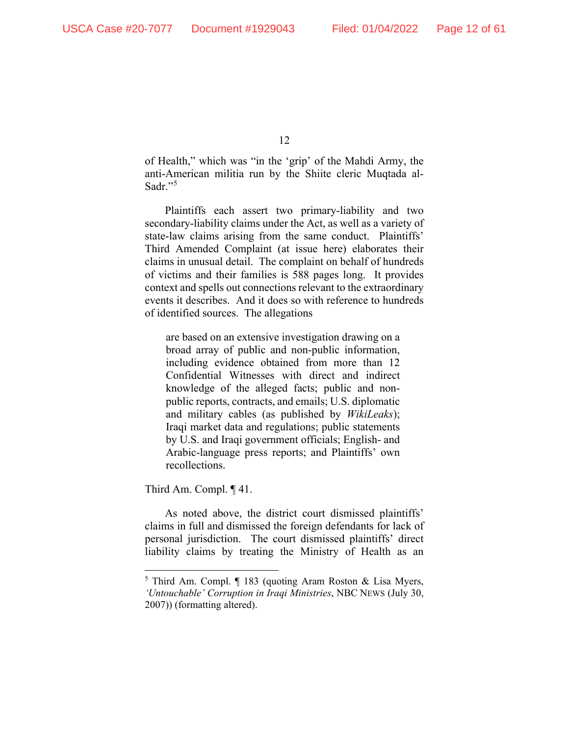of Health," which was "in the 'grip' of the Mahdi Army, the anti-American militia run by the Shiite cleric Muqtada al-Sadr."[5]

Plaintiffs each assert two primary-liability and two secondary-liability claims under the Act, as well as a variety of state-law claims arising from the same conduct. Plaintiffs' Third Amended Complaint (at issue here) elaborates their claims in unusual detail. The complaint on behalf of hundreds of victims and their families is 588 pages long. It provides context and spells out connections relevant to the extraordinary events it describes. And it does so with reference to hundreds of identified sources. The allegations

> are based on an extensive investigation drawing on a broad array of public and non-public information, including evidence obtained from more than 12 Confidential Witnesses with direct and indirect knowledge of the alleged facts; public and non-public reports, contracts, and emails; U.S. diplomatic and military cables (as published by *WikiLeaks*); Iraqi market data and regulations; public statements by U.S. and Iraqi government officials; English- and Arabic-language press reports; and Plaintiffs' own recollections.

Third Am. Compl. ¶ 41.

As noted above, the district court dismissed plaintiffs' claims in full and dismissed the foreign defendants for lack of personal jurisdiction. The court dismissed plaintiffs' direct liability claims by treating the Ministry of Health as an

---

[5] Third Am. Compl. ¶ 183 (quoting Aram Roston & Lisa Myers, *'Untouchable' Corruption in Iraqi Ministries*, NBC NEWS (July 30, 2007)) (formatting altered).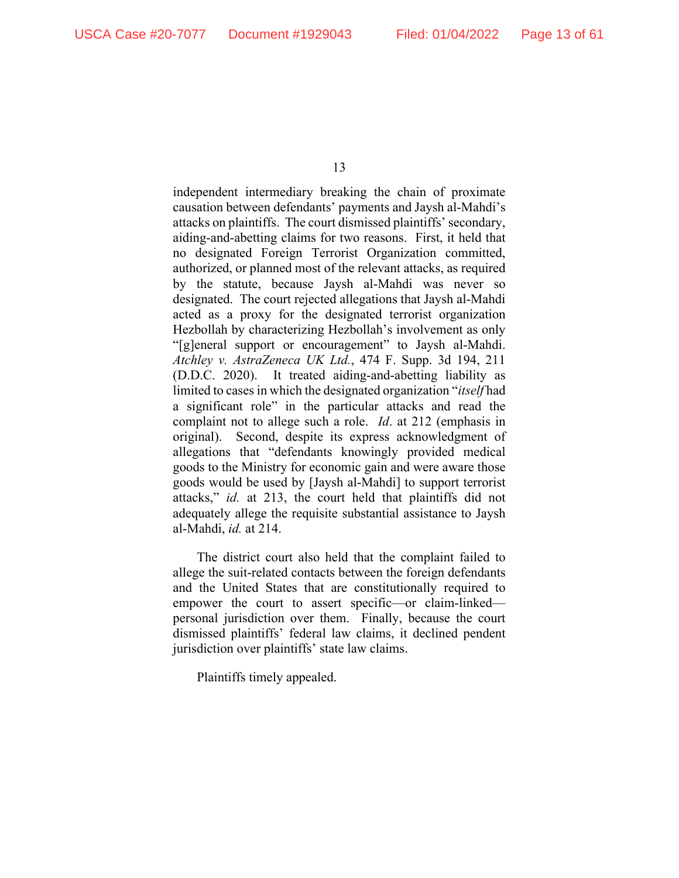independent intermediary breaking the chain of proximate causation between defendants' payments and Jaysh al-Mahdi's attacks on plaintiffs. The court dismissed plaintiffs' secondary, aiding-and-abetting claims for two reasons. First, it held that no designated Foreign Terrorist Organization committed, authorized, or planned most of the relevant attacks, as required by the statute, because Jaysh al-Mahdi was never so designated. The court rejected allegations that Jaysh al-Mahdi acted as a proxy for the designated terrorist organization Hezbollah by characterizing Hezbollah's involvement as only "[g]eneral support or encouragement" to Jaysh al-Mahdi. *Atchley v. AstraZeneca UK Ltd.*, 474 F. Supp. 3d 194, 211 (D.D.C. 2020). It treated aiding-and-abetting liability as limited to cases in which the designated organization "*itself* had a significant role" in the particular attacks and read the complaint not to allege such a role. *Id*. at 212 (emphasis in original). Second, despite its express acknowledgment of allegations that "defendants knowingly provided medical goods to the Ministry for economic gain and were aware those goods would be used by [Jaysh al-Mahdi] to support terrorist attacks," *id.* at 213, the court held that plaintiffs did not adequately allege the requisite substantial assistance to Jaysh al-Mahdi, *id.* at 214.

The district court also held that the complaint failed to allege the suit-related contacts between the foreign defendants and the United States that are constitutionally required to empower the court to assert specific—or claim-linked—personal jurisdiction over them. Finally, because the court dismissed plaintiffs' federal law claims, it declined pendent jurisdiction over plaintiffs' state law claims.

Plaintiffs timely appealed.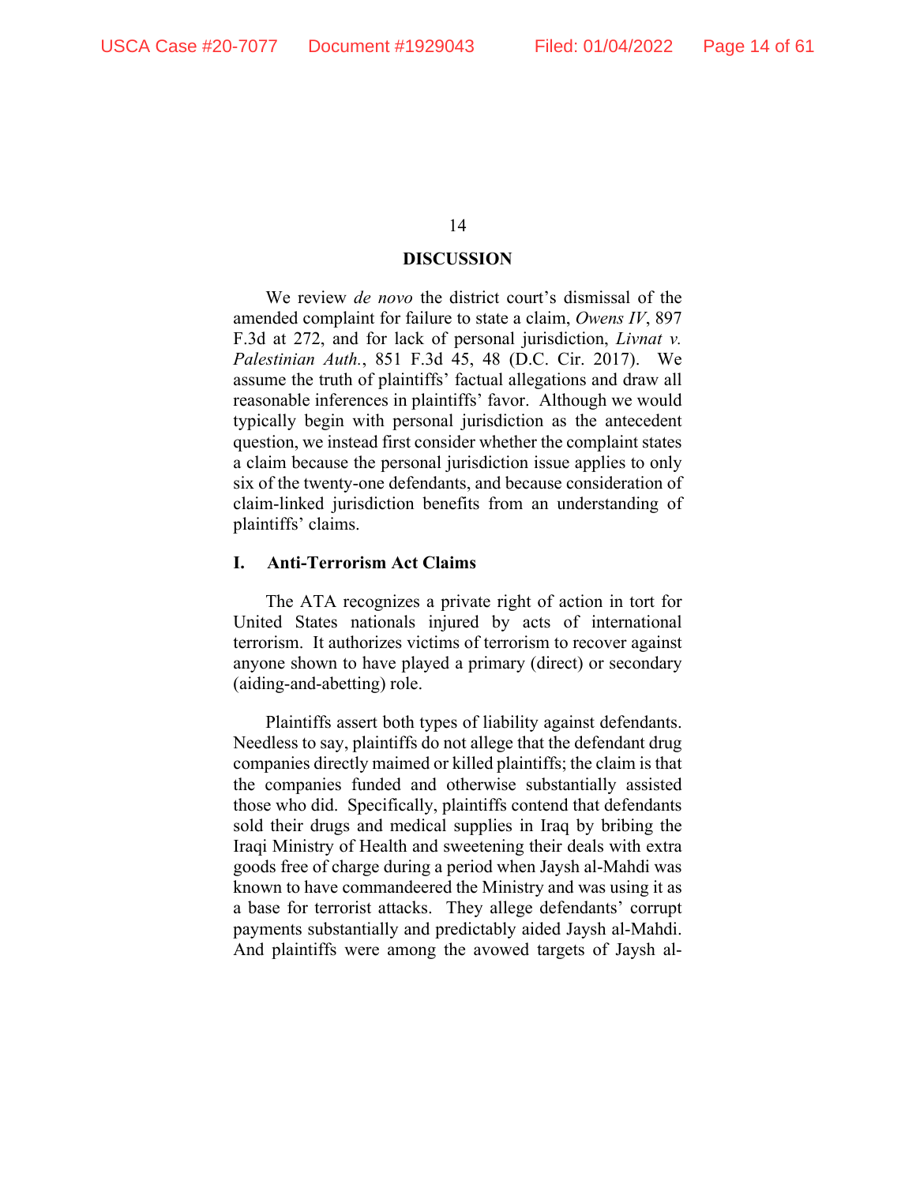## DISCUSSION

We review *de novo* the district court's dismissal of the amended complaint for failure to state a claim, *Owens IV*, 897 F.3d at 272, and for lack of personal jurisdiction, *Livnat v. Palestinian Auth.*, 851 F.3d 45, 48 (D.C. Cir. 2017). We assume the truth of plaintiffs' factual allegations and draw all reasonable inferences in plaintiffs' favor. Although we would typically begin with personal jurisdiction as the antecedent question, we instead first consider whether the complaint states a claim because the personal jurisdiction issue applies to only six of the twenty-one defendants, and because consideration of claim-linked jurisdiction benefits from an understanding of plaintiffs' claims.

### I. Anti-Terrorism Act Claims

The ATA recognizes a private right of action in tort for United States nationals injured by acts of international terrorism. It authorizes victims of terrorism to recover against anyone shown to have played a primary (direct) or secondary (aiding-and-abetting) role.

Plaintiffs assert both types of liability against defendants. Needless to say, plaintiffs do not allege that the defendant drug companies directly maimed or killed plaintiffs; the claim is that the companies funded and otherwise substantially assisted those who did. Specifically, plaintiffs contend that defendants sold their drugs and medical supplies in Iraq by bribing the Iraqi Ministry of Health and sweetening their deals with extra goods free of charge during a period when Jaysh al-Mahdi was known to have commandeered the Ministry and was using it as a base for terrorist attacks. They allege defendants' corrupt payments substantially and predictably aided Jaysh al-Mahdi. And plaintiffs were among the avowed targets of Jaysh al-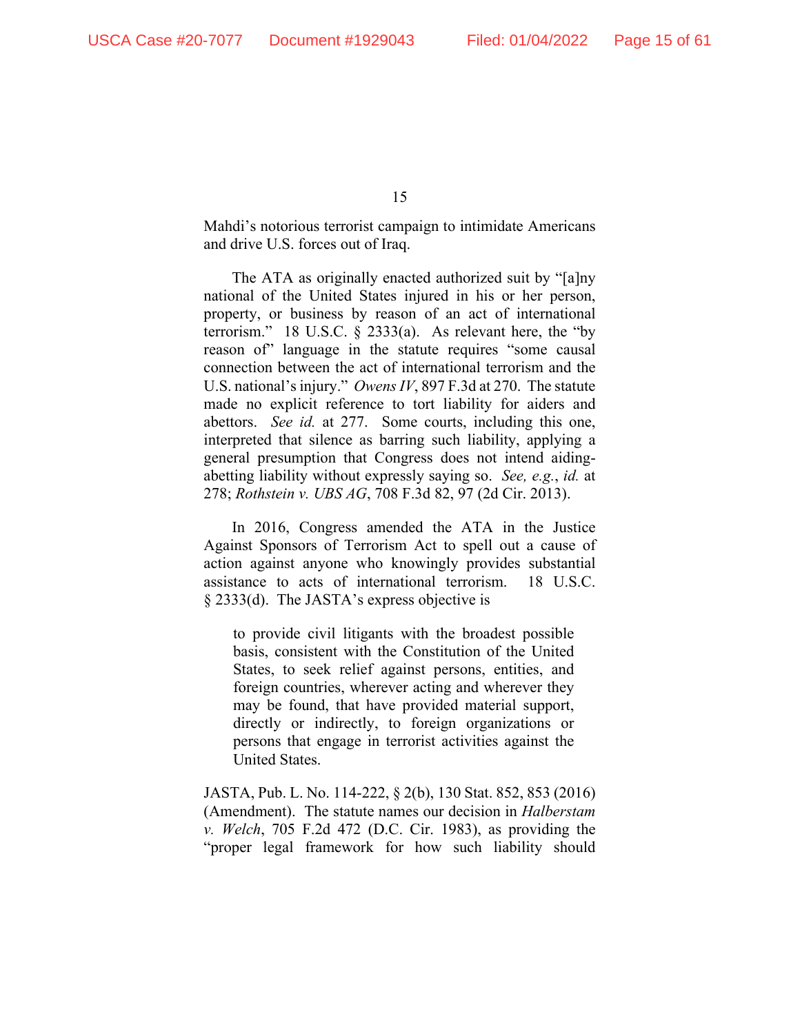Mahdi's notorious terrorist campaign to intimidate Americans and drive U.S. forces out of Iraq.

The ATA as originally enacted authorized suit by "[a]ny national of the United States injured in his or her person, property, or business by reason of an act of international terrorism." 18 U.S.C. § 2333(a). As relevant here, the "by reason of" language in the statute requires "some causal connection between the act of international terrorism and the U.S. national's injury." *Owens IV*, 897 F.3d at 270. The statute made no explicit reference to tort liability for aiders and abettors. *See id.* at 277. Some courts, including this one, interpreted that silence as barring such liability, applying a general presumption that Congress does not intend aiding-abetting liability without expressly saying so. *See, e.g.*, *id.* at 278; *Rothstein v. UBS AG*, 708 F.3d 82, 97 (2d Cir. 2013).

In 2016, Congress amended the ATA in the Justice Against Sponsors of Terrorism Act to spell out a cause of action against anyone who knowingly provides substantial assistance to acts of international terrorism. 18 U.S.C. § 2333(d). The JASTA's express objective is

> to provide civil litigants with the broadest possible basis, consistent with the Constitution of the United States, to seek relief against persons, entities, and foreign countries, wherever acting and wherever they may be found, that have provided material support, directly or indirectly, to foreign organizations or persons that engage in terrorist activities against the United States.

JASTA, Pub. L. No. 114-222, § 2(b), 130 Stat. 852, 853 (2016) (Amendment). The statute names our decision in *Halberstam v. Welch*, 705 F.2d 472 (D.C. Cir. 1983), as providing the "proper legal framework for how such liability should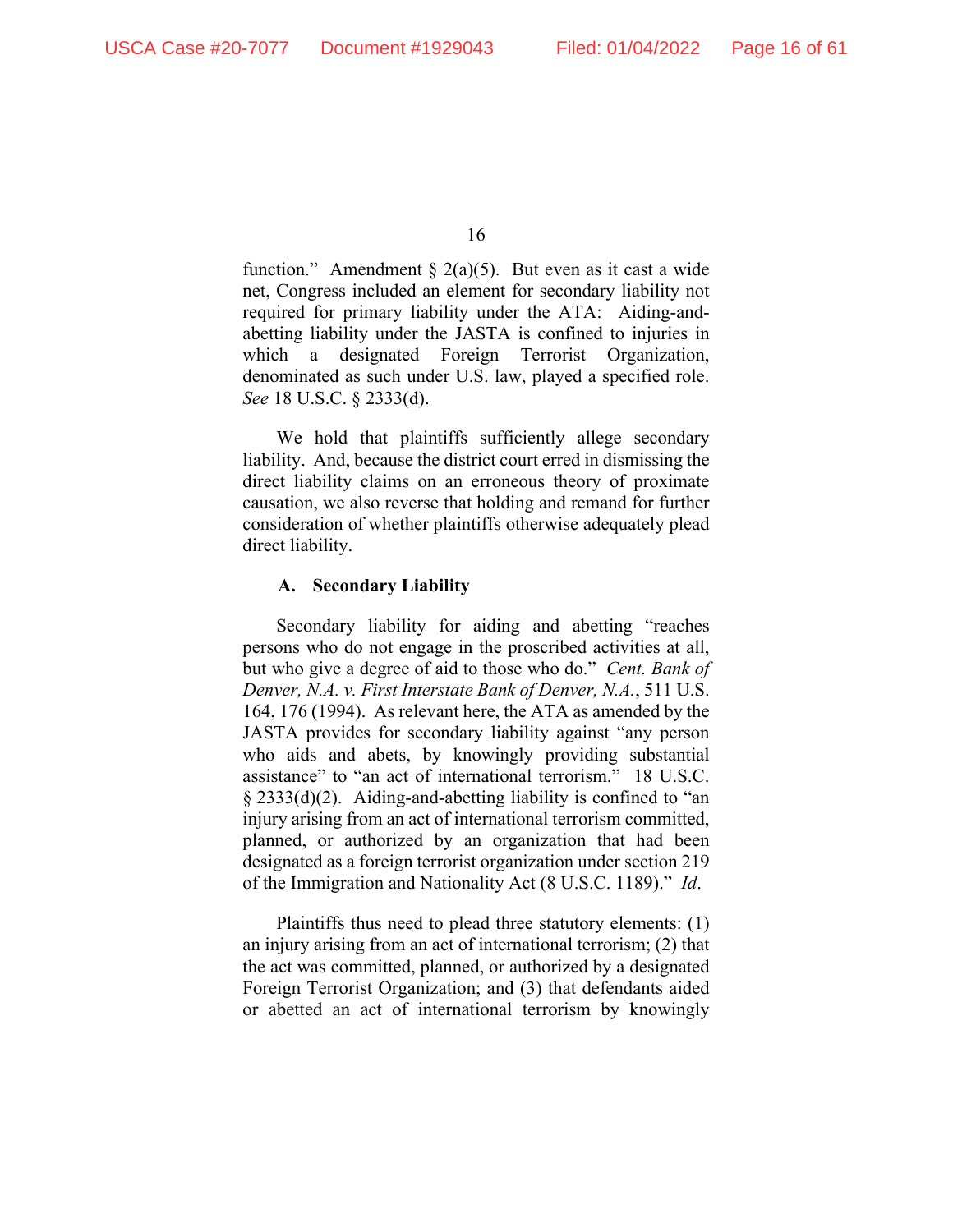function." Amendment § 2(a)(5). But even as it cast a wide net, Congress included an element for secondary liability not required for primary liability under the ATA: Aiding-and-abetting liability under the JASTA is confined to injuries in which a designated Foreign Terrorist Organization, denominated as such under U.S. law, played a specified role. *See* 18 U.S.C. § 2333(d).

We hold that plaintiffs sufficiently allege secondary liability. And, because the district court erred in dismissing the direct liability claims on an erroneous theory of proximate causation, we also reverse that holding and remand for further consideration of whether plaintiffs otherwise adequately plead direct liability.

### A. Secondary Liability

Secondary liability for aiding and abetting "reaches persons who do not engage in the proscribed activities at all, but who give a degree of aid to those who do." *Cent. Bank of Denver, N.A. v. First Interstate Bank of Denver, N.A.*, 511 U.S. 164, 176 (1994). As relevant here, the ATA as amended by the JASTA provides for secondary liability against "any person who aids and abets, by knowingly providing substantial assistance" to "an act of international terrorism." 18 U.S.C. § 2333(d)(2). Aiding-and-abetting liability is confined to "an injury arising from an act of international terrorism committed, planned, or authorized by an organization that had been designated as a foreign terrorist organization under section 219 of the Immigration and Nationality Act (8 U.S.C. 1189)." *Id*.

Plaintiffs thus need to plead three statutory elements: (1) an injury arising from an act of international terrorism; (2) that the act was committed, planned, or authorized by a designated Foreign Terrorist Organization; and (3) that defendants aided or abetted an act of international terrorism by knowingly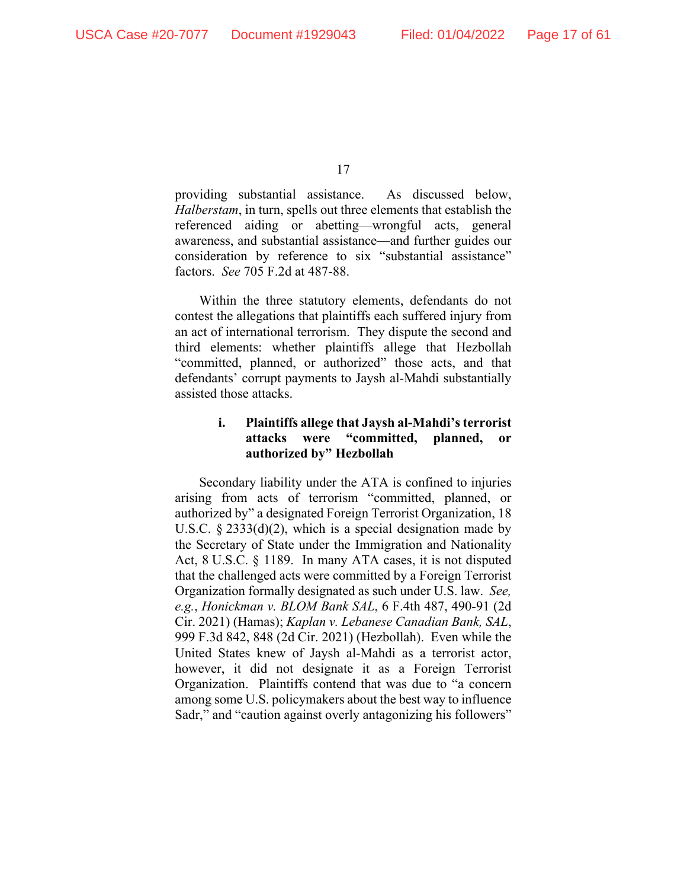providing substantial assistance. As discussed below, *Halberstam*, in turn, spells out three elements that establish the referenced aiding or abetting—wrongful acts, general awareness, and substantial assistance—and further guides our consideration by reference to six "substantial assistance" factors. *See* 705 F.2d at 487-88.

Within the three statutory elements, defendants do not contest the allegations that plaintiffs each suffered injury from an act of international terrorism. They dispute the second and third elements: whether plaintiffs allege that Hezbollah "committed, planned, or authorized" those acts, and that defendants' corrupt payments to Jaysh al-Mahdi substantially assisted those attacks.

**i. Plaintiffs allege that Jaysh al-Mahdi's terrorist attacks were "committed, planned, or authorized by" Hezbollah**

Secondary liability under the ATA is confined to injuries arising from acts of terrorism "committed, planned, or authorized by" a designated Foreign Terrorist Organization, 18 U.S.C. § 2333(d)(2), which is a special designation made by the Secretary of State under the Immigration and Nationality Act, 8 U.S.C. § 1189. In many ATA cases, it is not disputed that the challenged acts were committed by a Foreign Terrorist Organization formally designated as such under U.S. law. *See, e.g.*, *Honickman v. BLOM Bank SAL*, 6 F.4th 487, 490-91 (2d Cir. 2021) (Hamas); *Kaplan v. Lebanese Canadian Bank, SAL*, 999 F.3d 842, 848 (2d Cir. 2021) (Hezbollah). Even while the United States knew of Jaysh al-Mahdi as a terrorist actor, however, it did not designate it as a Foreign Terrorist Organization. Plaintiffs contend that was due to "a concern among some U.S. policymakers about the best way to influence Sadr," and "caution against overly antagonizing his followers"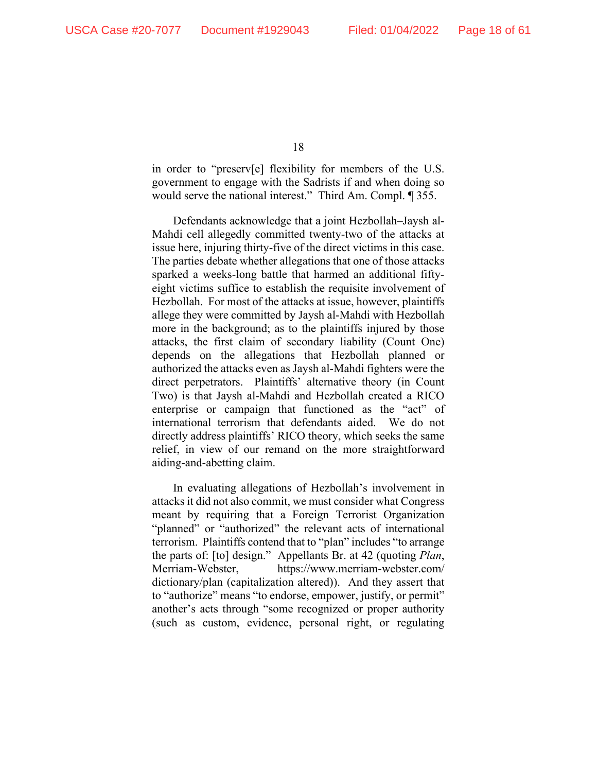in order to "preserv[e] flexibility for members of the U.S. government to engage with the Sadrists if and when doing so would serve the national interest." Third Am. Compl. ¶ 355.

Defendants acknowledge that a joint Hezbollah–Jaysh al-Mahdi cell allegedly committed twenty-two of the attacks at issue here, injuring thirty-five of the direct victims in this case. The parties debate whether allegations that one of those attacks sparked a weeks-long battle that harmed an additional fifty-eight victims suffice to establish the requisite involvement of Hezbollah. For most of the attacks at issue, however, plaintiffs allege they were committed by Jaysh al-Mahdi with Hezbollah more in the background; as to the plaintiffs injured by those attacks, the first claim of secondary liability (Count One) depends on the allegations that Hezbollah planned or authorized the attacks even as Jaysh al-Mahdi fighters were the direct perpetrators. Plaintiffs' alternative theory (in Count Two) is that Jaysh al-Mahdi and Hezbollah created a RICO enterprise or campaign that functioned as the "act" of international terrorism that defendants aided. We do not directly address plaintiffs' RICO theory, which seeks the same relief, in view of our remand on the more straightforward aiding-and-abetting claim.

In evaluating allegations of Hezbollah's involvement in attacks it did not also commit, we must consider what Congress meant by requiring that a Foreign Terrorist Organization "planned" or "authorized" the relevant acts of international terrorism. Plaintiffs contend that to "plan" includes "to arrange the parts of: [to] design." Appellants Br. at 42 (quoting *Plan*, Merriam-Webster, https://www.merriam-webster.com/dictionary/plan (capitalization altered)). And they assert that to "authorize" means "to endorse, empower, justify, or permit" another's acts through "some recognized or proper authority (such as custom, evidence, personal right, or regulating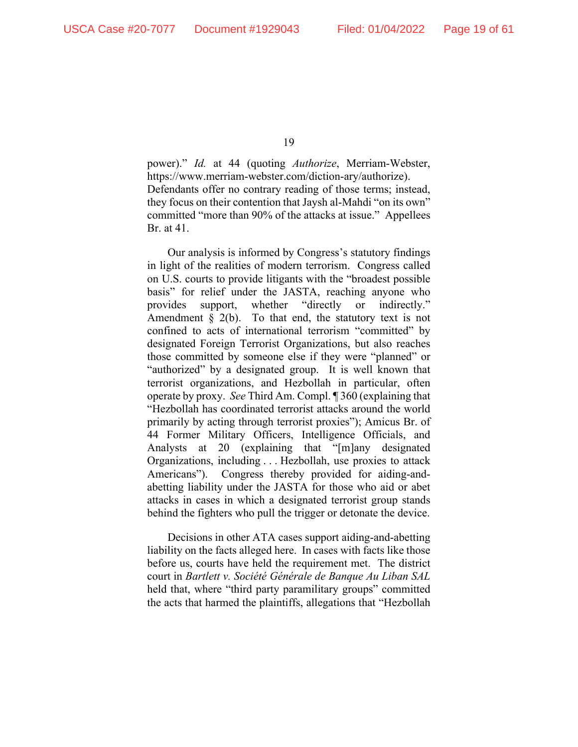power)." *Id.* at 44 (quoting *Authorize*, Merriam-Webster, https://www.merriam-webster.com/diction-ary/authorize). Defendants offer no contrary reading of those terms; instead, they focus on their contention that Jaysh al-Mahdi "on its own" committed "more than 90% of the attacks at issue." Appellees Br. at 41.

Our analysis is informed by Congress's statutory findings in light of the realities of modern terrorism. Congress called on U.S. courts to provide litigants with the "broadest possible basis" for relief under the JASTA, reaching anyone who provides support, whether "directly or indirectly." Amendment § 2(b). To that end, the statutory text is not confined to acts of international terrorism "committed" by designated Foreign Terrorist Organizations, but also reaches those committed by someone else if they were "planned" or "authorized" by a designated group. It is well known that terrorist organizations, and Hezbollah in particular, often operate by proxy. *See* Third Am. Compl. ¶ 360 (explaining that "Hezbollah has coordinated terrorist attacks around the world primarily by acting through terrorist proxies"); Amicus Br. of 44 Former Military Officers, Intelligence Officials, and Analysts at 20 (explaining that "[m]any designated Organizations, including . . . Hezbollah, use proxies to attack Americans"). Congress thereby provided for aiding-and-abetting liability under the JASTA for those who aid or abet attacks in cases in which a designated terrorist group stands behind the fighters who pull the trigger or detonate the device.

Decisions in other ATA cases support aiding-and-abetting liability on the facts alleged here. In cases with facts like those before us, courts have held the requirement met. The district court in *Bartlett v. Société Générale de Banque Au Liban SAL* held that, where "third party paramilitary groups" committed the acts that harmed the plaintiffs, allegations that "Hezbollah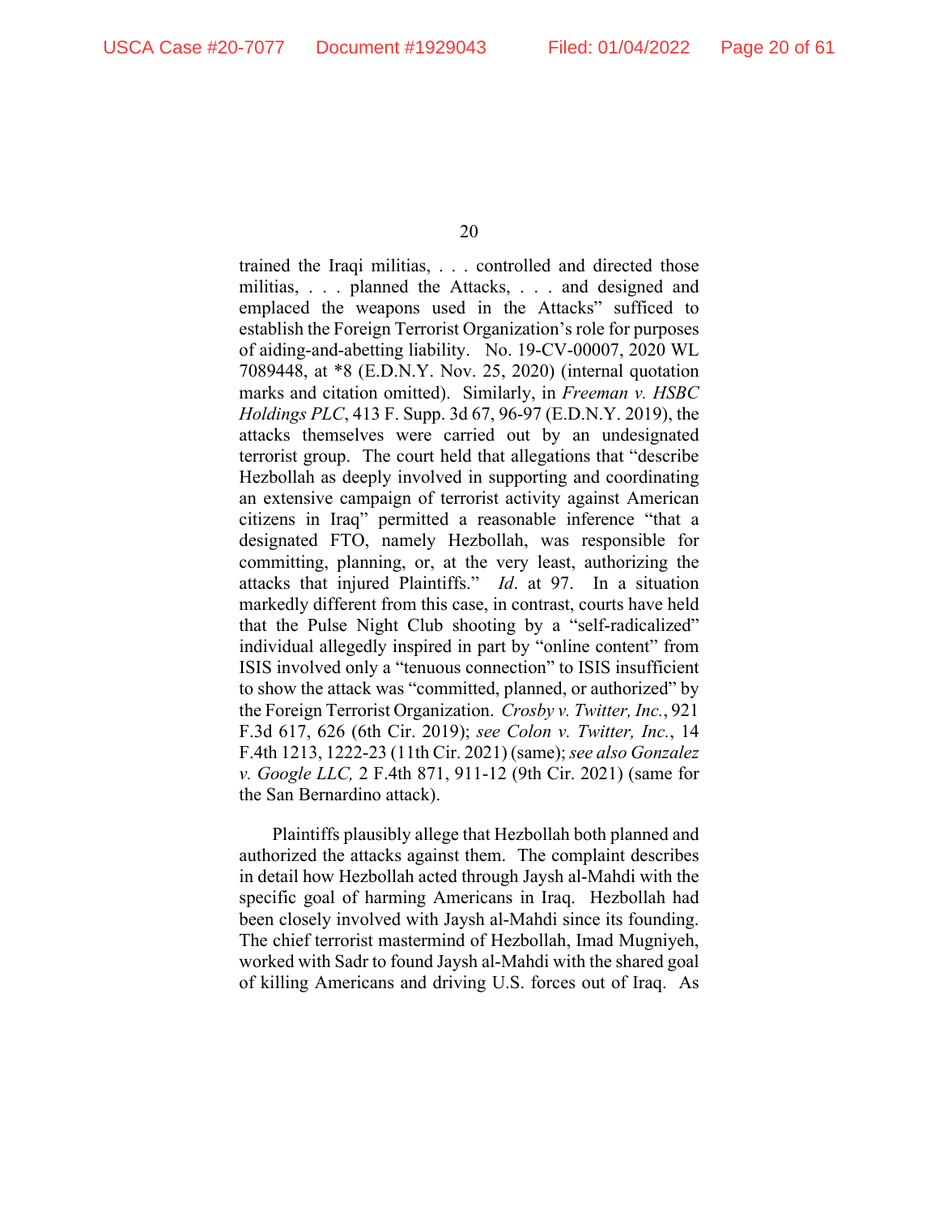trained the Iraqi militias, . . . controlled and directed those militias, . . . planned the Attacks, . . . and designed and emplaced the weapons used in the Attacks" sufficed to establish the Foreign Terrorist Organization's role for purposes of aiding-and-abetting liability. No. 19-CV-00007, 2020 WL 7089448, at *8 (E.D.N.Y. Nov. 25, 2020) (internal quotation marks and citation omitted). Similarly, in *Freeman v. HSBC Holdings PLC*, 413 F. Supp. 3d 67, 96-97 (E.D.N.Y. 2019), the attacks themselves were carried out by an undesignated terrorist group. The court held that allegations that "describe Hezbollah as deeply involved in supporting and coordinating an extensive campaign of terrorist activity against American citizens in Iraq" permitted a reasonable inference "that a designated FTO, namely Hezbollah, was responsible for committing, planning, or, at the very least, authorizing the attacks that injured Plaintiffs." *Id*. at 97. In a situation markedly different from this case, in contrast, courts have held that the Pulse Night Club shooting by a "self-radicalized" individual allegedly inspired in part by "online content" from ISIS involved only a "tenuous connection" to ISIS insufficient to show the attack was "committed, planned, or authorized" by the Foreign Terrorist Organization. *Crosby v. Twitter, Inc.*, 921 F.3d 617, 626 (6th Cir. 2019); *see Colon v. Twitter, Inc.*, 14 F.4th 1213, 1222-23 (11th Cir. 2021) (same); *see also Gonzalez v. Google LLC,* 2 F.4th 871, 911-12 (9th Cir. 2021) (same for the San Bernardino attack).

Plaintiffs plausibly allege that Hezbollah both planned and authorized the attacks against them. The complaint describes in detail how Hezbollah acted through Jaysh al-Mahdi with the specific goal of harming Americans in Iraq. Hezbollah had been closely involved with Jaysh al-Mahdi since its founding. The chief terrorist mastermind of Hezbollah, Imad Mugniyeh, worked with Sadr to found Jaysh al-Mahdi with the shared goal of killing Americans and driving U.S. forces out of Iraq. As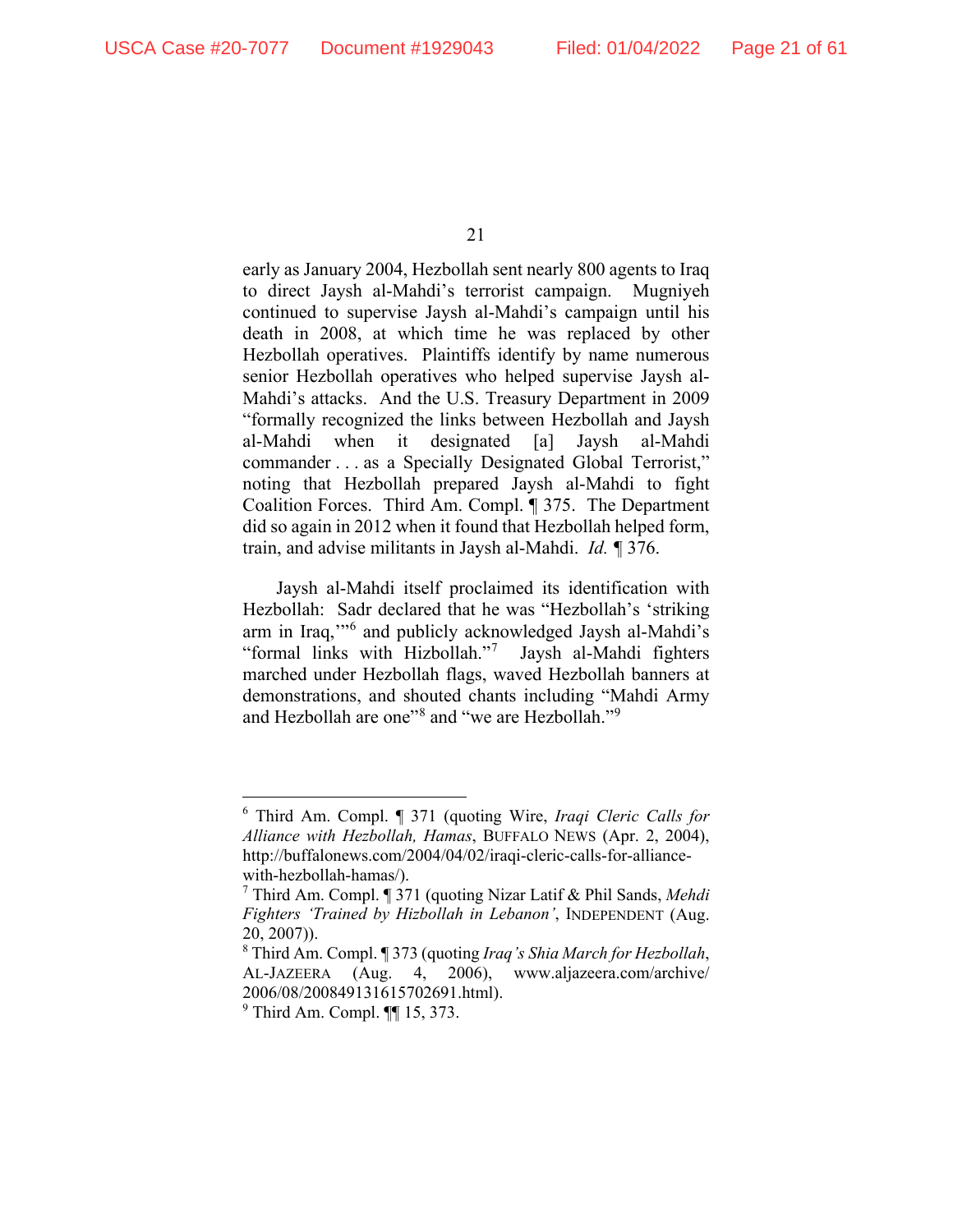early as January 2004, Hezbollah sent nearly 800 agents to Iraq to direct Jaysh al-Mahdi's terrorist campaign. Mugniyeh continued to supervise Jaysh al-Mahdi's campaign until his death in 2008, at which time he was replaced by other Hezbollah operatives. Plaintiffs identify by name numerous senior Hezbollah operatives who helped supervise Jaysh al-Mahdi's attacks. And the U.S. Treasury Department in 2009 "formally recognized the links between Hezbollah and Jaysh al-Mahdi when it designated [a] Jaysh al-Mahdi commander . . . as a Specially Designated Global Terrorist," noting that Hezbollah prepared Jaysh al-Mahdi to fight Coalition Forces. Third Am. Compl. ¶ 375. The Department did so again in 2012 when it found that Hezbollah helped form, train, and advise militants in Jaysh al-Mahdi. *Id.* ¶ 376.

Jaysh al-Mahdi itself proclaimed its identification with Hezbollah: Sadr declared that he was "Hezbollah's 'striking arm in Iraq,'"[6] and publicly acknowledged Jaysh al-Mahdi's "formal links with Hizbollah."[7] Jaysh al-Mahdi fighters marched under Hezbollah flags, waved Hezbollah banners at demonstrations, and shouted chants including "Mahdi Army and Hezbollah are one"[8] and "we are Hezbollah."[9]

---

[6] Third Am. Compl. ¶ 371 (quoting Wire, *Iraqi Cleric Calls for Alliance with Hezbollah, Hamas*, BUFFALO NEWS (Apr. 2, 2004), http://buffalonews.com/2004/04/02/iraqi-cleric-calls-for-alliance-with-hezbollah-hamas/).

[7] Third Am. Compl. ¶ 371 (quoting Nizar Latif & Phil Sands, *Mehdi Fighters 'Trained by Hizbollah in Lebanon'*, INDEPENDENT (Aug. 20, 2007)).

[8] Third Am. Compl. ¶ 373 (quoting *Iraq's Shia March for Hezbollah*, AL-JAZEERA (Aug. 4, 2006), www.aljazeera.com/archive/2006/08/200849131615702691.html).

[9] Third Am. Compl. ¶¶ 15, 373.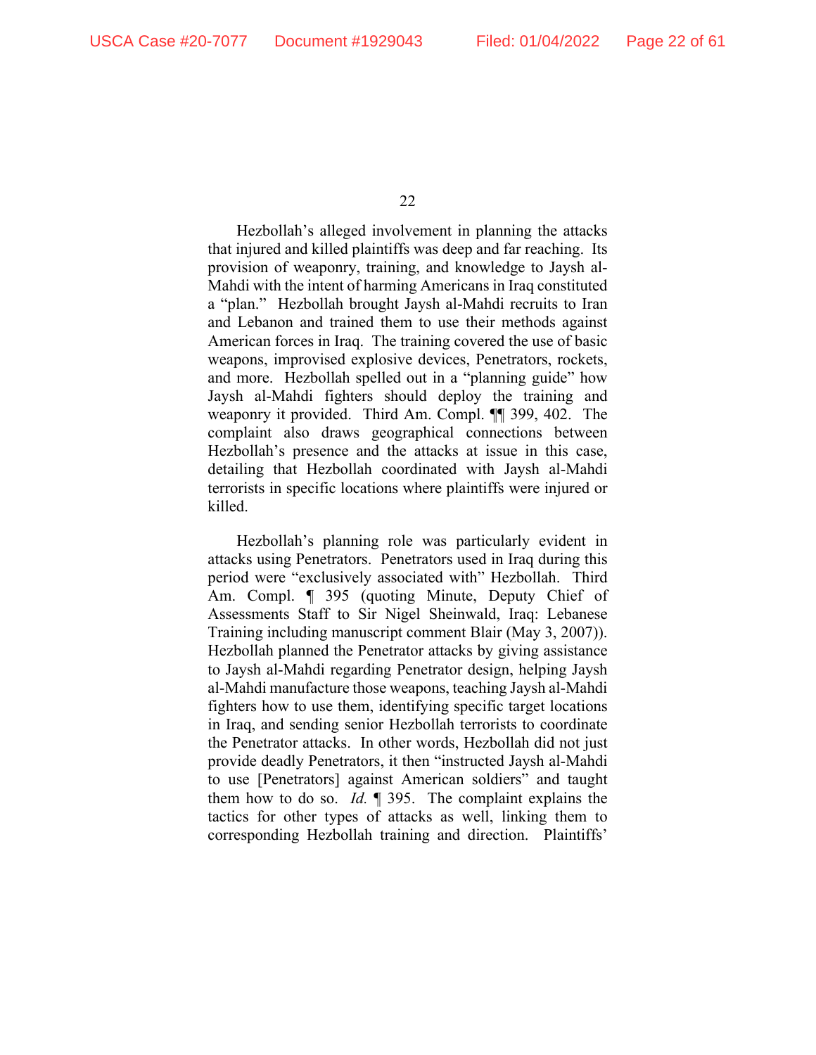Hezbollah's alleged involvement in planning the attacks that injured and killed plaintiffs was deep and far reaching. Its provision of weaponry, training, and knowledge to Jaysh al-Mahdi with the intent of harming Americans in Iraq constituted a "plan." Hezbollah brought Jaysh al-Mahdi recruits to Iran and Lebanon and trained them to use their methods against American forces in Iraq. The training covered the use of basic weapons, improvised explosive devices, Penetrators, rockets, and more. Hezbollah spelled out in a "planning guide" how Jaysh al-Mahdi fighters should deploy the training and weaponry it provided. Third Am. Compl. ¶¶ 399, 402. The complaint also draws geographical connections between Hezbollah's presence and the attacks at issue in this case, detailing that Hezbollah coordinated with Jaysh al-Mahdi terrorists in specific locations where plaintiffs were injured or killed.

Hezbollah's planning role was particularly evident in attacks using Penetrators. Penetrators used in Iraq during this period were "exclusively associated with" Hezbollah. Third Am. Compl. ¶ 395 (quoting Minute, Deputy Chief of Assessments Staff to Sir Nigel Sheinwald, Iraq: Lebanese Training including manuscript comment Blair (May 3, 2007)). Hezbollah planned the Penetrator attacks by giving assistance to Jaysh al-Mahdi regarding Penetrator design, helping Jaysh al-Mahdi manufacture those weapons, teaching Jaysh al-Mahdi fighters how to use them, identifying specific target locations in Iraq, and sending senior Hezbollah terrorists to coordinate the Penetrator attacks. In other words, Hezbollah did not just provide deadly Penetrators, it then "instructed Jaysh al-Mahdi to use [Penetrators] against American soldiers" and taught them how to do so. *Id.* ¶ 395. The complaint explains the tactics for other types of attacks as well, linking them to corresponding Hezbollah training and direction. Plaintiffs'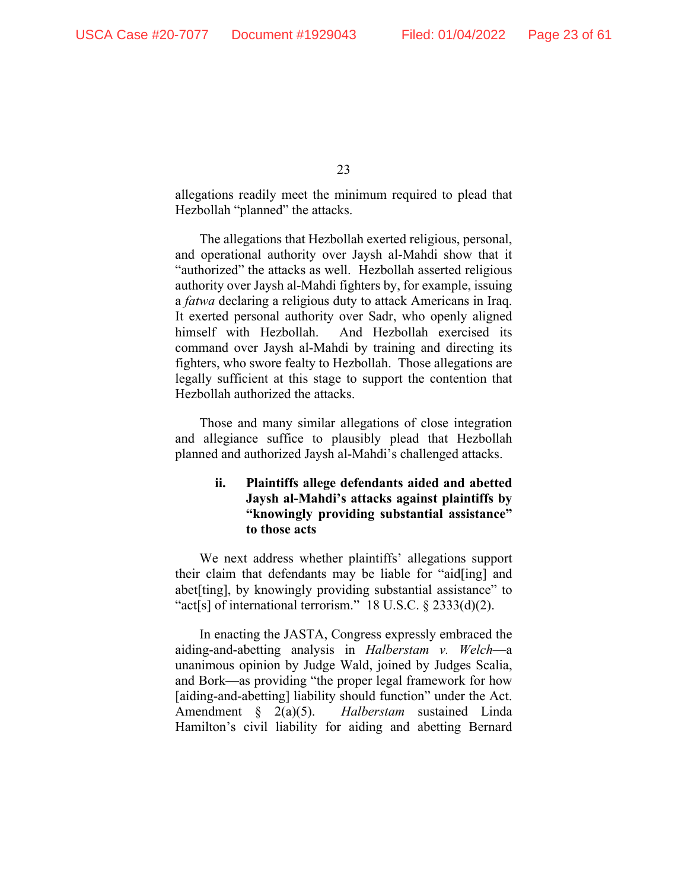allegations readily meet the minimum required to plead that Hezbollah "planned" the attacks.

The allegations that Hezbollah exerted religious, personal, and operational authority over Jaysh al-Mahdi show that it "authorized" the attacks as well. Hezbollah asserted religious authority over Jaysh al-Mahdi fighters by, for example, issuing a *fatwa* declaring a religious duty to attack Americans in Iraq. It exerted personal authority over Sadr, who openly aligned himself with Hezbollah. And Hezbollah exercised its command over Jaysh al-Mahdi by training and directing its fighters, who swore fealty to Hezbollah. Those allegations are legally sufficient at this stage to support the contention that Hezbollah authorized the attacks.

Those and many similar allegations of close integration and allegiance suffice to plausibly plead that Hezbollah planned and authorized Jaysh al-Mahdi's challenged attacks.

#### ii. Plaintiffs allege defendants aided and abetted Jaysh al-Mahdi's attacks against plaintiffs by "knowingly providing substantial assistance" to those acts

We next address whether plaintiffs' allegations support their claim that defendants may be liable for "aid[ing] and abet[ting], by knowingly providing substantial assistance" to "act[s] of international terrorism." 18 U.S.C. § 2333(d)(2).

In enacting the JASTA, Congress expressly embraced the aiding-and-abetting analysis in *Halberstam v. Welch*—a unanimous opinion by Judge Wald, joined by Judges Scalia, and Bork—as providing "the proper legal framework for how [aiding-and-abetting] liability should function" under the Act. Amendment § 2(a)(5). *Halberstam* sustained Linda Hamilton's civil liability for aiding and abetting Bernard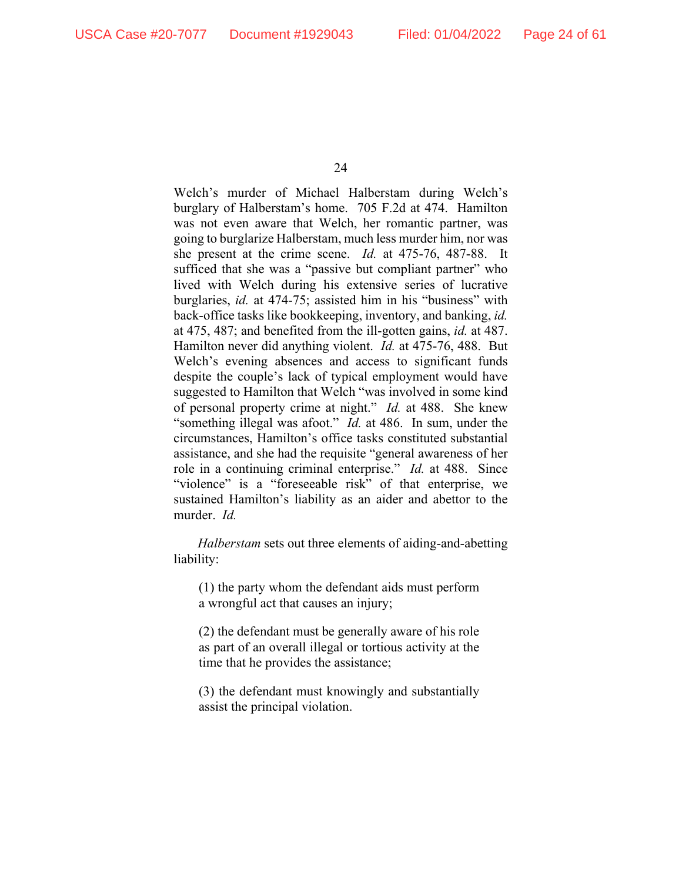Welch's murder of Michael Halberstam during Welch's burglary of Halberstam's home. 705 F.2d at 474. Hamilton was not even aware that Welch, her romantic partner, was going to burglarize Halberstam, much less murder him, nor was she present at the crime scene. *Id.* at 475-76, 487-88. It sufficed that she was a "passive but compliant partner" who lived with Welch during his extensive series of lucrative burglaries, *id.* at 474-75; assisted him in his "business" with back-office tasks like bookkeeping, inventory, and banking, *id.* at 475, 487; and benefited from the ill-gotten gains, *id.* at 487. Hamilton never did anything violent. *Id.* at 475-76, 488. But Welch's evening absences and access to significant funds despite the couple's lack of typical employment would have suggested to Hamilton that Welch "was involved in some kind of personal property crime at night." *Id.* at 488. She knew "something illegal was afoot." *Id.* at 486. In sum, under the circumstances, Hamilton's office tasks constituted substantial assistance, and she had the requisite "general awareness of her role in a continuing criminal enterprise." *Id.* at 488. Since "violence" is a "foreseeable risk" of that enterprise, we sustained Hamilton's liability as an aider and abettor to the murder. *Id.*

*Halberstam* sets out three elements of aiding-and-abetting liability:

> (1) the party whom the defendant aids must perform a wrongful act that causes an injury;
>
> (2) the defendant must be generally aware of his role as part of an overall illegal or tortious activity at the time that he provides the assistance;
>
> (3) the defendant must knowingly and substantially assist the principal violation.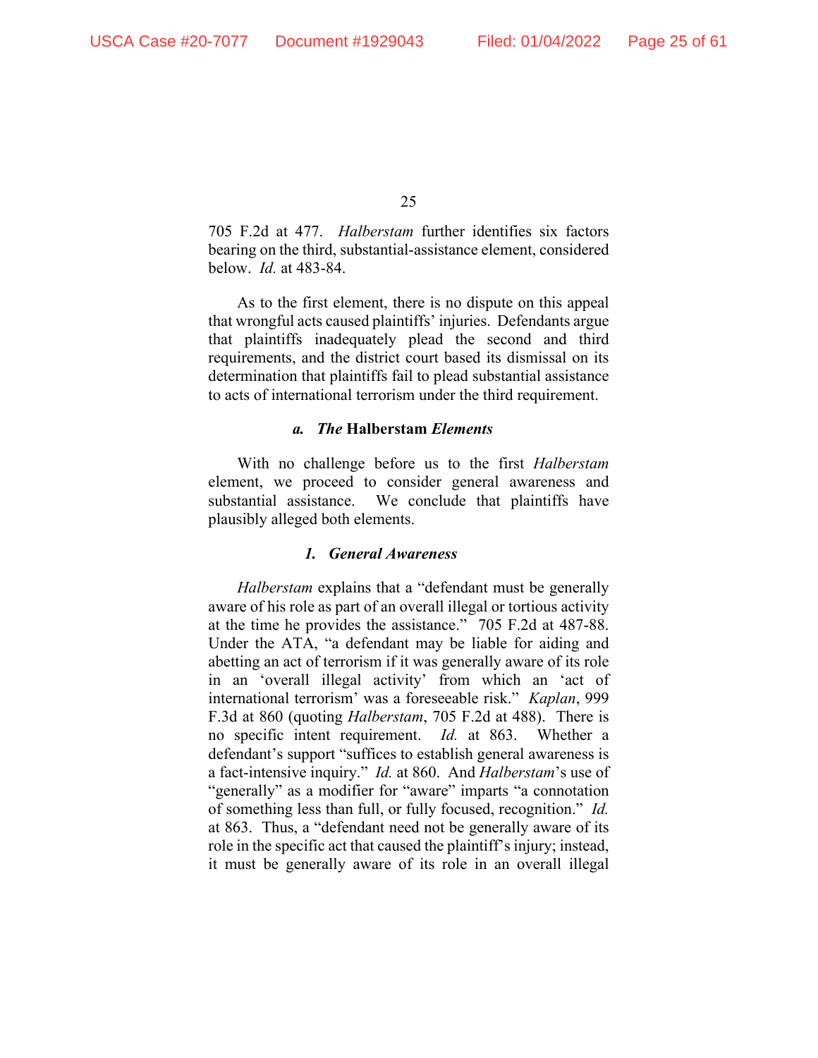705 F.2d at 477. *Halberstam* further identifies six factors bearing on the third, substantial-assistance element, considered below. *Id.* at 483-84.

As to the first element, there is no dispute on this appeal that wrongful acts caused plaintiffs' injuries. Defendants argue that plaintiffs inadequately plead the second and third requirements, and the district court based its dismissal on its determination that plaintiffs fail to plead substantial assistance to acts of international terrorism under the third requirement.

### *a. The* **Halberstam** *Elements*

With no challenge before us to the first *Halberstam* element, we proceed to consider general awareness and substantial assistance. We conclude that plaintiffs have plausibly alleged both elements.

#### *1. General Awareness*

*Halberstam* explains that a "defendant must be generally aware of his role as part of an overall illegal or tortious activity at the time he provides the assistance." 705 F.2d at 487-88. Under the ATA, "a defendant may be liable for aiding and abetting an act of terrorism if it was generally aware of its role in an 'overall illegal activity' from which an 'act of international terrorism' was a foreseeable risk." *Kaplan*, 999 F.3d at 860 (quoting *Halberstam*, 705 F.2d at 488). There is no specific intent requirement. *Id.* at 863. Whether a defendant's support "suffices to establish general awareness is a fact-intensive inquiry." *Id.* at 860. And *Halberstam*'s use of "generally" as a modifier for "aware" imparts "a connotation of something less than full, or fully focused, recognition." *Id.* at 863. Thus, a "defendant need not be generally aware of its role in the specific act that caused the plaintiff's injury; instead, it must be generally aware of its role in an overall illegal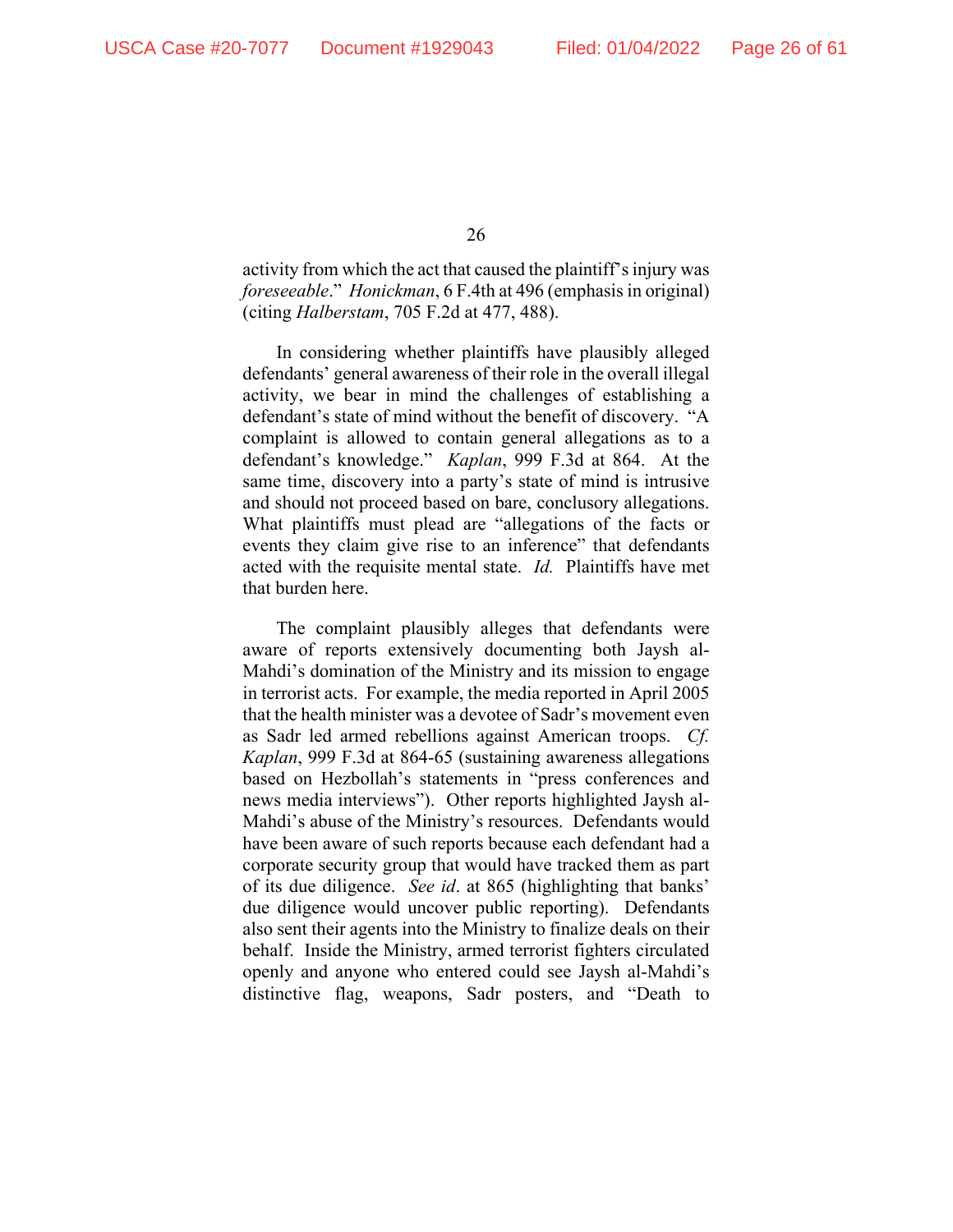activity from which the act that caused the plaintiff's injury was *foreseeable*." *Honickman*, 6 F.4th at 496 (emphasis in original) (citing *Halberstam*, 705 F.2d at 477, 488).

In considering whether plaintiffs have plausibly alleged defendants' general awareness of their role in the overall illegal activity, we bear in mind the challenges of establishing a defendant's state of mind without the benefit of discovery. "A complaint is allowed to contain general allegations as to a defendant's knowledge." *Kaplan*, 999 F.3d at 864. At the same time, discovery into a party's state of mind is intrusive and should not proceed based on bare, conclusory allegations. What plaintiffs must plead are "allegations of the facts or events they claim give rise to an inference" that defendants acted with the requisite mental state. *Id.* Plaintiffs have met that burden here.

The complaint plausibly alleges that defendants were aware of reports extensively documenting both Jaysh al-Mahdi's domination of the Ministry and its mission to engage in terrorist acts. For example, the media reported in April 2005 that the health minister was a devotee of Sadr's movement even as Sadr led armed rebellions against American troops. *Cf. Kaplan*, 999 F.3d at 864-65 (sustaining awareness allegations based on Hezbollah's statements in "press conferences and news media interviews"). Other reports highlighted Jaysh al-Mahdi's abuse of the Ministry's resources. Defendants would have been aware of such reports because each defendant had a corporate security group that would have tracked them as part of its due diligence. *See id*. at 865 (highlighting that banks' due diligence would uncover public reporting). Defendants also sent their agents into the Ministry to finalize deals on their behalf. Inside the Ministry, armed terrorist fighters circulated openly and anyone who entered could see Jaysh al-Mahdi's distinctive flag, weapons, Sadr posters, and "Death to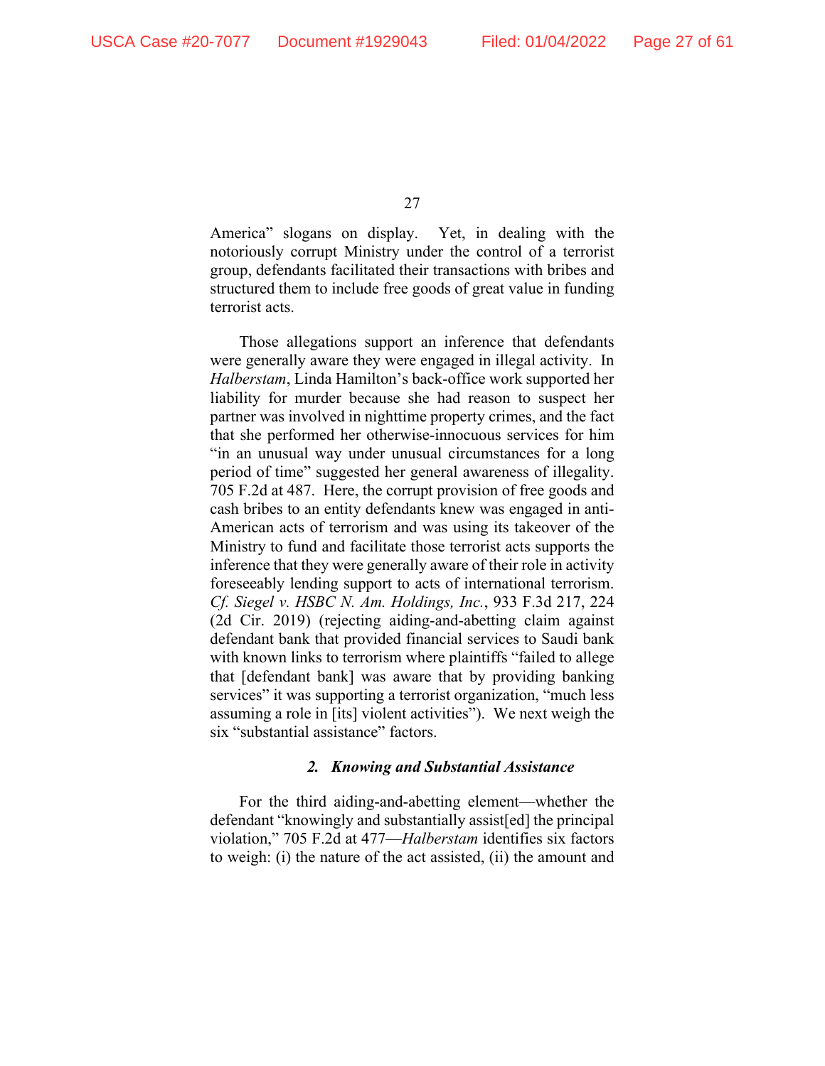America" slogans on display. Yet, in dealing with the notoriously corrupt Ministry under the control of a terrorist group, defendants facilitated their transactions with bribes and structured them to include free goods of great value in funding terrorist acts.

Those allegations support an inference that defendants were generally aware they were engaged in illegal activity. In *Halberstam*, Linda Hamilton's back-office work supported her liability for murder because she had reason to suspect her partner was involved in nighttime property crimes, and the fact that she performed her otherwise-innocuous services for him "in an unusual way under unusual circumstances for a long period of time" suggested her general awareness of illegality. 705 F.2d at 487. Here, the corrupt provision of free goods and cash bribes to an entity defendants knew was engaged in anti-American acts of terrorism and was using its takeover of the Ministry to fund and facilitate those terrorist acts supports the inference that they were generally aware of their role in activity foreseeably lending support to acts of international terrorism. *Cf. Siegel v. HSBC N. Am. Holdings, Inc.*, 933 F.3d 217, 224 (2d Cir. 2019) (rejecting aiding-and-abetting claim against defendant bank that provided financial services to Saudi bank with known links to terrorism where plaintiffs "failed to allege that [defendant bank] was aware that by providing banking services" it was supporting a terrorist organization, "much less assuming a role in [its] violent activities"). We next weigh the six "substantial assistance" factors.

### *2. Knowing and Substantial Assistance*

For the third aiding-and-abetting element—whether the defendant "knowingly and substantially assist[ed] the principal violation," 705 F.2d at 477—*Halberstam* identifies six factors to weigh: (i) the nature of the act assisted, (ii) the amount and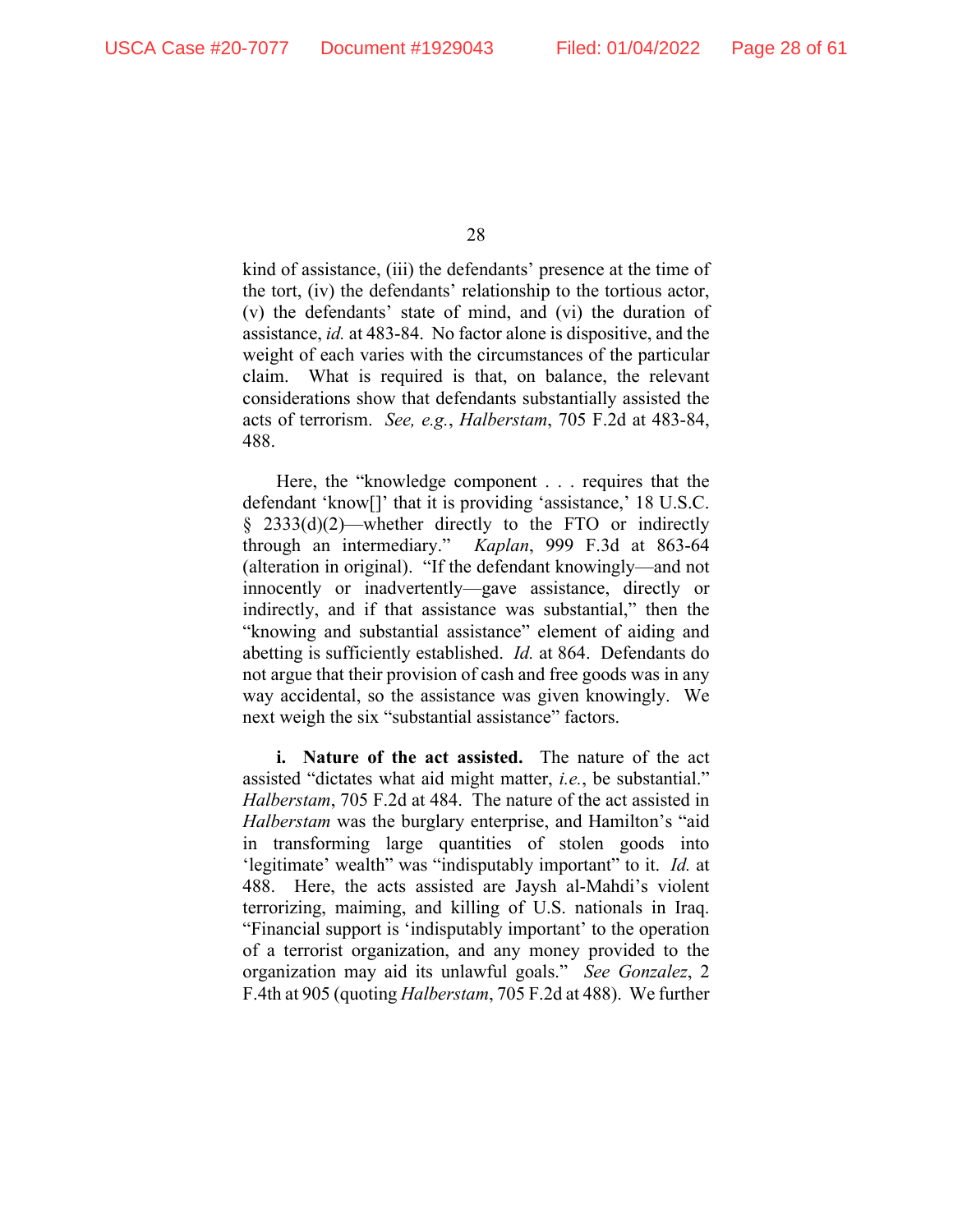kind of assistance, (iii) the defendants' presence at the time of the tort, (iv) the defendants' relationship to the tortious actor, (v) the defendants' state of mind, and (vi) the duration of assistance, *id.* at 483-84. No factor alone is dispositive, and the weight of each varies with the circumstances of the particular claim. What is required is that, on balance, the relevant considerations show that defendants substantially assisted the acts of terrorism. *See, e.g.*, *Halberstam*, 705 F.2d at 483-84, 488.

Here, the "knowledge component . . . requires that the defendant 'know[]' that it is providing 'assistance,' 18 U.S.C. § 2333(d)(2)—whether directly to the FTO or indirectly through an intermediary." *Kaplan*, 999 F.3d at 863-64 (alteration in original). "If the defendant knowingly—and not innocently or inadvertently—gave assistance, directly or indirectly, and if that assistance was substantial," then the "knowing and substantial assistance" element of aiding and abetting is sufficiently established. *Id.* at 864. Defendants do not argue that their provision of cash and free goods was in any way accidental, so the assistance was given knowingly. We next weigh the six "substantial assistance" factors.

**i. Nature of the act assisted.** The nature of the act assisted "dictates what aid might matter, *i.e.*, be substantial." *Halberstam*, 705 F.2d at 484. The nature of the act assisted in *Halberstam* was the burglary enterprise, and Hamilton's "aid in transforming large quantities of stolen goods into 'legitimate' wealth" was "indisputably important" to it. *Id.* at 488. Here, the acts assisted are Jaysh al-Mahdi's violent terrorizing, maiming, and killing of U.S. nationals in Iraq. "Financial support is 'indisputably important' to the operation of a terrorist organization, and any money provided to the organization may aid its unlawful goals." *See Gonzalez*, 2 F.4th at 905 (quoting *Halberstam*, 705 F.2d at 488). We further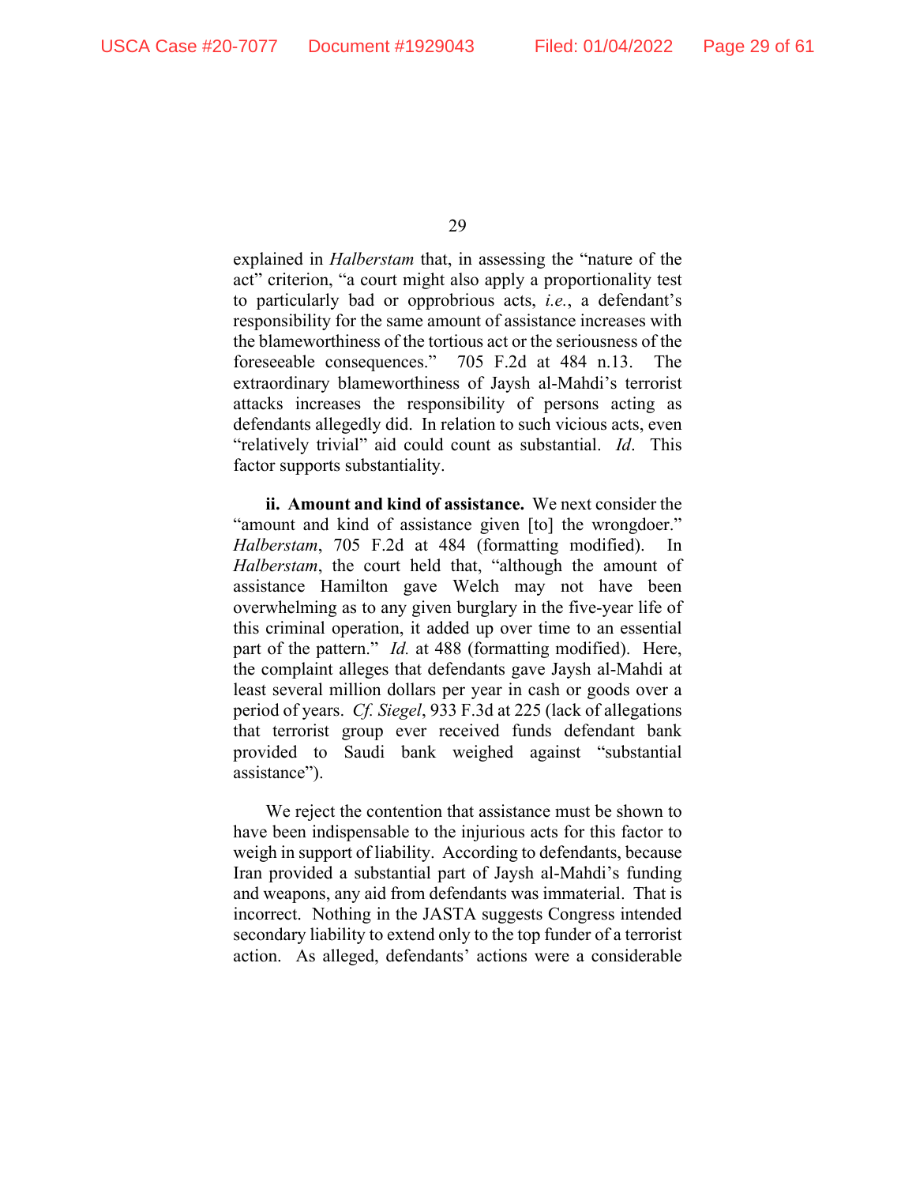explained in *Halberstam* that, in assessing the "nature of the act" criterion, "a court might also apply a proportionality test to particularly bad or opprobrious acts, *i.e.*, a defendant's responsibility for the same amount of assistance increases with the blameworthiness of the tortious act or the seriousness of the foreseeable consequences." 705 F.2d at 484 n.13. The extraordinary blameworthiness of Jaysh al-Mahdi's terrorist attacks increases the responsibility of persons acting as defendants allegedly did. In relation to such vicious acts, even "relatively trivial" aid could count as substantial. *Id*. This factor supports substantiality.

**ii. Amount and kind of assistance.** We next consider the "amount and kind of assistance given [to] the wrongdoer." *Halberstam*, 705 F.2d at 484 (formatting modified). In *Halberstam*, the court held that, "although the amount of assistance Hamilton gave Welch may not have been overwhelming as to any given burglary in the five-year life of this criminal operation, it added up over time to an essential part of the pattern." *Id.* at 488 (formatting modified). Here, the complaint alleges that defendants gave Jaysh al-Mahdi at least several million dollars per year in cash or goods over a period of years. *Cf. Siegel*, 933 F.3d at 225 (lack of allegations that terrorist group ever received funds defendant bank provided to Saudi bank weighed against "substantial assistance").

We reject the contention that assistance must be shown to have been indispensable to the injurious acts for this factor to weigh in support of liability. According to defendants, because Iran provided a substantial part of Jaysh al-Mahdi's funding and weapons, any aid from defendants was immaterial. That is incorrect. Nothing in the JASTA suggests Congress intended secondary liability to extend only to the top funder of a terrorist action. As alleged, defendants' actions were a considerable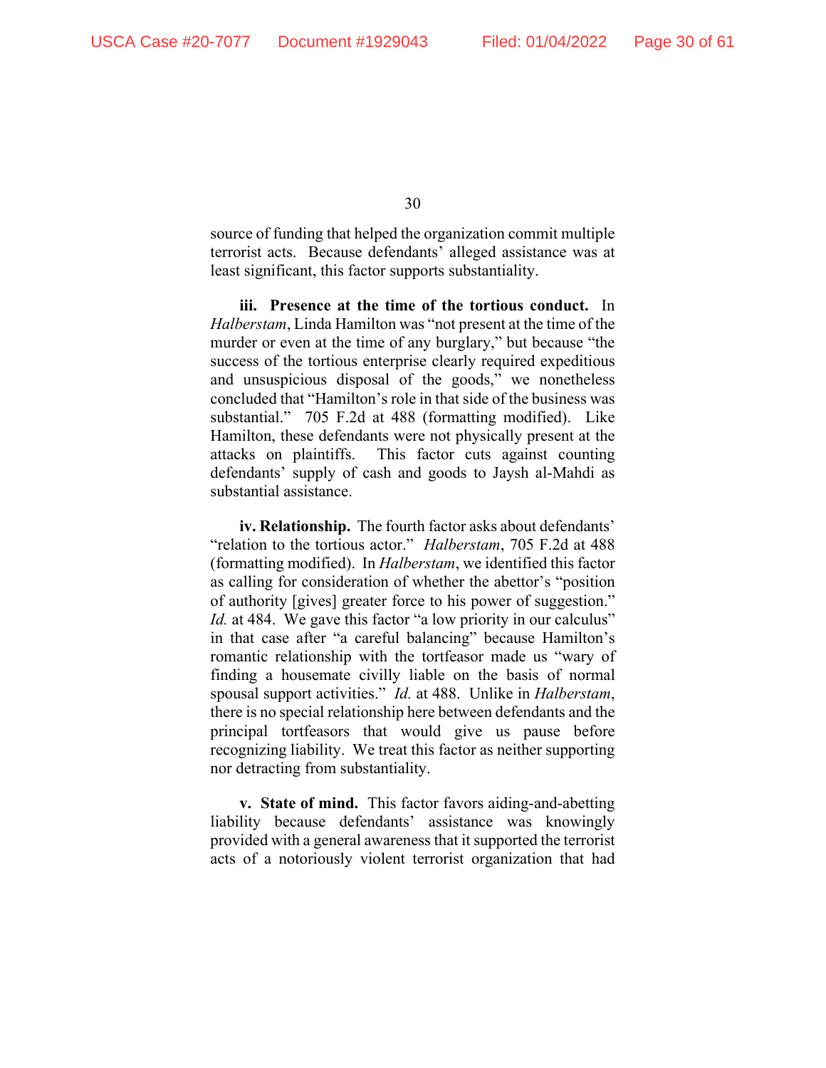source of funding that helped the organization commit multiple terrorist acts. Because defendants' alleged assistance was at least significant, this factor supports substantiality.

**iii. Presence at the time of the tortious conduct.** In *Halberstam*, Linda Hamilton was "not present at the time of the murder or even at the time of any burglary," but because "the success of the tortious enterprise clearly required expeditious and unsuspicious disposal of the goods," we nonetheless concluded that "Hamilton's role in that side of the business was substantial." 705 F.2d at 488 (formatting modified). Like Hamilton, these defendants were not physically present at the attacks on plaintiffs. This factor cuts against counting defendants' supply of cash and goods to Jaysh al-Mahdi as substantial assistance.

**iv. Relationship.** The fourth factor asks about defendants' "relation to the tortious actor." *Halberstam*, 705 F.2d at 488 (formatting modified). In *Halberstam*, we identified this factor as calling for consideration of whether the abettor's "position of authority [gives] greater force to his power of suggestion." *Id.* at 484. We gave this factor "a low priority in our calculus" in that case after "a careful balancing" because Hamilton's romantic relationship with the tortfeasor made us "wary of finding a housemate civilly liable on the basis of normal spousal support activities." *Id.* at 488. Unlike in *Halberstam*, there is no special relationship here between defendants and the principal tortfeasors that would give us pause before recognizing liability. We treat this factor as neither supporting nor detracting from substantiality.

**v. State of mind.** This factor favors aiding-and-abetting liability because defendants' assistance was knowingly provided with a general awareness that it supported the terrorist acts of a notoriously violent terrorist organization that had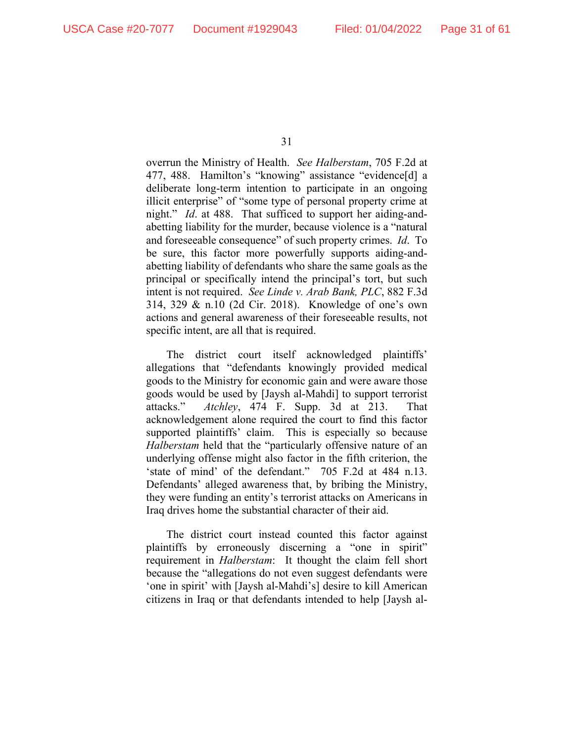overrun the Ministry of Health. *See Halberstam*, 705 F.2d at 477, 488. Hamilton's "knowing" assistance "evidence[d] a deliberate long-term intention to participate in an ongoing illicit enterprise" of "some type of personal property crime at night." *Id*. at 488. That sufficed to support her aiding-and-abetting liability for the murder, because violence is a "natural and foreseeable consequence" of such property crimes. *Id*. To be sure, this factor more powerfully supports aiding-and-abetting liability of defendants who share the same goals as the principal or specifically intend the principal's tort, but such intent is not required. *See Linde v. Arab Bank, PLC*, 882 F.3d 314, 329 & n.10 (2d Cir. 2018). Knowledge of one's own actions and general awareness of their foreseeable results, not specific intent, are all that is required.

The district court itself acknowledged plaintiffs' allegations that "defendants knowingly provided medical goods to the Ministry for economic gain and were aware those goods would be used by [Jaysh al-Mahdi] to support terrorist attacks." *Atchley*, 474 F. Supp. 3d at 213. That acknowledgement alone required the court to find this factor supported plaintiffs' claim. This is especially so because *Halberstam* held that the "particularly offensive nature of an underlying offense might also factor in the fifth criterion, the 'state of mind' of the defendant." 705 F.2d at 484 n.13. Defendants' alleged awareness that, by bribing the Ministry, they were funding an entity's terrorist attacks on Americans in Iraq drives home the substantial character of their aid.

The district court instead counted this factor against plaintiffs by erroneously discerning a "one in spirit" requirement in *Halberstam*: It thought the claim fell short because the "allegations do not even suggest defendants were 'one in spirit' with [Jaysh al-Mahdi's] desire to kill American citizens in Iraq or that defendants intended to help [Jaysh al-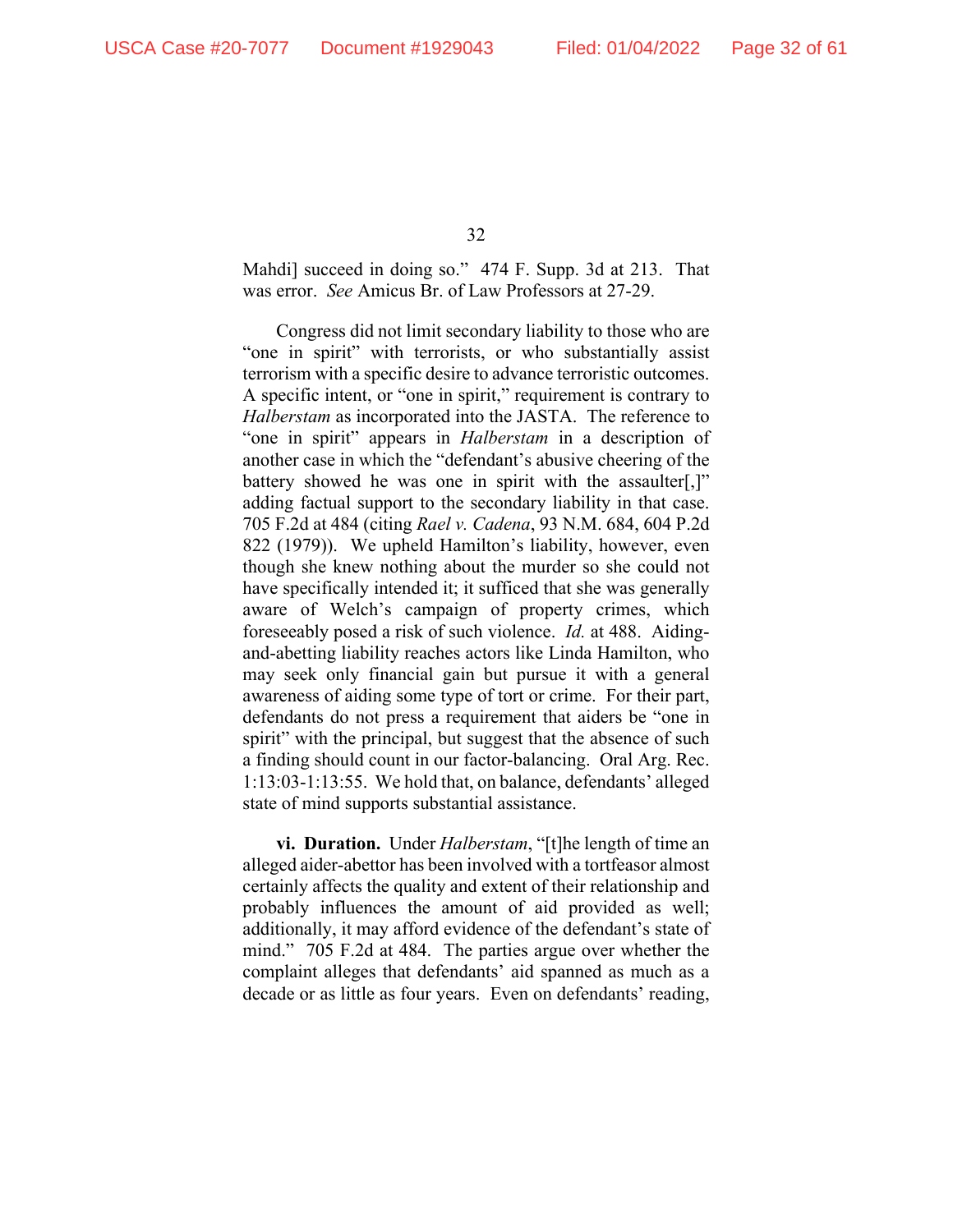Mahdi] succeed in doing so." 474 F. Supp. 3d at 213. That was error. *See* Amicus Br. of Law Professors at 27-29.

Congress did not limit secondary liability to those who are "one in spirit" with terrorists, or who substantially assist terrorism with a specific desire to advance terroristic outcomes. A specific intent, or "one in spirit," requirement is contrary to *Halberstam* as incorporated into the JASTA. The reference to "one in spirit" appears in *Halberstam* in a description of another case in which the "defendant's abusive cheering of the battery showed he was one in spirit with the assaulter[,]" adding factual support to the secondary liability in that case. 705 F.2d at 484 (citing *Rael v. Cadena*, 93 N.M. 684, 604 P.2d 822 (1979)). We upheld Hamilton's liability, however, even though she knew nothing about the murder so she could not have specifically intended it; it sufficed that she was generally aware of Welch's campaign of property crimes, which foreseeably posed a risk of such violence. *Id.* at 488. Aiding-and-abetting liability reaches actors like Linda Hamilton, who may seek only financial gain but pursue it with a general awareness of aiding some type of tort or crime. For their part, defendants do not press a requirement that aiders be "one in spirit" with the principal, but suggest that the absence of such a finding should count in our factor-balancing. Oral Arg. Rec. 1:13:03-1:13:55. We hold that, on balance, defendants' alleged state of mind supports substantial assistance.

**vi. Duration.** Under *Halberstam*, "[t]he length of time an alleged aider-abettor has been involved with a tortfeasor almost certainly affects the quality and extent of their relationship and probably influences the amount of aid provided as well; additionally, it may afford evidence of the defendant's state of mind." 705 F.2d at 484. The parties argue over whether the complaint alleges that defendants' aid spanned as much as a decade or as little as four years. Even on defendants' reading,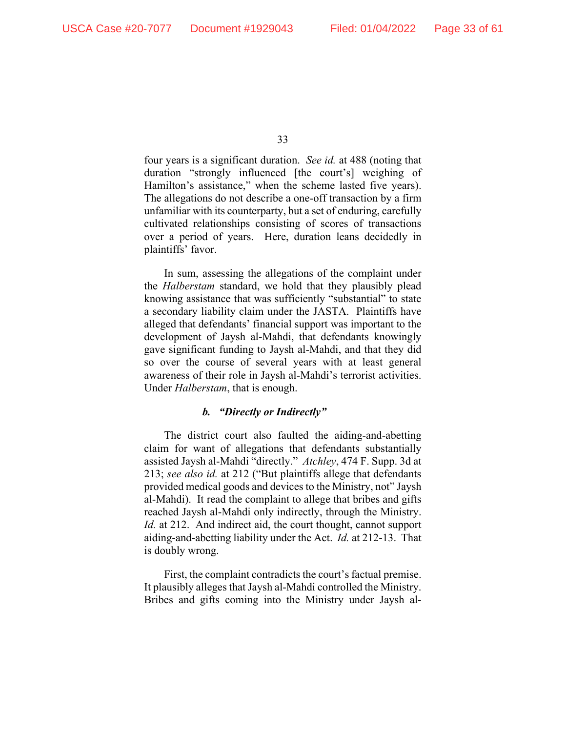four years is a significant duration. *See id.* at 488 (noting that duration "strongly influenced [the court's] weighing of Hamilton's assistance," when the scheme lasted five years). The allegations do not describe a one-off transaction by a firm unfamiliar with its counterparty, but a set of enduring, carefully cultivated relationships consisting of scores of transactions over a period of years. Here, duration leans decidedly in plaintiffs' favor.

In sum, assessing the allegations of the complaint under the *Halberstam* standard, we hold that they plausibly plead knowing assistance that was sufficiently "substantial" to state a secondary liability claim under the JASTA. Plaintiffs have alleged that defendants' financial support was important to the development of Jaysh al-Mahdi, that defendants knowingly gave significant funding to Jaysh al-Mahdi, and that they did so over the course of several years with at least general awareness of their role in Jaysh al-Mahdi's terrorist activities. Under *Halberstam*, that is enough.

#### *b. "Directly or Indirectly"*

The district court also faulted the aiding-and-abetting claim for want of allegations that defendants substantially assisted Jaysh al-Mahdi "directly." *Atchley*, 474 F. Supp. 3d at 213; *see also id.* at 212 ("But plaintiffs allege that defendants provided medical goods and devices to the Ministry, not" Jaysh al-Mahdi). It read the complaint to allege that bribes and gifts reached Jaysh al-Mahdi only indirectly, through the Ministry. *Id.* at 212. And indirect aid, the court thought, cannot support aiding-and-abetting liability under the Act. *Id.* at 212-13. That is doubly wrong.

First, the complaint contradicts the court's factual premise. It plausibly alleges that Jaysh al-Mahdi controlled the Ministry. Bribes and gifts coming into the Ministry under Jaysh al-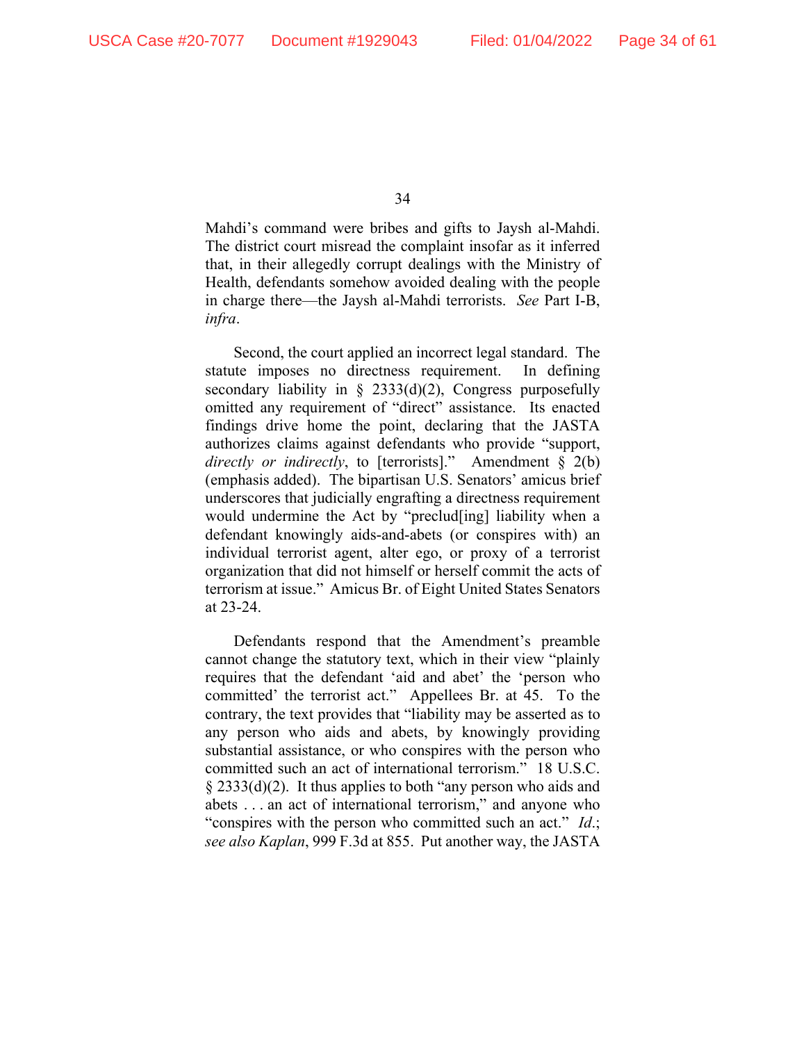Mahdi's command were bribes and gifts to Jaysh al-Mahdi. The district court misread the complaint insofar as it inferred that, in their allegedly corrupt dealings with the Ministry of Health, defendants somehow avoided dealing with the people in charge there—the Jaysh al-Mahdi terrorists. *See* Part I-B, *infra*.

Second, the court applied an incorrect legal standard. The statute imposes no directness requirement. In defining secondary liability in § 2333(d)(2), Congress purposefully omitted any requirement of "direct" assistance. Its enacted findings drive home the point, declaring that the JASTA authorizes claims against defendants who provide "support, *directly or indirectly*, to [terrorists]." Amendment § 2(b) (emphasis added). The bipartisan U.S. Senators' amicus brief underscores that judicially engrafting a directness requirement would undermine the Act by "preclud[ing] liability when a defendant knowingly aids-and-abets (or conspires with) an individual terrorist agent, alter ego, or proxy of a terrorist organization that did not himself or herself commit the acts of terrorism at issue." Amicus Br. of Eight United States Senators at 23-24.

Defendants respond that the Amendment's preamble cannot change the statutory text, which in their view "plainly requires that the defendant 'aid and abet' the 'person who committed' the terrorist act." Appellees Br. at 45. To the contrary, the text provides that "liability may be asserted as to any person who aids and abets, by knowingly providing substantial assistance, or who conspires with the person who committed such an act of international terrorism." 18 U.S.C. § 2333(d)(2). It thus applies to both "any person who aids and abets . . . an act of international terrorism," and anyone who "conspires with the person who committed such an act." *Id.*; *see also Kaplan*, 999 F.3d at 855. Put another way, the JASTA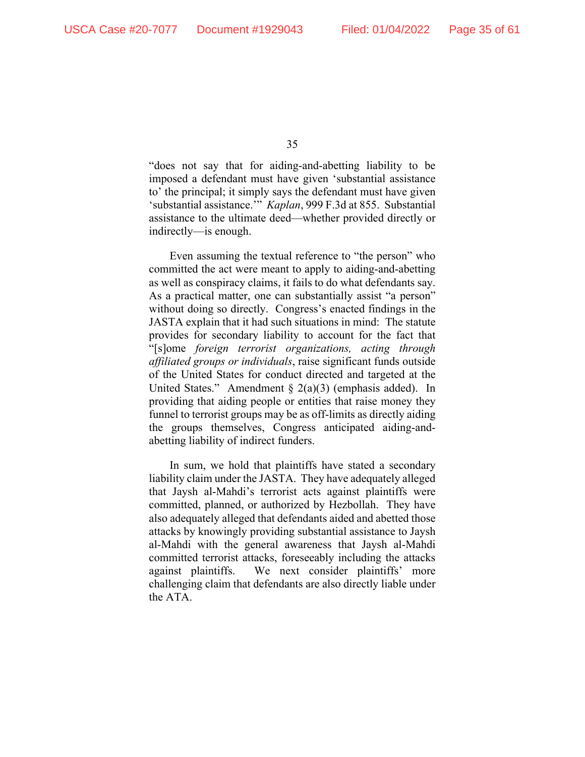"does not say that for aiding-and-abetting liability to be imposed a defendant must have given 'substantial assistance to' the principal; it simply says the defendant must have given 'substantial assistance.'" *Kaplan*, 999 F.3d at 855. Substantial assistance to the ultimate deed—whether provided directly or indirectly—is enough.

Even assuming the textual reference to "the person" who committed the act were meant to apply to aiding-and-abetting as well as conspiracy claims, it fails to do what defendants say. As a practical matter, one can substantially assist "a person" without doing so directly. Congress's enacted findings in the JASTA explain that it had such situations in mind: The statute provides for secondary liability to account for the fact that "[s]ome *foreign terrorist organizations, acting through affiliated groups or individuals*, raise significant funds outside of the United States for conduct directed and targeted at the United States." Amendment § 2(a)(3) (emphasis added). In providing that aiding people or entities that raise money they funnel to terrorist groups may be as off-limits as directly aiding the groups themselves, Congress anticipated aiding-and-abetting liability of indirect funders.

In sum, we hold that plaintiffs have stated a secondary liability claim under the JASTA. They have adequately alleged that Jaysh al-Mahdi's terrorist acts against plaintiffs were committed, planned, or authorized by Hezbollah. They have also adequately alleged that defendants aided and abetted those attacks by knowingly providing substantial assistance to Jaysh al-Mahdi with the general awareness that Jaysh al-Mahdi committed terrorist attacks, foreseeably including the attacks against plaintiffs. We next consider plaintiffs' more challenging claim that defendants are also directly liable under the ATA.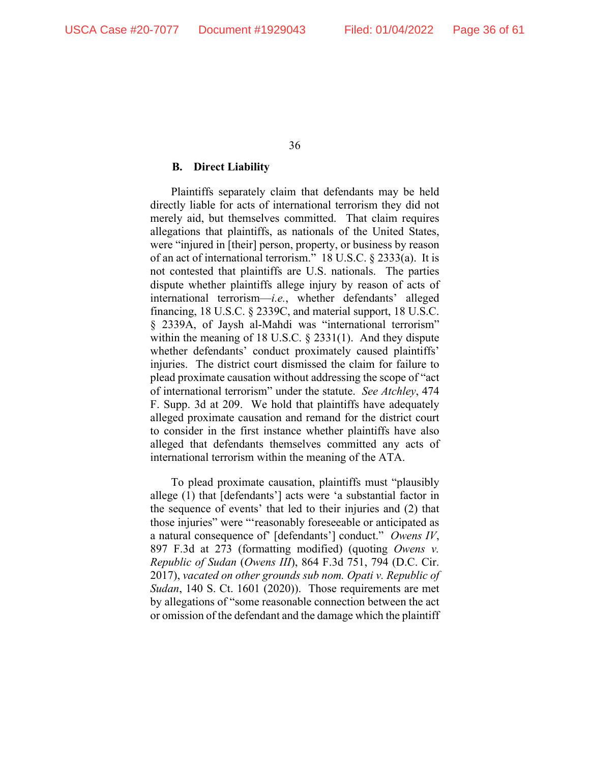### B. Direct Liability

Plaintiffs separately claim that defendants may be held directly liable for acts of international terrorism they did not merely aid, but themselves committed. That claim requires allegations that plaintiffs, as nationals of the United States, were "injured in [their] person, property, or business by reason of an act of international terrorism." 18 U.S.C. § 2333(a). It is not contested that plaintiffs are U.S. nationals. The parties dispute whether plaintiffs allege injury by reason of acts of international terrorism—*i.e.*, whether defendants' alleged financing, 18 U.S.C. § 2339C, and material support, 18 U.S.C. § 2339A, of Jaysh al-Mahdi was "international terrorism" within the meaning of 18 U.S.C. § 2331(1). And they dispute whether defendants' conduct proximately caused plaintiffs' injuries. The district court dismissed the claim for failure to plead proximate causation without addressing the scope of "act of international terrorism" under the statute. *See Atchley*, 474 F. Supp. 3d at 209. We hold that plaintiffs have adequately alleged proximate causation and remand for the district court to consider in the first instance whether plaintiffs have also alleged that defendants themselves committed any acts of international terrorism within the meaning of the ATA.

To plead proximate causation, plaintiffs must "plausibly allege (1) that [defendants'] acts were 'a substantial factor in the sequence of events' that led to their injuries and (2) that those injuries" were "'reasonably foreseeable or anticipated as a natural consequence of' [defendants'] conduct." *Owens IV*, 897 F.3d at 273 (formatting modified) (quoting *Owens v. Republic of Sudan* (*Owens III*), 864 F.3d 751, 794 (D.C. Cir. 2017), *vacated on other grounds sub nom. Opati v. Republic of Sudan*, 140 S. Ct. 1601 (2020)). Those requirements are met by allegations of "some reasonable connection between the act or omission of the defendant and the damage which the plaintiff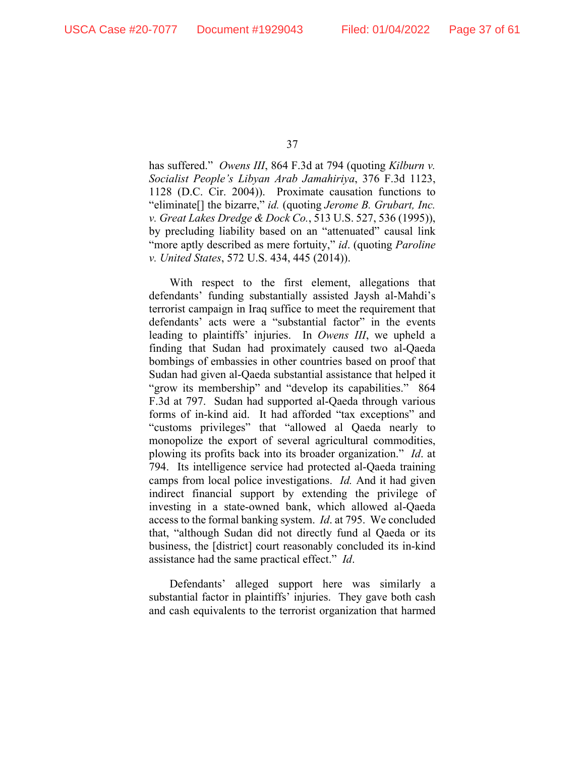has suffered." *Owens III*, 864 F.3d at 794 (quoting *Kilburn v. Socialist People's Libyan Arab Jamahiriya*, 376 F.3d 1123, 1128 (D.C. Cir. 2004)). Proximate causation functions to "eliminate[] the bizarre," *id.* (quoting *Jerome B. Grubart, Inc. v. Great Lakes Dredge & Dock Co.*, 513 U.S. 527, 536 (1995)), by precluding liability based on an "attenuated" causal link "more aptly described as mere fortuity," *id*. (quoting *Paroline v. United States*, 572 U.S. 434, 445 (2014)).

With respect to the first element, allegations that defendants' funding substantially assisted Jaysh al-Mahdi's terrorist campaign in Iraq suffice to meet the requirement that defendants' acts were a "substantial factor" in the events leading to plaintiffs' injuries. In *Owens III*, we upheld a finding that Sudan had proximately caused two al-Qaeda bombings of embassies in other countries based on proof that Sudan had given al-Qaeda substantial assistance that helped it "grow its membership" and "develop its capabilities." 864 F.3d at 797. Sudan had supported al-Qaeda through various forms of in-kind aid. It had afforded "tax exceptions" and "customs privileges" that "allowed al Qaeda nearly to monopolize the export of several agricultural commodities, plowing its profits back into its broader organization." *Id*. at 794. Its intelligence service had protected al-Qaeda training camps from local police investigations. *Id.* And it had given indirect financial support by extending the privilege of investing in a state-owned bank, which allowed al-Qaeda access to the formal banking system. *Id*. at 795. We concluded that, "although Sudan did not directly fund al Qaeda or its business, the [district] court reasonably concluded its in-kind assistance had the same practical effect." *Id*.

Defendants' alleged support here was similarly a substantial factor in plaintiffs' injuries. They gave both cash and cash equivalents to the terrorist organization that harmed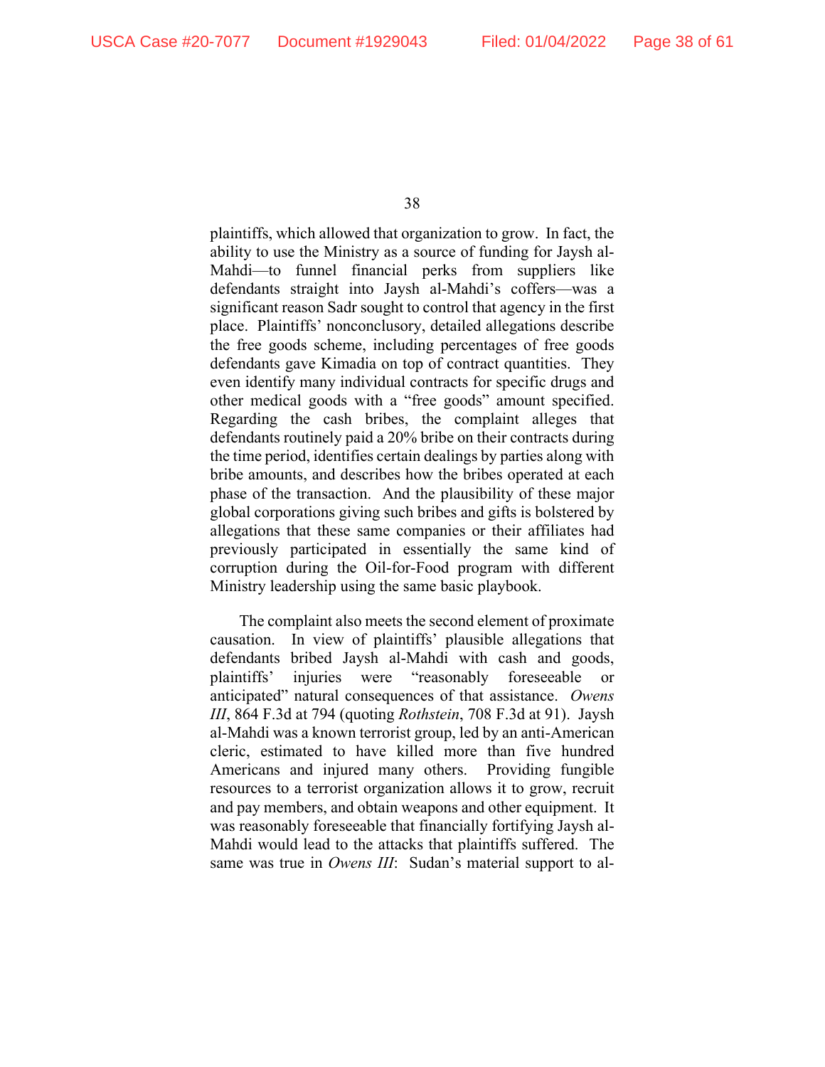plaintiffs, which allowed that organization to grow. In fact, the ability to use the Ministry as a source of funding for Jaysh al-Mahdi—to funnel financial perks from suppliers like defendants straight into Jaysh al-Mahdi's coffers—was a significant reason Sadr sought to control that agency in the first place. Plaintiffs' nonconclusory, detailed allegations describe the free goods scheme, including percentages of free goods defendants gave Kimadia on top of contract quantities. They even identify many individual contracts for specific drugs and other medical goods with a "free goods" amount specified. Regarding the cash bribes, the complaint alleges that defendants routinely paid a 20% bribe on their contracts during the time period, identifies certain dealings by parties along with bribe amounts, and describes how the bribes operated at each phase of the transaction. And the plausibility of these major global corporations giving such bribes and gifts is bolstered by allegations that these same companies or their affiliates had previously participated in essentially the same kind of corruption during the Oil-for-Food program with different Ministry leadership using the same basic playbook.

The complaint also meets the second element of proximate causation. In view of plaintiffs' plausible allegations that defendants bribed Jaysh al-Mahdi with cash and goods, plaintiffs' injuries were "reasonably foreseeable or anticipated" natural consequences of that assistance. *Owens III*, 864 F.3d at 794 (quoting *Rothstein*, 708 F.3d at 91). Jaysh al-Mahdi was a known terrorist group, led by an anti-American cleric, estimated to have killed more than five hundred Americans and injured many others. Providing fungible resources to a terrorist organization allows it to grow, recruit and pay members, and obtain weapons and other equipment. It was reasonably foreseeable that financially fortifying Jaysh al-Mahdi would lead to the attacks that plaintiffs suffered. The same was true in *Owens III*: Sudan's material support to al-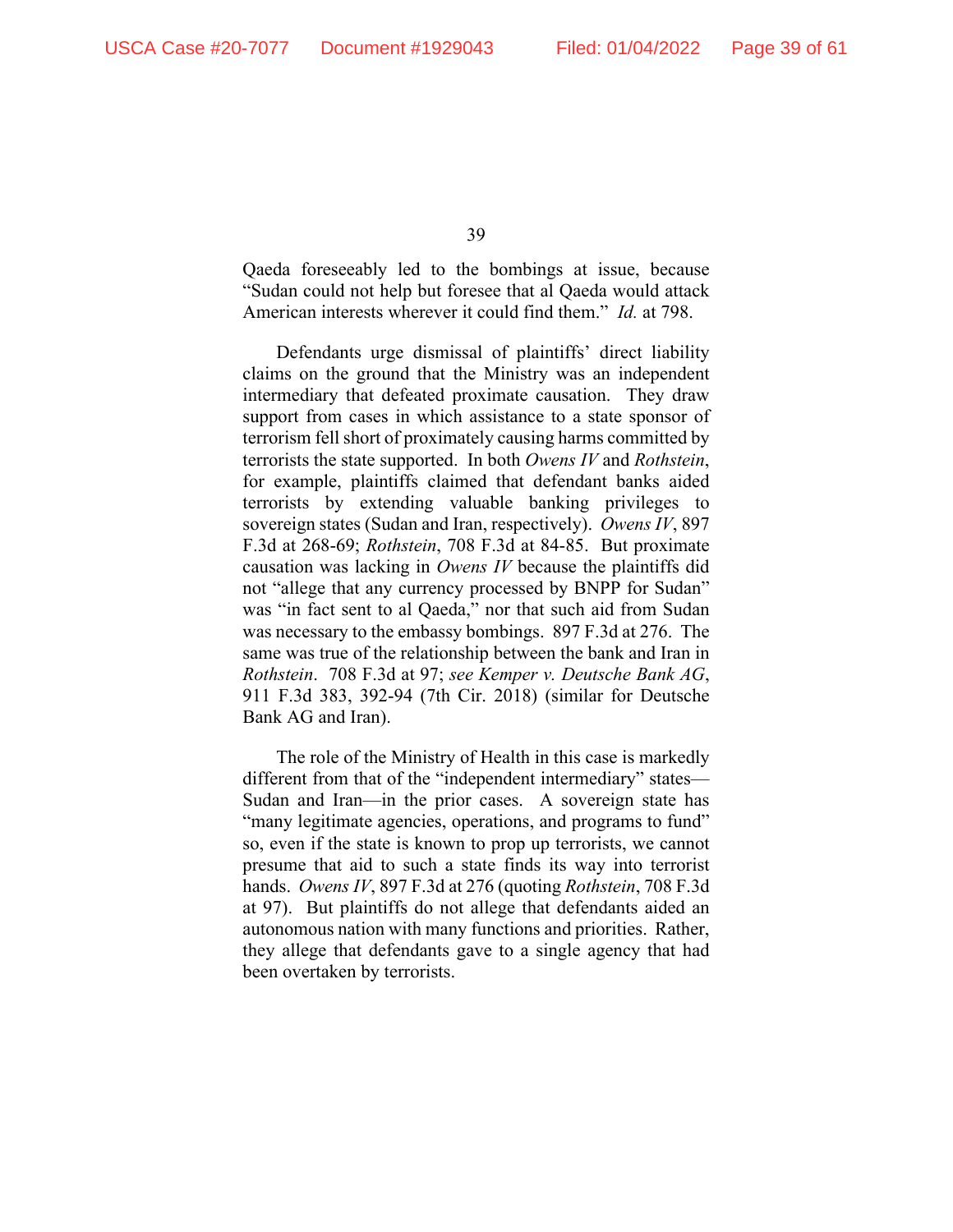Qaeda foreseeably led to the bombings at issue, because "Sudan could not help but foresee that al Qaeda would attack American interests wherever it could find them." *Id.* at 798.

Defendants urge dismissal of plaintiffs' direct liability claims on the ground that the Ministry was an independent intermediary that defeated proximate causation. They draw support from cases in which assistance to a state sponsor of terrorism fell short of proximately causing harms committed by terrorists the state supported. In both *Owens IV* and *Rothstein*, for example, plaintiffs claimed that defendant banks aided terrorists by extending valuable banking privileges to sovereign states (Sudan and Iran, respectively). *Owens IV*, 897 F.3d at 268-69; *Rothstein*, 708 F.3d at 84-85. But proximate causation was lacking in *Owens IV* because the plaintiffs did not "allege that any currency processed by BNPP for Sudan" was "in fact sent to al Qaeda," nor that such aid from Sudan was necessary to the embassy bombings. 897 F.3d at 276. The same was true of the relationship between the bank and Iran in *Rothstein*. 708 F.3d at 97; *see Kemper v. Deutsche Bank AG*, 911 F.3d 383, 392-94 (7th Cir. 2018) (similar for Deutsche Bank AG and Iran).

The role of the Ministry of Health in this case is markedly different from that of the "independent intermediary" states—Sudan and Iran—in the prior cases. A sovereign state has "many legitimate agencies, operations, and programs to fund" so, even if the state is known to prop up terrorists, we cannot presume that aid to such a state finds its way into terrorist hands. *Owens IV*, 897 F.3d at 276 (quoting *Rothstein*, 708 F.3d at 97). But plaintiffs do not allege that defendants aided an autonomous nation with many functions and priorities. Rather, they allege that defendants gave to a single agency that had been overtaken by terrorists.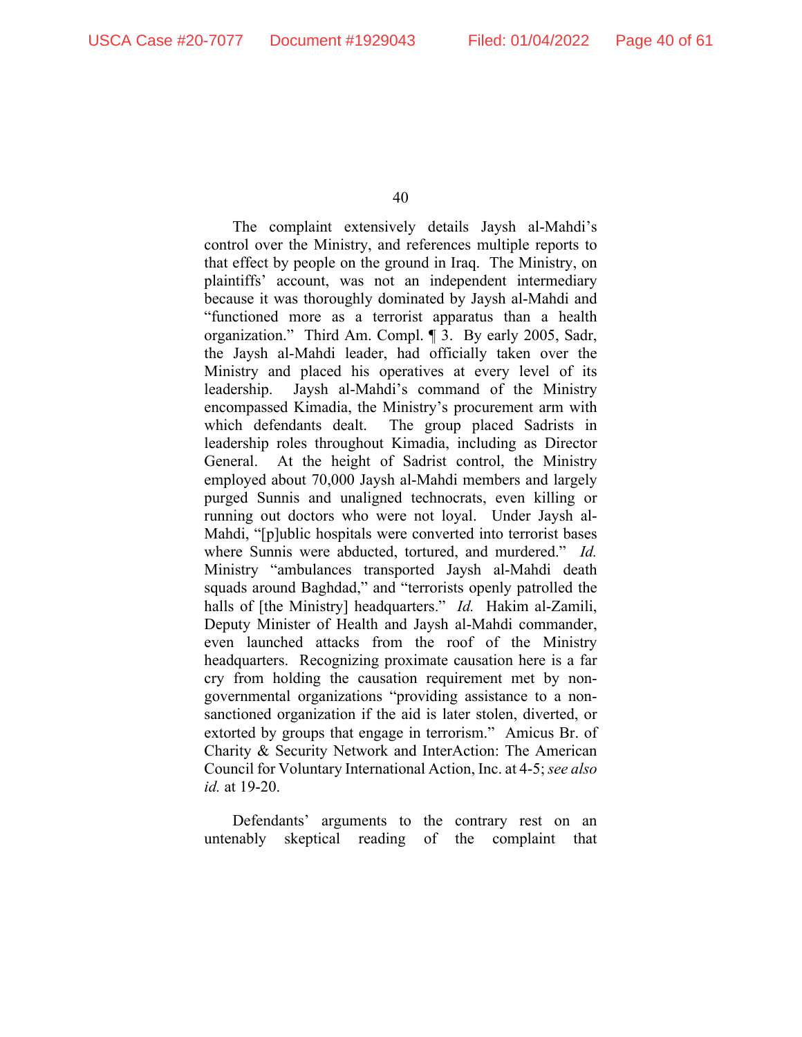The complaint extensively details Jaysh al-Mahdi's control over the Ministry, and references multiple reports to that effect by people on the ground in Iraq. The Ministry, on plaintiffs' account, was not an independent intermediary because it was thoroughly dominated by Jaysh al-Mahdi and "functioned more as a terrorist apparatus than a health organization." Third Am. Compl. ¶ 3. By early 2005, Sadr, the Jaysh al-Mahdi leader, had officially taken over the Ministry and placed his operatives at every level of its leadership. Jaysh al-Mahdi's command of the Ministry encompassed Kimadia, the Ministry's procurement arm with which defendants dealt. The group placed Sadrists in leadership roles throughout Kimadia, including as Director General. At the height of Sadrist control, the Ministry employed about 70,000 Jaysh al-Mahdi members and largely purged Sunnis and unaligned technocrats, even killing or running out doctors who were not loyal. Under Jaysh al-Mahdi, "[p]ublic hospitals were converted into terrorist bases where Sunnis were abducted, tortured, and murdered." *Id.* Ministry "ambulances transported Jaysh al-Mahdi death squads around Baghdad," and "terrorists openly patrolled the halls of [the Ministry] headquarters." *Id.* Hakim al-Zamili, Deputy Minister of Health and Jaysh al-Mahdi commander, even launched attacks from the roof of the Ministry headquarters. Recognizing proximate causation here is a far cry from holding the causation requirement met by non-governmental organizations "providing assistance to a non-sanctioned organization if the aid is later stolen, diverted, or extorted by groups that engage in terrorism." Amicus Br. of Charity & Security Network and InterAction: The American Council for Voluntary International Action, Inc. at 4-5; *see also id.* at 19-20.

Defendants' arguments to the contrary rest on an untenably skeptical reading of the complaint that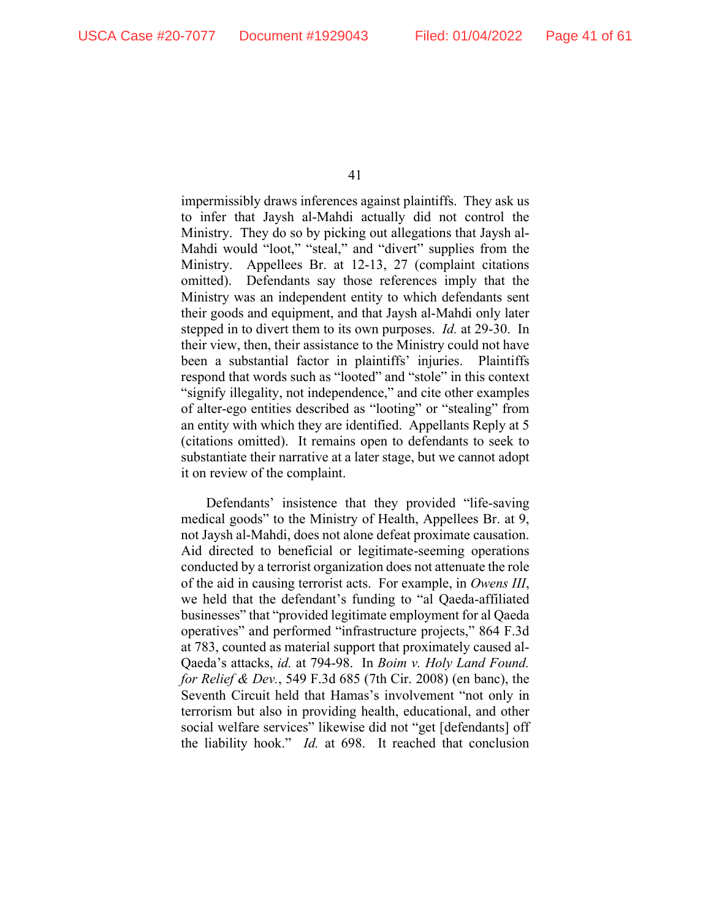impermissibly draws inferences against plaintiffs. They ask us to infer that Jaysh al-Mahdi actually did not control the Ministry. They do so by picking out allegations that Jaysh al-Mahdi would "loot," "steal," and "divert" supplies from the Ministry. Appellees Br. at 12-13, 27 (complaint citations omitted). Defendants say those references imply that the Ministry was an independent entity to which defendants sent their goods and equipment, and that Jaysh al-Mahdi only later stepped in to divert them to its own purposes. *Id.* at 29-30. In their view, then, their assistance to the Ministry could not have been a substantial factor in plaintiffs' injuries. Plaintiffs respond that words such as "looted" and "stole" in this context "signify illegality, not independence," and cite other examples of alter-ego entities described as "looting" or "stealing" from an entity with which they are identified. Appellants Reply at 5 (citations omitted). It remains open to defendants to seek to substantiate their narrative at a later stage, but we cannot adopt it on review of the complaint.

Defendants' insistence that they provided "life-saving medical goods" to the Ministry of Health, Appellees Br. at 9, not Jaysh al-Mahdi, does not alone defeat proximate causation. Aid directed to beneficial or legitimate-seeming operations conducted by a terrorist organization does not attenuate the role of the aid in causing terrorist acts. For example, in *Owens III*, we held that the defendant's funding to "al Qaeda-affiliated businesses" that "provided legitimate employment for al Qaeda operatives" and performed "infrastructure projects," 864 F.3d at 783, counted as material support that proximately caused al-Qaeda's attacks, *id.* at 794-98. In *Boim v. Holy Land Found. for Relief & Dev.*, 549 F.3d 685 (7th Cir. 2008) (en banc), the Seventh Circuit held that Hamas's involvement "not only in terrorism but also in providing health, educational, and other social welfare services" likewise did not "get [defendants] off the liability hook." *Id.* at 698. It reached that conclusion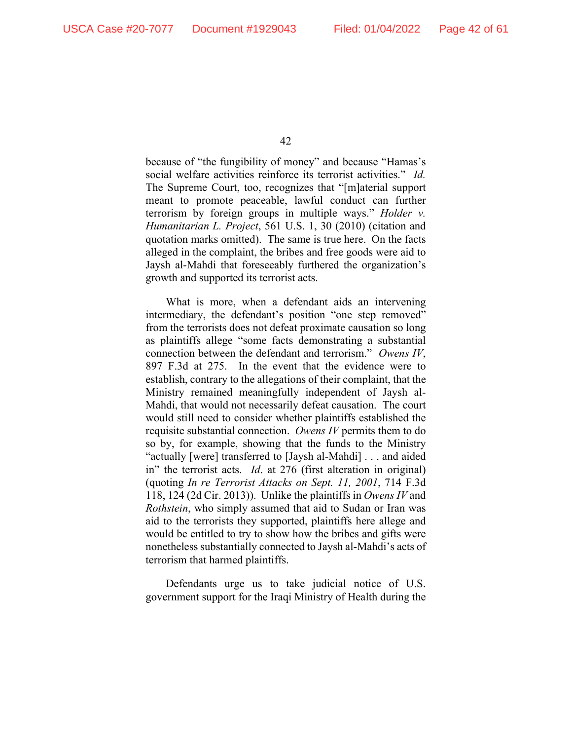because of "the fungibility of money" and because "Hamas's social welfare activities reinforce its terrorist activities." *Id.* The Supreme Court, too, recognizes that "[m]aterial support meant to promote peaceable, lawful conduct can further terrorism by foreign groups in multiple ways." *Holder v. Humanitarian L. Project*, 561 U.S. 1, 30 (2010) (citation and quotation marks omitted). The same is true here. On the facts alleged in the complaint, the bribes and free goods were aid to Jaysh al-Mahdi that foreseeably furthered the organization's growth and supported its terrorist acts.

What is more, when a defendant aids an intervening intermediary, the defendant's position "one step removed" from the terrorists does not defeat proximate causation so long as plaintiffs allege "some facts demonstrating a substantial connection between the defendant and terrorism." *Owens IV*, 897 F.3d at 275. In the event that the evidence were to establish, contrary to the allegations of their complaint, that the Ministry remained meaningfully independent of Jaysh al-Mahdi, that would not necessarily defeat causation. The court would still need to consider whether plaintiffs established the requisite substantial connection. *Owens IV* permits them to do so by, for example, showing that the funds to the Ministry "actually [were] transferred to [Jaysh al-Mahdi] . . . and aided in" the terrorist acts. *Id*. at 276 (first alteration in original) (quoting *In re Terrorist Attacks on Sept. 11, 2001*, 714 F.3d 118, 124 (2d Cir. 2013)). Unlike the plaintiffs in *Owens IV* and *Rothstein*, who simply assumed that aid to Sudan or Iran was aid to the terrorists they supported, plaintiffs here allege and would be entitled to try to show how the bribes and gifts were nonetheless substantially connected to Jaysh al-Mahdi's acts of terrorism that harmed plaintiffs.

Defendants urge us to take judicial notice of U.S. government support for the Iraqi Ministry of Health during the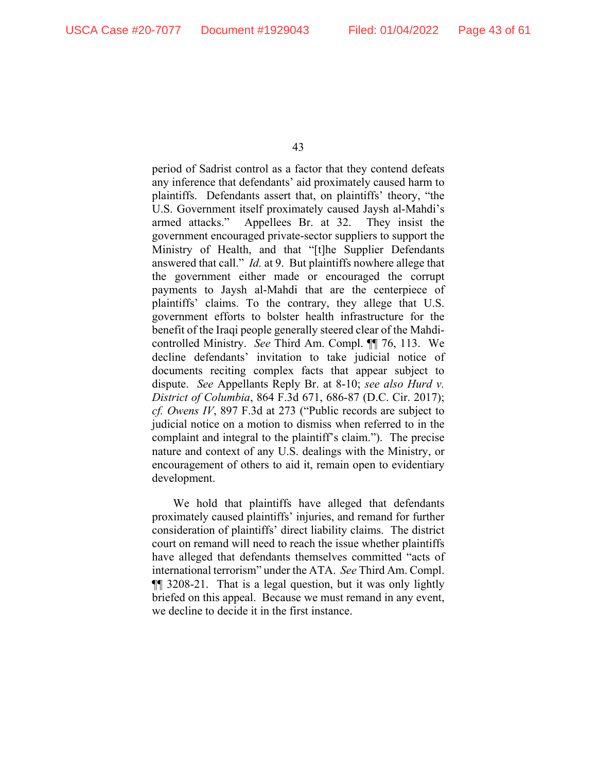period of Sadrist control as a factor that they contend defeats any inference that defendants' aid proximately caused harm to plaintiffs. Defendants assert that, on plaintiffs' theory, "the U.S. Government itself proximately caused Jaysh al-Mahdi's armed attacks." Appellees Br. at 32. They insist the government encouraged private-sector suppliers to support the Ministry of Health, and that "[t]he Supplier Defendants answered that call." *Id.* at 9. But plaintiffs nowhere allege that the government either made or encouraged the corrupt payments to Jaysh al-Mahdi that are the centerpiece of plaintiffs' claims. To the contrary, they allege that U.S. government efforts to bolster health infrastructure for the benefit of the Iraqi people generally steered clear of the Mahdi-controlled Ministry. *See* Third Am. Compl. ¶¶ 76, 113. We decline defendants' invitation to take judicial notice of documents reciting complex facts that appear subject to dispute. *See* Appellants Reply Br. at 8-10; *see also Hurd v. District of Columbia*, 864 F.3d 671, 686-87 (D.C. Cir. 2017); *cf. Owens IV*, 897 F.3d at 273 ("Public records are subject to judicial notice on a motion to dismiss when referred to in the complaint and integral to the plaintiff's claim."). The precise nature and context of any U.S. dealings with the Ministry, or encouragement of others to aid it, remain open to evidentiary development.

We hold that plaintiffs have alleged that defendants proximately caused plaintiffs' injuries, and remand for further consideration of plaintiffs' direct liability claims. The district court on remand will need to reach the issue whether plaintiffs have alleged that defendants themselves committed "acts of international terrorism" under the ATA. *See* Third Am. Compl. ¶¶ 3208-21. That is a legal question, but it was only lightly briefed on this appeal. Because we must remand in any event, we decline to decide it in the first instance.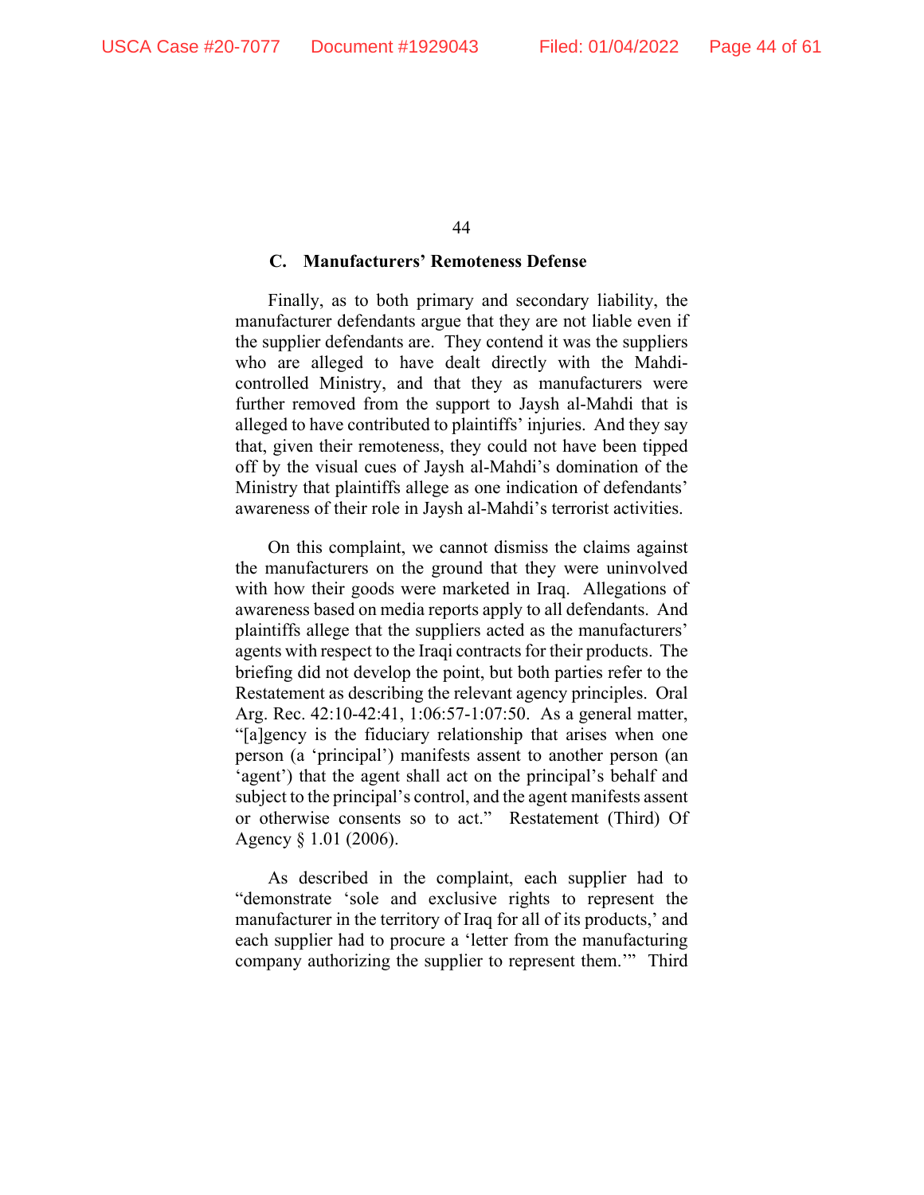### C. Manufacturers' Remoteness Defense

Finally, as to both primary and secondary liability, the manufacturer defendants argue that they are not liable even if the supplier defendants are. They contend it was the suppliers who are alleged to have dealt directly with the Mahdi-controlled Ministry, and that they as manufacturers were further removed from the support to Jaysh al-Mahdi that is alleged to have contributed to plaintiffs' injuries. And they say that, given their remoteness, they could not have been tipped off by the visual cues of Jaysh al-Mahdi's domination of the Ministry that plaintiffs allege as one indication of defendants' awareness of their role in Jaysh al-Mahdi's terrorist activities.

On this complaint, we cannot dismiss the claims against the manufacturers on the ground that they were uninvolved with how their goods were marketed in Iraq. Allegations of awareness based on media reports apply to all defendants. And plaintiffs allege that the suppliers acted as the manufacturers' agents with respect to the Iraqi contracts for their products. The briefing did not develop the point, but both parties refer to the Restatement as describing the relevant agency principles. Oral Arg. Rec. 42:10-42:41, 1:06:57-1:07:50. As a general matter, "[a]gency is the fiduciary relationship that arises when one person (a 'principal') manifests assent to another person (an 'agent') that the agent shall act on the principal's behalf and subject to the principal's control, and the agent manifests assent or otherwise consents so to act." Restatement (Third) Of Agency § 1.01 (2006).

As described in the complaint, each supplier had to "demonstrate 'sole and exclusive rights to represent the manufacturer in the territory of Iraq for all of its products,' and each supplier had to procure a 'letter from the manufacturing company authorizing the supplier to represent them.'" Third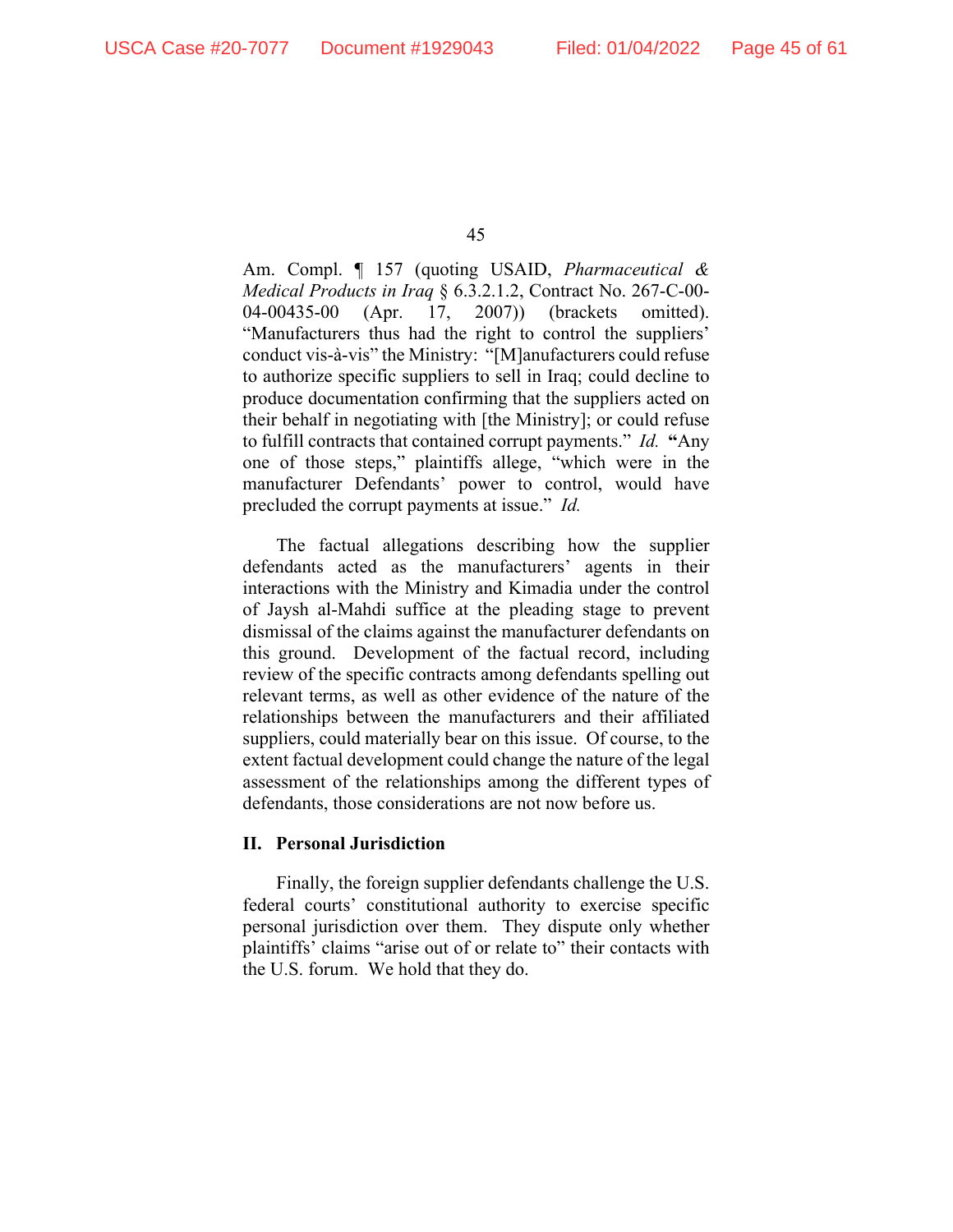Am. Compl. ¶ 157 (quoting USAID, *Pharmaceutical & Medical Products in Iraq* § 6.3.2.1.2, Contract No. 267-C-00-04-00435-00 (Apr. 17, 2007)) (brackets omitted). "Manufacturers thus had the right to control the suppliers' conduct vis-à-vis" the Ministry: "[M]anufacturers could refuse to authorize specific suppliers to sell in Iraq; could decline to produce documentation confirming that the suppliers acted on their behalf in negotiating with [the Ministry]; or could refuse to fulfill contracts that contained corrupt payments." *Id.* "Any one of those steps," plaintiffs allege, "which were in the manufacturer Defendants' power to control, would have precluded the corrupt payments at issue." *Id.*

The factual allegations describing how the supplier defendants acted as the manufacturers' agents in their interactions with the Ministry and Kimadia under the control of Jaysh al-Mahdi suffice at the pleading stage to prevent dismissal of the claims against the manufacturer defendants on this ground. Development of the factual record, including review of the specific contracts among defendants spelling out relevant terms, as well as other evidence of the nature of the relationships between the manufacturers and their affiliated suppliers, could materially bear on this issue. Of course, to the extent factual development could change the nature of the legal assessment of the relationships among the different types of defendants, those considerations are not now before us.

## II. Personal Jurisdiction

Finally, the foreign supplier defendants challenge the U.S. federal courts' constitutional authority to exercise specific personal jurisdiction over them. They dispute only whether plaintiffs' claims "arise out of or relate to" their contacts with the U.S. forum. We hold that they do.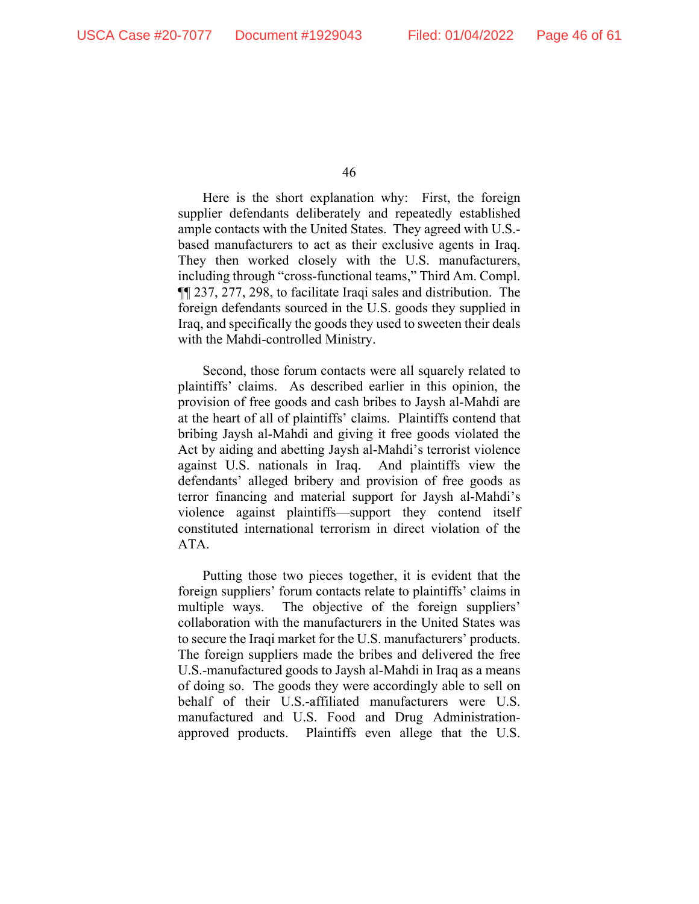Here is the short explanation why: First, the foreign supplier defendants deliberately and repeatedly established ample contacts with the United States. They agreed with U.S.-based manufacturers to act as their exclusive agents in Iraq. They then worked closely with the U.S. manufacturers, including through "cross-functional teams," Third Am. Compl. ¶¶ 237, 277, 298, to facilitate Iraqi sales and distribution. The foreign defendants sourced in the U.S. goods they supplied in Iraq, and specifically the goods they used to sweeten their deals with the Mahdi-controlled Ministry.

Second, those forum contacts were all squarely related to plaintiffs' claims. As described earlier in this opinion, the provision of free goods and cash bribes to Jaysh al-Mahdi are at the heart of all of plaintiffs' claims. Plaintiffs contend that bribing Jaysh al-Mahdi and giving it free goods violated the Act by aiding and abetting Jaysh al-Mahdi's terrorist violence against U.S. nationals in Iraq. And plaintiffs view the defendants' alleged bribery and provision of free goods as terror financing and material support for Jaysh al-Mahdi's violence against plaintiffs—support they contend itself constituted international terrorism in direct violation of the ATA.

Putting those two pieces together, it is evident that the foreign suppliers' forum contacts relate to plaintiffs' claims in multiple ways. The objective of the foreign suppliers' collaboration with the manufacturers in the United States was to secure the Iraqi market for the U.S. manufacturers' products. The foreign suppliers made the bribes and delivered the free U.S.-manufactured goods to Jaysh al-Mahdi in Iraq as a means of doing so. The goods they were accordingly able to sell on behalf of their U.S.-affiliated manufacturers were U.S. manufactured and U.S. Food and Drug Administration-approved products. Plaintiffs even allege that the U.S.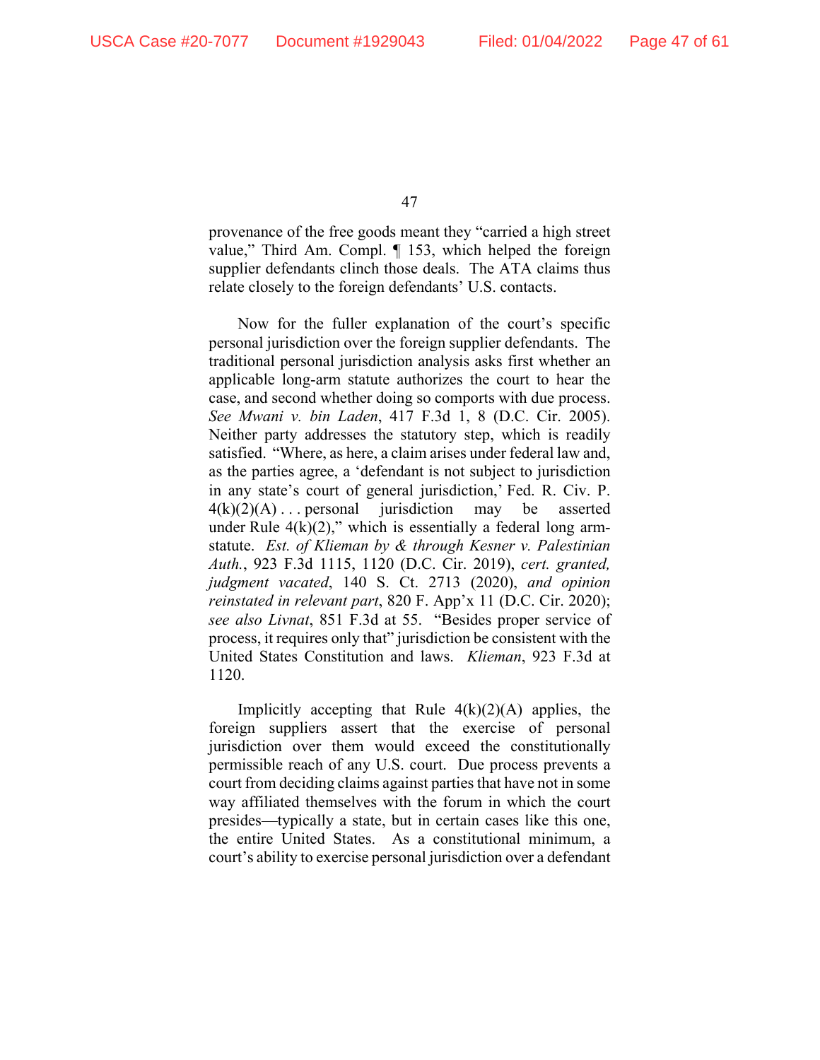provenance of the free goods meant they "carried a high street value," Third Am. Compl. ¶ 153, which helped the foreign supplier defendants clinch those deals. The ATA claims thus relate closely to the foreign defendants' U.S. contacts.

Now for the fuller explanation of the court's specific personal jurisdiction over the foreign supplier defendants. The traditional personal jurisdiction analysis asks first whether an applicable long-arm statute authorizes the court to hear the case, and second whether doing so comports with due process. *See Mwani v. bin Laden*, 417 F.3d 1, 8 (D.C. Cir. 2005). Neither party addresses the statutory step, which is readily satisfied. "Where, as here, a claim arises under federal law and, as the parties agree, a 'defendant is not subject to jurisdiction in any state's court of general jurisdiction,' Fed. R. Civ. P. 4(k)(2)(A) . . . personal jurisdiction may be asserted under Rule 4(k)(2)," which is essentially a federal long arm-statute. *Est. of Klieman by & through Kesner v. Palestinian Auth.*, 923 F.3d 1115, 1120 (D.C. Cir. 2019), *cert. granted, judgment vacated*, 140 S. Ct. 2713 (2020), *and opinion reinstated in relevant part*, 820 F. App'x 11 (D.C. Cir. 2020); *see also Livnat*, 851 F.3d at 55. "Besides proper service of process, it requires only that" jurisdiction be consistent with the United States Constitution and laws. *Klieman*, 923 F.3d at 1120.

Implicitly accepting that Rule 4(k)(2)(A) applies, the foreign suppliers assert that the exercise of personal jurisdiction over them would exceed the constitutionally permissible reach of any U.S. court. Due process prevents a court from deciding claims against parties that have not in some way affiliated themselves with the forum in which the court presides—typically a state, but in certain cases like this one, the entire United States. As a constitutional minimum, a court's ability to exercise personal jurisdiction over a defendant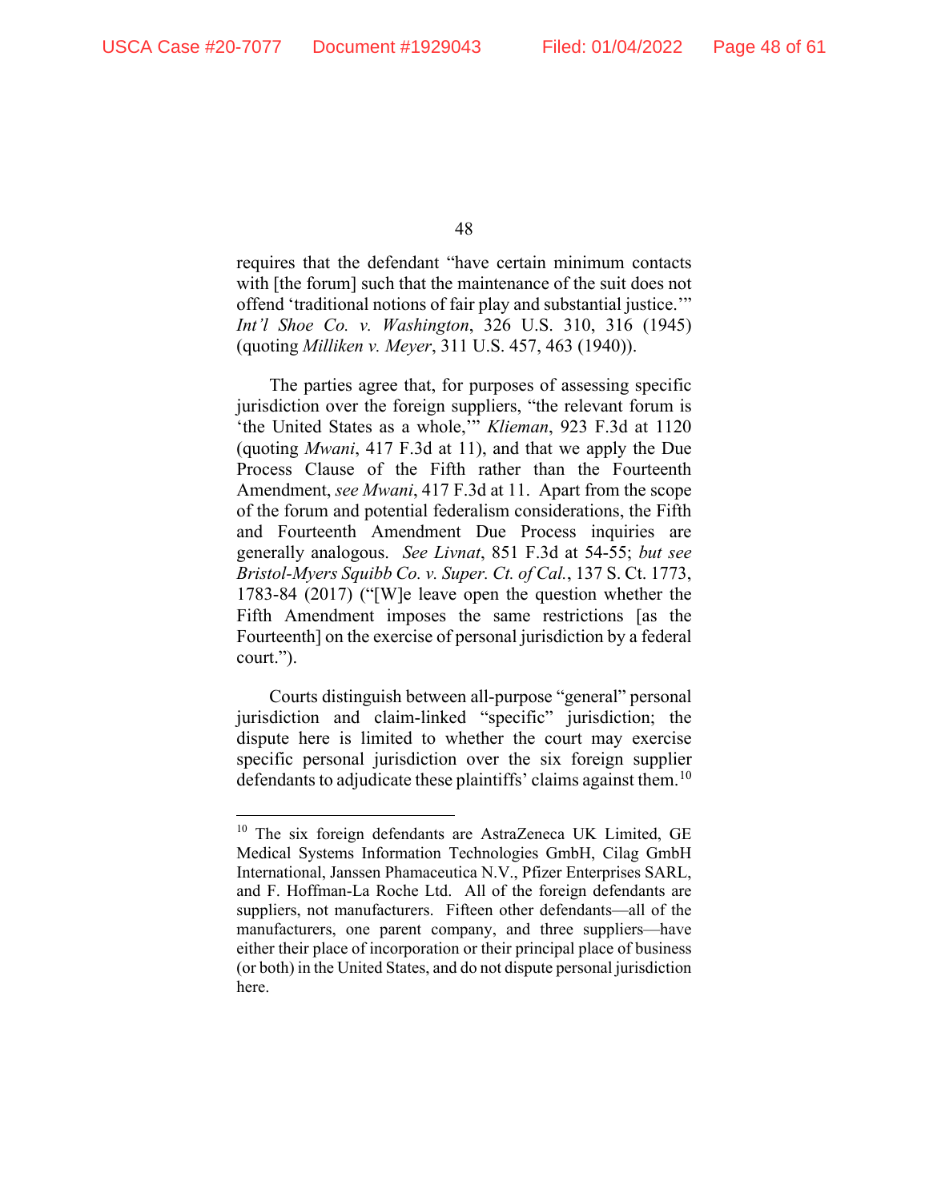requires that the defendant "have certain minimum contacts with [the forum] such that the maintenance of the suit does not offend 'traditional notions of fair play and substantial justice.'" *Int'l Shoe Co. v. Washington*, 326 U.S. 310, 316 (1945) (quoting *Milliken v. Meyer*, 311 U.S. 457, 463 (1940)).

The parties agree that, for purposes of assessing specific jurisdiction over the foreign suppliers, "the relevant forum is 'the United States as a whole,'" *Klieman*, 923 F.3d at 1120 (quoting *Mwani*, 417 F.3d at 11), and that we apply the Due Process Clause of the Fifth rather than the Fourteenth Amendment, *see Mwani*, 417 F.3d at 11. Apart from the scope of the forum and potential federalism considerations, the Fifth and Fourteenth Amendment Due Process inquiries are generally analogous. *See Livnat*, 851 F.3d at 54-55; *but see Bristol-Myers Squibb Co. v. Super. Ct. of Cal.*, 137 S. Ct. 1773, 1783-84 (2017) ("[W]e leave open the question whether the Fifth Amendment imposes the same restrictions [as the Fourteenth] on the exercise of personal jurisdiction by a federal court.").

Courts distinguish between all-purpose "general" personal jurisdiction and claim-linked "specific" jurisdiction; the dispute here is limited to whether the court may exercise specific personal jurisdiction over the six foreign supplier defendants to adjudicate these plaintiffs' claims against them.[10]

---

[10] The six foreign defendants are AstraZeneca UK Limited, GE Medical Systems Information Technologies GmbH, Cilag GmbH International, Janssen Phamaceutica N.V., Pfizer Enterprises SARL, and F. Hoffman-La Roche Ltd. All of the foreign defendants are suppliers, not manufacturers. Fifteen other defendants—all of the manufacturers, one parent company, and three suppliers—have either their place of incorporation or their principal place of business (or both) in the United States, and do not dispute personal jurisdiction here.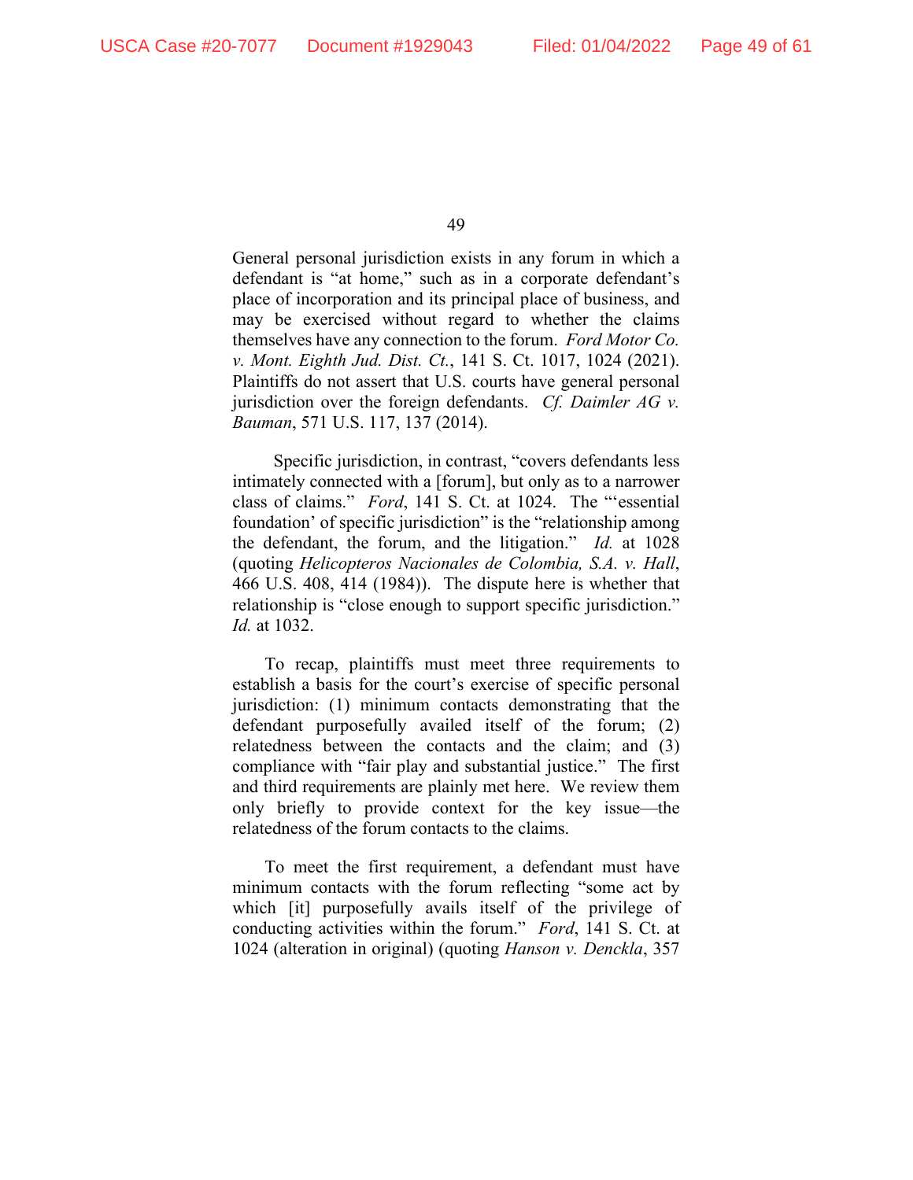General personal jurisdiction exists in any forum in which a defendant is "at home," such as in a corporate defendant's place of incorporation and its principal place of business, and may be exercised without regard to whether the claims themselves have any connection to the forum. *Ford Motor Co. v. Mont. Eighth Jud. Dist. Ct.*, 141 S. Ct. 1017, 1024 (2021). Plaintiffs do not assert that U.S. courts have general personal jurisdiction over the foreign defendants. *Cf. Daimler AG v. Bauman*, 571 U.S. 117, 137 (2014).

Specific jurisdiction, in contrast, "covers defendants less intimately connected with a [forum], but only as to a narrower class of claims." *Ford*, 141 S. Ct. at 1024. The "'essential foundation' of specific jurisdiction" is the "relationship among the defendant, the forum, and the litigation." *Id.* at 1028 (quoting *Helicopteros Nacionales de Colombia, S.A. v. Hall*, 466 U.S. 408, 414 (1984)). The dispute here is whether that relationship is "close enough to support specific jurisdiction." *Id.* at 1032.

To recap, plaintiffs must meet three requirements to establish a basis for the court's exercise of specific personal jurisdiction: (1) minimum contacts demonstrating that the defendant purposefully availed itself of the forum; (2) relatedness between the contacts and the claim; and (3) compliance with "fair play and substantial justice." The first and third requirements are plainly met here. We review them only briefly to provide context for the key issue—the relatedness of the forum contacts to the claims.

To meet the first requirement, a defendant must have minimum contacts with the forum reflecting "some act by which [it] purposefully avails itself of the privilege of conducting activities within the forum." *Ford*, 141 S. Ct. at 1024 (alteration in original) (quoting *Hanson v. Denckla*, 357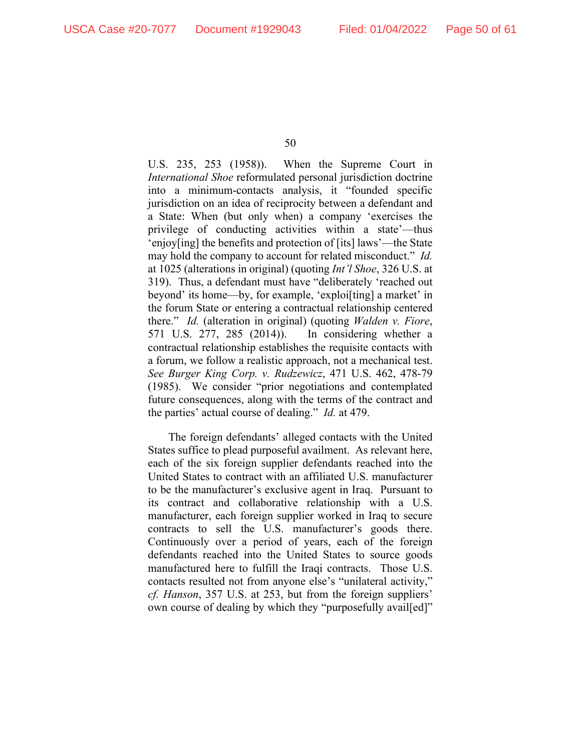U.S. 235, 253 (1958)). When the Supreme Court in *International Shoe* reformulated personal jurisdiction doctrine into a minimum-contacts analysis, it "founded specific jurisdiction on an idea of reciprocity between a defendant and a State: When (but only when) a company 'exercises the privilege of conducting activities within a state'—thus 'enjoy[ing] the benefits and protection of [its] laws'—the State may hold the company to account for related misconduct." *Id.* at 1025 (alterations in original) (quoting *Int'l Shoe*, 326 U.S. at 319). Thus, a defendant must have "deliberately 'reached out beyond' its home—by, for example, 'exploi[ting] a market' in the forum State or entering a contractual relationship centered there." *Id.* (alteration in original) (quoting *Walden v. Fiore*, 571 U.S. 277, 285 (2014)). In considering whether a contractual relationship establishes the requisite contacts with a forum, we follow a realistic approach, not a mechanical test. *See Burger King Corp. v. Rudzewicz*, 471 U.S. 462, 478-79 (1985). We consider "prior negotiations and contemplated future consequences, along with the terms of the contract and the parties' actual course of dealing." *Id.* at 479.

The foreign defendants' alleged contacts with the United States suffice to plead purposeful availment. As relevant here, each of the six foreign supplier defendants reached into the United States to contract with an affiliated U.S. manufacturer to be the manufacturer's exclusive agent in Iraq. Pursuant to its contract and collaborative relationship with a U.S. manufacturer, each foreign supplier worked in Iraq to secure contracts to sell the U.S. manufacturer's goods there. Continuously over a period of years, each of the foreign defendants reached into the United States to source goods manufactured here to fulfill the Iraqi contracts. Those U.S. contacts resulted not from anyone else's "unilateral activity," *cf. Hanson*, 357 U.S. at 253, but from the foreign suppliers' own course of dealing by which they "purposefully avail[ed]"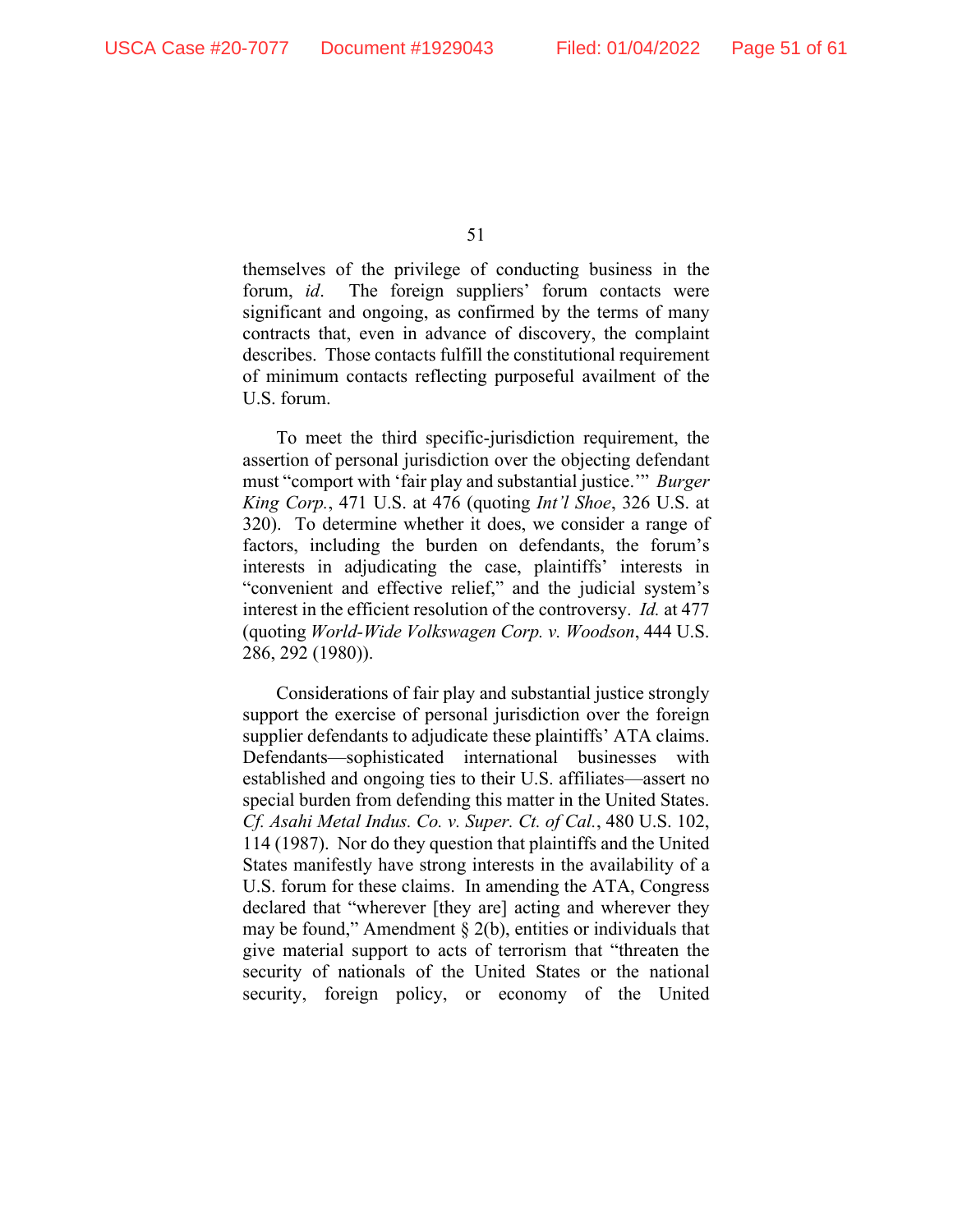themselves of the privilege of conducting business in the forum, *id*. The foreign suppliers' forum contacts were significant and ongoing, as confirmed by the terms of many contracts that, even in advance of discovery, the complaint describes. Those contacts fulfill the constitutional requirement of minimum contacts reflecting purposeful availment of the U.S. forum.

To meet the third specific-jurisdiction requirement, the assertion of personal jurisdiction over the objecting defendant must "comport with 'fair play and substantial justice.'" *Burger King Corp.*, 471 U.S. at 476 (quoting *Int'l Shoe*, 326 U.S. at 320). To determine whether it does, we consider a range of factors, including the burden on defendants, the forum's interests in adjudicating the case, plaintiffs' interests in "convenient and effective relief," and the judicial system's interest in the efficient resolution of the controversy. *Id.* at 477 (quoting *World-Wide Volkswagen Corp. v. Woodson*, 444 U.S. 286, 292 (1980)).

Considerations of fair play and substantial justice strongly support the exercise of personal jurisdiction over the foreign supplier defendants to adjudicate these plaintiffs' ATA claims. Defendants—sophisticated international businesses with established and ongoing ties to their U.S. affiliates—assert no special burden from defending this matter in the United States. *Cf. Asahi Metal Indus. Co. v. Super. Ct. of Cal.*, 480 U.S. 102, 114 (1987). Nor do they question that plaintiffs and the United States manifestly have strong interests in the availability of a U.S. forum for these claims. In amending the ATA, Congress declared that "wherever [they are] acting and wherever they may be found," Amendment § 2(b), entities or individuals that give material support to acts of terrorism that "threaten the security of nationals of the United States or the national security, foreign policy, or economy of the United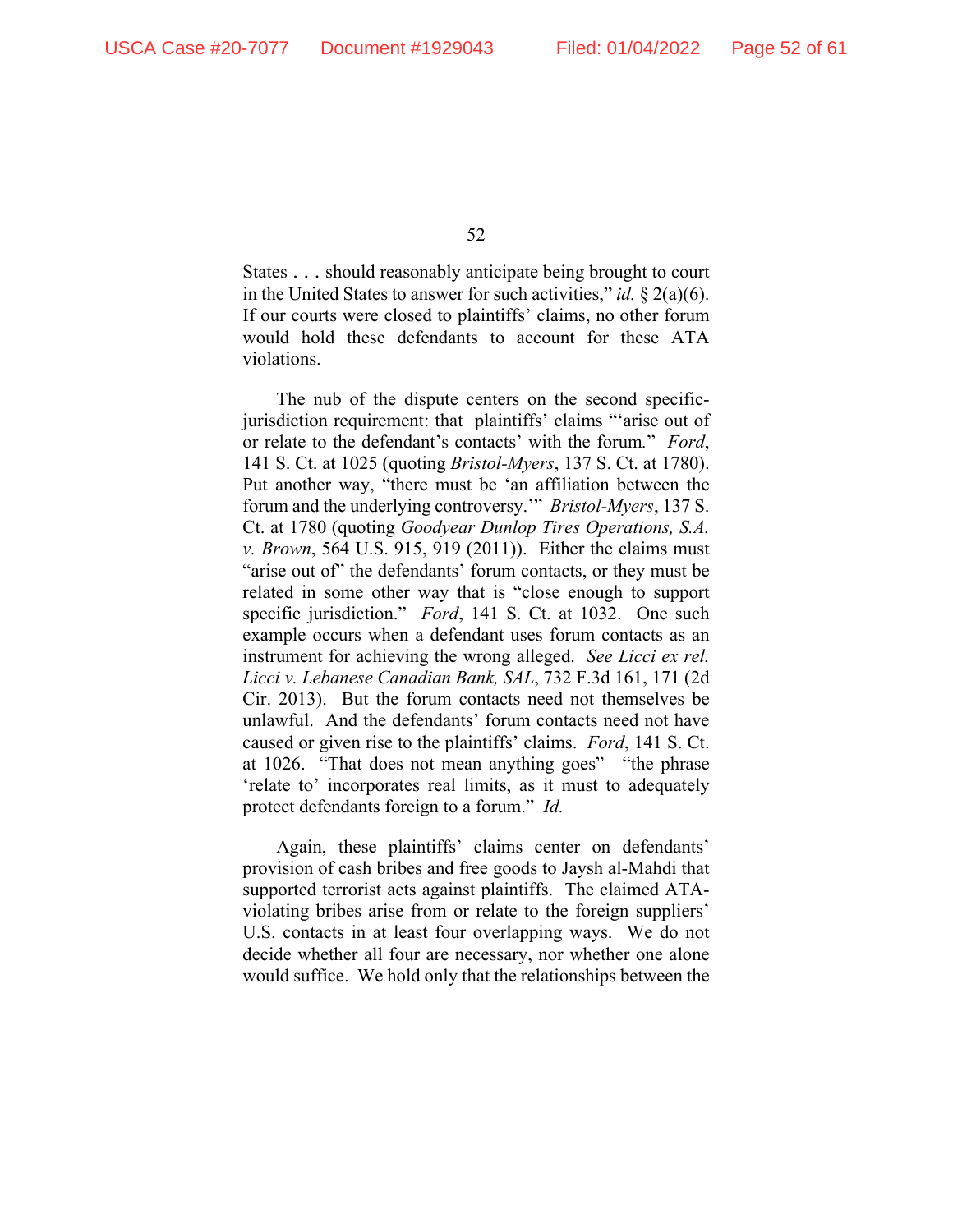States . . . should reasonably anticipate being brought to court in the United States to answer for such activities," *id.* § 2(a)(6). If our courts were closed to plaintiffs' claims, no other forum would hold these defendants to account for these ATA violations.

The nub of the dispute centers on the second specific-jurisdiction requirement: that plaintiffs' claims "'arise out of or relate to the defendant's contacts' with the forum." *Ford*, 141 S. Ct. at 1025 (quoting *Bristol-Myers*, 137 S. Ct. at 1780). Put another way, "there must be 'an affiliation between the forum and the underlying controversy.'" *Bristol-Myers*, 137 S. Ct. at 1780 (quoting *Goodyear Dunlop Tires Operations, S.A. v. Brown*, 564 U.S. 915, 919 (2011)). Either the claims must "arise out of" the defendants' forum contacts, or they must be related in some other way that is "close enough to support specific jurisdiction." *Ford*, 141 S. Ct. at 1032. One such example occurs when a defendant uses forum contacts as an instrument for achieving the wrong alleged. *See Licci ex rel. Licci v. Lebanese Canadian Bank, SAL*, 732 F.3d 161, 171 (2d Cir. 2013). But the forum contacts need not themselves be unlawful. And the defendants' forum contacts need not have caused or given rise to the plaintiffs' claims. *Ford*, 141 S. Ct. at 1026. "That does not mean anything goes"—"the phrase 'relate to' incorporates real limits, as it must to adequately protect defendants foreign to a forum." *Id.*

Again, these plaintiffs' claims center on defendants' provision of cash bribes and free goods to Jaysh al-Mahdi that supported terrorist acts against plaintiffs. The claimed ATA-violating bribes arise from or relate to the foreign suppliers' U.S. contacts in at least four overlapping ways. We do not decide whether all four are necessary, nor whether one alone would suffice. We hold only that the relationships between the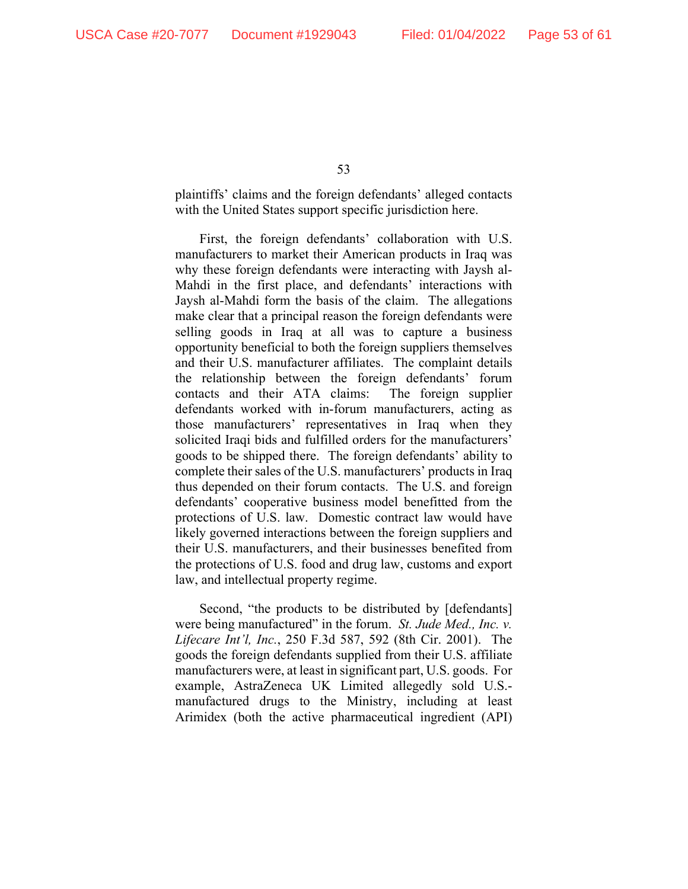plaintiffs' claims and the foreign defendants' alleged contacts with the United States support specific jurisdiction here.

First, the foreign defendants' collaboration with U.S. manufacturers to market their American products in Iraq was why these foreign defendants were interacting with Jaysh al-Mahdi in the first place, and defendants' interactions with Jaysh al-Mahdi form the basis of the claim. The allegations make clear that a principal reason the foreign defendants were selling goods in Iraq at all was to capture a business opportunity beneficial to both the foreign suppliers themselves and their U.S. manufacturer affiliates. The complaint details the relationship between the foreign defendants' forum contacts and their ATA claims: The foreign supplier defendants worked with in-forum manufacturers, acting as those manufacturers' representatives in Iraq when they solicited Iraqi bids and fulfilled orders for the manufacturers' goods to be shipped there. The foreign defendants' ability to complete their sales of the U.S. manufacturers' products in Iraq thus depended on their forum contacts. The U.S. and foreign defendants' cooperative business model benefitted from the protections of U.S. law. Domestic contract law would have likely governed interactions between the foreign suppliers and their U.S. manufacturers, and their businesses benefited from the protections of U.S. food and drug law, customs and export law, and intellectual property regime.

Second, "the products to be distributed by [defendants] were being manufactured" in the forum. *St. Jude Med., Inc. v. Lifecare Int'l, Inc.*, 250 F.3d 587, 592 (8th Cir. 2001). The goods the foreign defendants supplied from their U.S. affiliate manufacturers were, at least in significant part, U.S. goods. For example, AstraZeneca UK Limited allegedly sold U.S.-manufactured drugs to the Ministry, including at least Arimidex (both the active pharmaceutical ingredient (API)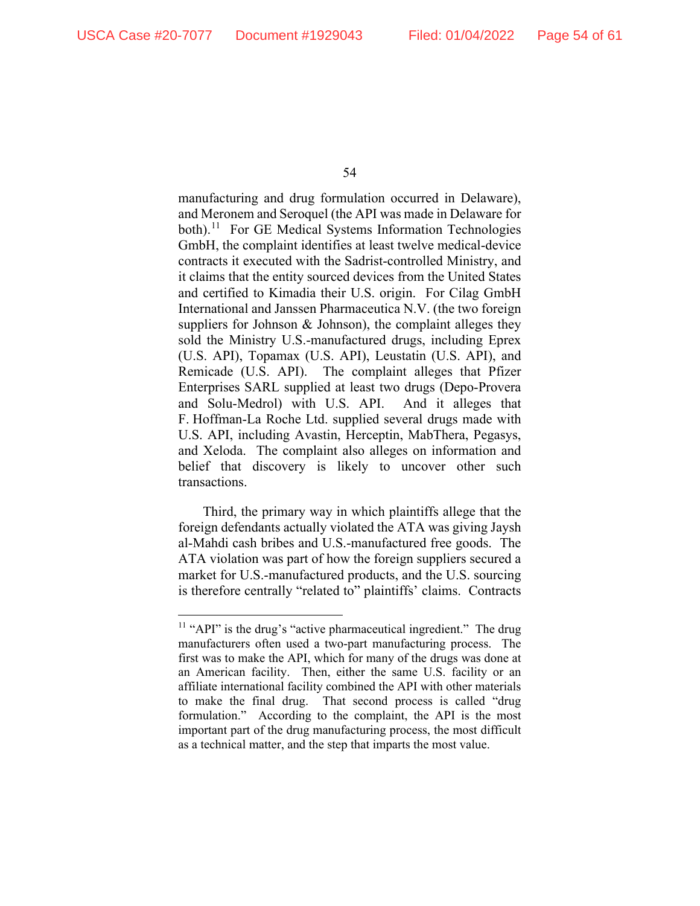manufacturing and drug formulation occurred in Delaware), and Meronem and Seroquel (the API was made in Delaware for both).[11] For GE Medical Systems Information Technologies GmbH, the complaint identifies at least twelve medical-device contracts it executed with the Sadrist-controlled Ministry, and it claims that the entity sourced devices from the United States and certified to Kimadia their U.S. origin. For Cilag GmbH International and Janssen Pharmaceutica N.V. (the two foreign suppliers for Johnson & Johnson), the complaint alleges they sold the Ministry U.S.-manufactured drugs, including Eprex (U.S. API), Topamax (U.S. API), Leustatin (U.S. API), and Remicade (U.S. API). The complaint alleges that Pfizer Enterprises SARL supplied at least two drugs (Depo-Provera and Solu-Medrol) with U.S. API. And it alleges that F. Hoffman-La Roche Ltd. supplied several drugs made with U.S. API, including Avastin, Herceptin, MabThera, Pegasys, and Xeloda. The complaint also alleges on information and belief that discovery is likely to uncover other such transactions.

Third, the primary way in which plaintiffs allege that the foreign defendants actually violated the ATA was giving Jaysh al-Mahdi cash bribes and U.S.-manufactured free goods. The ATA violation was part of how the foreign suppliers secured a market for U.S.-manufactured products, and the U.S. sourcing is therefore centrally "related to" plaintiffs' claims. Contracts

---

[11] "API" is the drug's "active pharmaceutical ingredient." The drug manufacturers often used a two-part manufacturing process. The first was to make the API, which for many of the drugs was done at an American facility. Then, either the same U.S. facility or an affiliate international facility combined the API with other materials to make the final drug. That second process is called "drug formulation." According to the complaint, the API is the most important part of the drug manufacturing process, the most difficult as a technical matter, and the step that imparts the most value.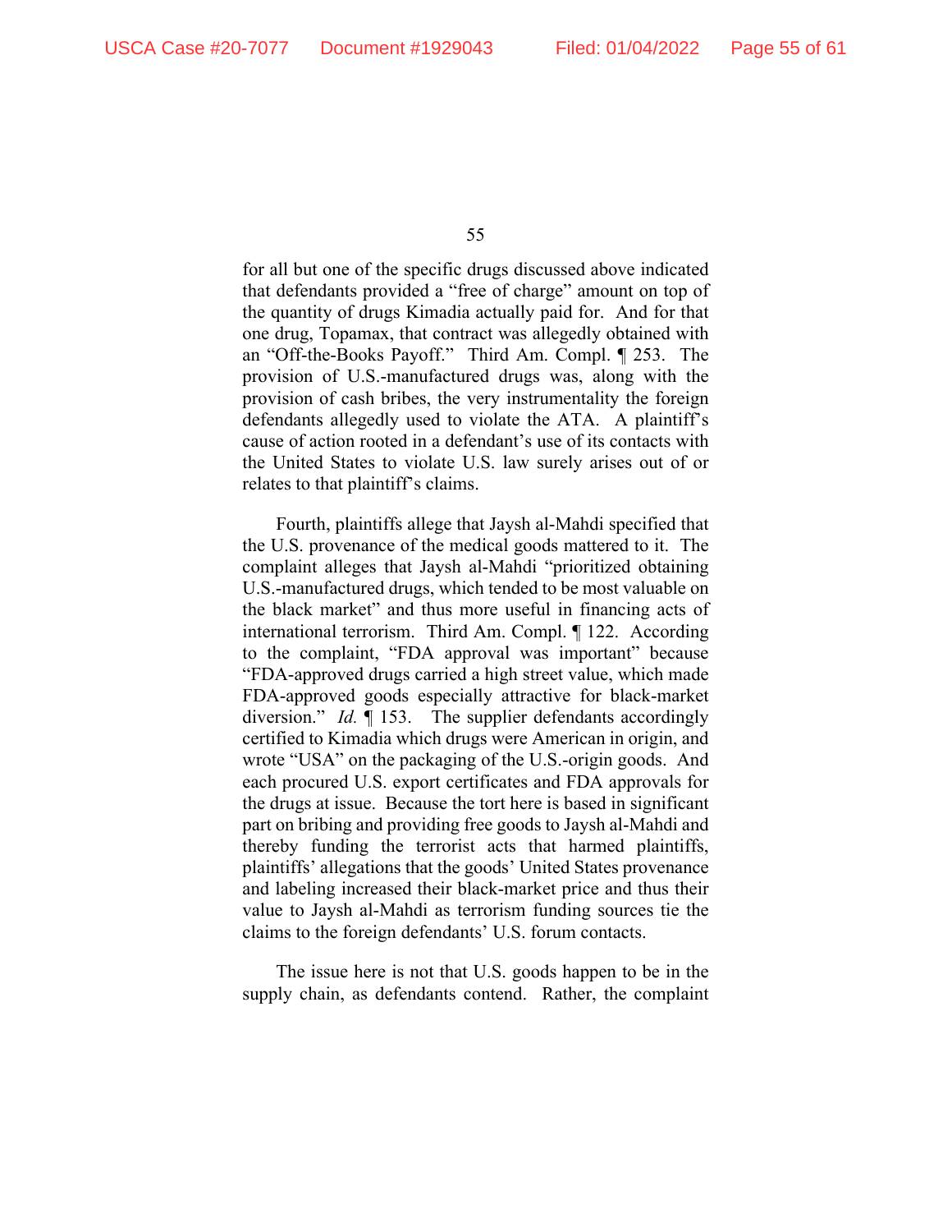for all but one of the specific drugs discussed above indicated that defendants provided a "free of charge" amount on top of the quantity of drugs Kimadia actually paid for. And for that one drug, Topamax, that contract was allegedly obtained with an "Off-the-Books Payoff." Third Am. Compl. ¶ 253. The provision of U.S.-manufactured drugs was, along with the provision of cash bribes, the very instrumentality the foreign defendants allegedly used to violate the ATA. A plaintiff's cause of action rooted in a defendant's use of its contacts with the United States to violate U.S. law surely arises out of or relates to that plaintiff's claims.

Fourth, plaintiffs allege that Jaysh al-Mahdi specified that the U.S. provenance of the medical goods mattered to it. The complaint alleges that Jaysh al-Mahdi "prioritized obtaining U.S.-manufactured drugs, which tended to be most valuable on the black market" and thus more useful in financing acts of international terrorism. Third Am. Compl. ¶ 122. According to the complaint, "FDA approval was important" because "FDA-approved drugs carried a high street value, which made FDA-approved goods especially attractive for black-market diversion." *Id.* ¶ 153. The supplier defendants accordingly certified to Kimadia which drugs were American in origin, and wrote "USA" on the packaging of the U.S.-origin goods. And each procured U.S. export certificates and FDA approvals for the drugs at issue. Because the tort here is based in significant part on bribing and providing free goods to Jaysh al-Mahdi and thereby funding the terrorist acts that harmed plaintiffs, plaintiffs' allegations that the goods' United States provenance and labeling increased their black-market price and thus their value to Jaysh al-Mahdi as terrorism funding sources tie the claims to the foreign defendants' U.S. forum contacts.

The issue here is not that U.S. goods happen to be in the supply chain, as defendants contend. Rather, the complaint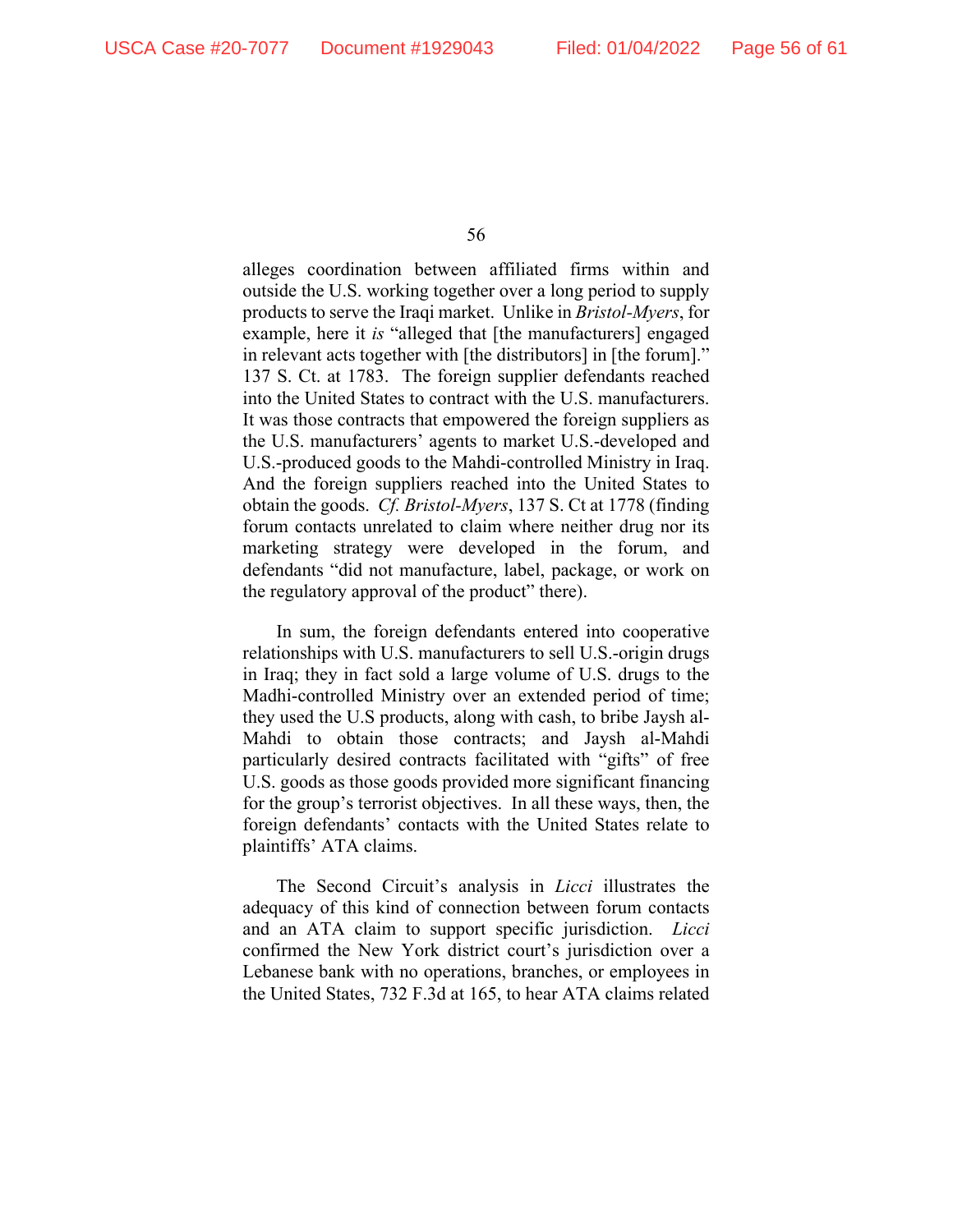alleges coordination between affiliated firms within and outside the U.S. working together over a long period to supply products to serve the Iraqi market. Unlike in *Bristol-Myers*, for example, here it *is* "alleged that [the manufacturers] engaged in relevant acts together with [the distributors] in [the forum]." 137 S. Ct. at 1783. The foreign supplier defendants reached into the United States to contract with the U.S. manufacturers. It was those contracts that empowered the foreign suppliers as the U.S. manufacturers' agents to market U.S.-developed and U.S.-produced goods to the Mahdi-controlled Ministry in Iraq. And the foreign suppliers reached into the United States to obtain the goods. *Cf. Bristol-Myers*, 137 S. Ct at 1778 (finding forum contacts unrelated to claim where neither drug nor its marketing strategy were developed in the forum, and defendants "did not manufacture, label, package, or work on the regulatory approval of the product" there).

In sum, the foreign defendants entered into cooperative relationships with U.S. manufacturers to sell U.S.-origin drugs in Iraq; they in fact sold a large volume of U.S. drugs to the Madhi-controlled Ministry over an extended period of time; they used the U.S products, along with cash, to bribe Jaysh al-Mahdi to obtain those contracts; and Jaysh al-Mahdi particularly desired contracts facilitated with "gifts" of free U.S. goods as those goods provided more significant financing for the group's terrorist objectives. In all these ways, then, the foreign defendants' contacts with the United States relate to plaintiffs' ATA claims.

The Second Circuit's analysis in *Licci* illustrates the adequacy of this kind of connection between forum contacts and an ATA claim to support specific jurisdiction. *Licci* confirmed the New York district court's jurisdiction over a Lebanese bank with no operations, branches, or employees in the United States, 732 F.3d at 165, to hear ATA claims related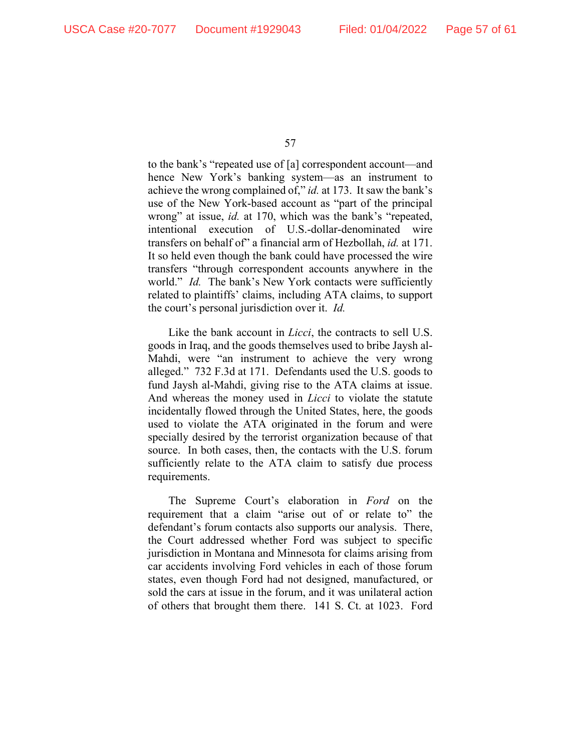to the bank's "repeated use of [a] correspondent account—and hence New York's banking system—as an instrument to achieve the wrong complained of," *id.* at 173. It saw the bank's use of the New York-based account as "part of the principal wrong" at issue, *id.* at 170, which was the bank's "repeated, intentional execution of U.S.-dollar-denominated wire transfers on behalf of" a financial arm of Hezbollah, *id.* at 171. It so held even though the bank could have processed the wire transfers "through correspondent accounts anywhere in the world." *Id.* The bank's New York contacts were sufficiently related to plaintiffs' claims, including ATA claims, to support the court's personal jurisdiction over it. *Id.*

Like the bank account in *Licci*, the contracts to sell U.S. goods in Iraq, and the goods themselves used to bribe Jaysh al-Mahdi, were "an instrument to achieve the very wrong alleged." 732 F.3d at 171. Defendants used the U.S. goods to fund Jaysh al-Mahdi, giving rise to the ATA claims at issue. And whereas the money used in *Licci* to violate the statute incidentally flowed through the United States, here, the goods used to violate the ATA originated in the forum and were specially desired by the terrorist organization because of that source. In both cases, then, the contacts with the U.S. forum sufficiently relate to the ATA claim to satisfy due process requirements.

The Supreme Court's elaboration in *Ford* on the requirement that a claim "arise out of or relate to" the defendant's forum contacts also supports our analysis. There, the Court addressed whether Ford was subject to specific jurisdiction in Montana and Minnesota for claims arising from car accidents involving Ford vehicles in each of those forum states, even though Ford had not designed, manufactured, or sold the cars at issue in the forum, and it was unilateral action of others that brought them there. 141 S. Ct. at 1023. Ford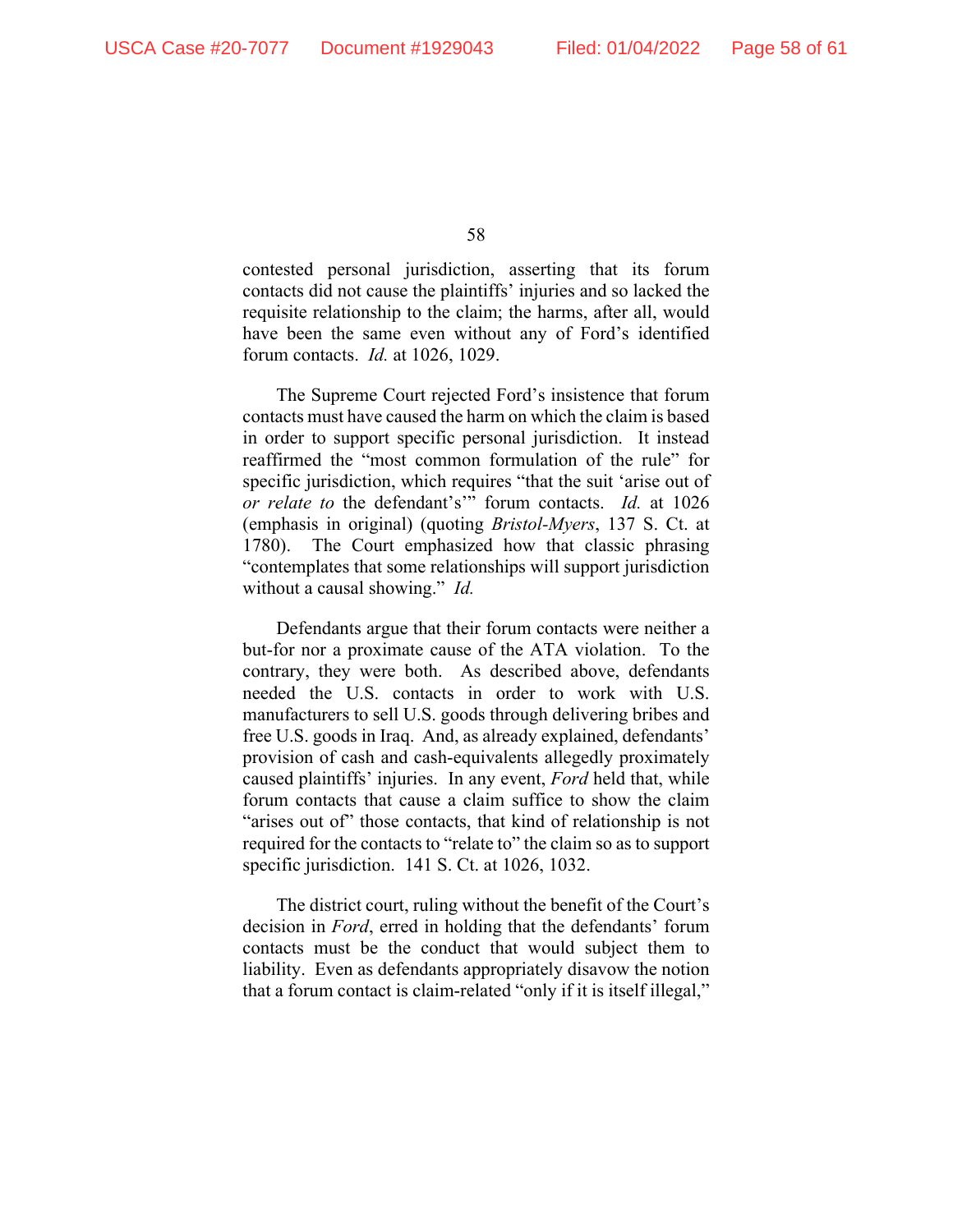contested personal jurisdiction, asserting that its forum contacts did not cause the plaintiffs' injuries and so lacked the requisite relationship to the claim; the harms, after all, would have been the same even without any of Ford's identified forum contacts. *Id.* at 1026, 1029.

The Supreme Court rejected Ford's insistence that forum contacts must have caused the harm on which the claim is based in order to support specific personal jurisdiction. It instead reaffirmed the "most common formulation of the rule" for specific jurisdiction, which requires "that the suit 'arise out of *or relate to* the defendant's'" forum contacts. *Id.* at 1026 (emphasis in original) (quoting *Bristol-Myers*, 137 S. Ct. at 1780). The Court emphasized how that classic phrasing "contemplates that some relationships will support jurisdiction without a causal showing." *Id.*

Defendants argue that their forum contacts were neither a but-for nor a proximate cause of the ATA violation. To the contrary, they were both. As described above, defendants needed the U.S. contacts in order to work with U.S. manufacturers to sell U.S. goods through delivering bribes and free U.S. goods in Iraq. And, as already explained, defendants' provision of cash and cash-equivalents allegedly proximately caused plaintiffs' injuries. In any event, *Ford* held that, while forum contacts that cause a claim suffice to show the claim "arises out of" those contacts, that kind of relationship is not required for the contacts to "relate to" the claim so as to support specific jurisdiction. 141 S. Ct. at 1026, 1032.

The district court, ruling without the benefit of the Court's decision in *Ford*, erred in holding that the defendants' forum contacts must be the conduct that would subject them to liability. Even as defendants appropriately disavow the notion that a forum contact is claim-related "only if it is itself illegal,"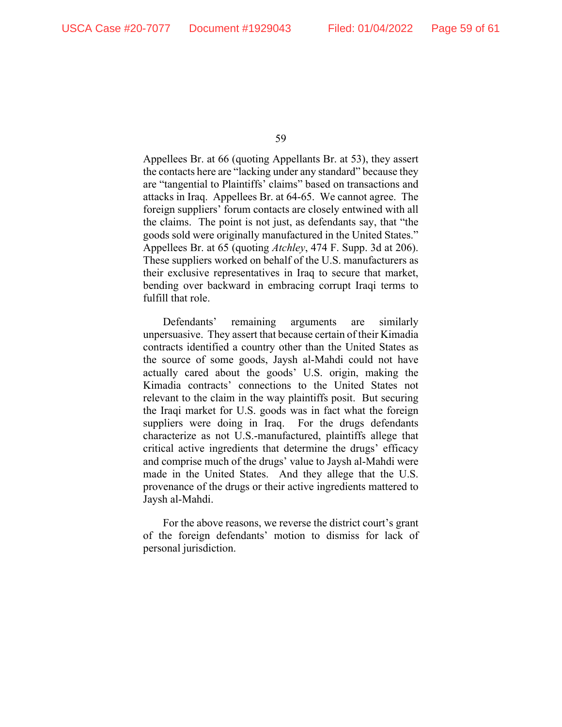Appellees Br. at 66 (quoting Appellants Br. at 53), they assert the contacts here are "lacking under any standard" because they are "tangential to Plaintiffs' claims" based on transactions and attacks in Iraq. Appellees Br. at 64-65. We cannot agree. The foreign suppliers' forum contacts are closely entwined with all the claims. The point is not just, as defendants say, that "the goods sold were originally manufactured in the United States." Appellees Br. at 65 (quoting *Atchley*, 474 F. Supp. 3d at 206). These suppliers worked on behalf of the U.S. manufacturers as their exclusive representatives in Iraq to secure that market, bending over backward in embracing corrupt Iraqi terms to fulfill that role.

Defendants' remaining arguments are similarly unpersuasive. They assert that because certain of their Kimadia contracts identified a country other than the United States as the source of some goods, Jaysh al-Mahdi could not have actually cared about the goods' U.S. origin, making the Kimadia contracts' connections to the United States not relevant to the claim in the way plaintiffs posit. But securing the Iraqi market for U.S. goods was in fact what the foreign suppliers were doing in Iraq. For the drugs defendants characterize as not U.S.-manufactured, plaintiffs allege that critical active ingredients that determine the drugs' efficacy and comprise much of the drugs' value to Jaysh al-Mahdi were made in the United States. And they allege that the U.S. provenance of the drugs or their active ingredients mattered to Jaysh al-Mahdi.

For the above reasons, we reverse the district court's grant of the foreign defendants' motion to dismiss for lack of personal jurisdiction.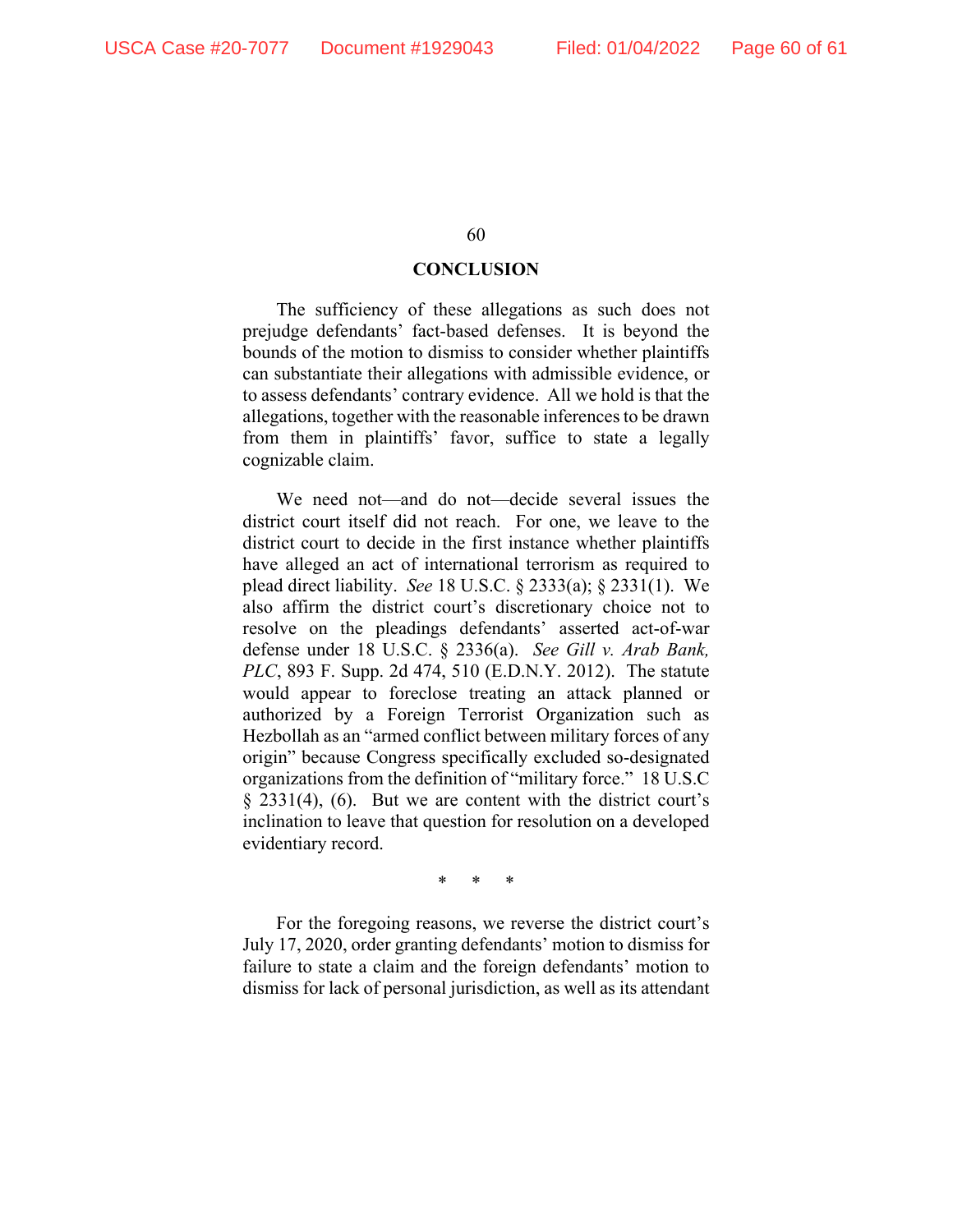## CONCLUSION

The sufficiency of these allegations as such does not prejudge defendants' fact-based defenses. It is beyond the bounds of the motion to dismiss to consider whether plaintiffs can substantiate their allegations with admissible evidence, or to assess defendants' contrary evidence. All we hold is that the allegations, together with the reasonable inferences to be drawn from them in plaintiffs' favor, suffice to state a legally cognizable claim.

We need not—and do not—decide several issues the district court itself did not reach. For one, we leave to the district court to decide in the first instance whether plaintiffs have alleged an act of international terrorism as required to plead direct liability. *See* 18 U.S.C. § 2333(a); § 2331(1). We also affirm the district court's discretionary choice not to resolve on the pleadings defendants' asserted act-of-war defense under 18 U.S.C. § 2336(a). *See Gill v. Arab Bank, PLC*, 893 F. Supp. 2d 474, 510 (E.D.N.Y. 2012). The statute would appear to foreclose treating an attack planned or authorized by a Foreign Terrorist Organization such as Hezbollah as an "armed conflict between military forces of any origin" because Congress specifically excluded so-designated organizations from the definition of "military force." 18 U.S.C § 2331(4), (6). But we are content with the district court's inclination to leave that question for resolution on a developed evidentiary record.

\* \* \*

For the foregoing reasons, we reverse the district court's July 17, 2020, order granting defendants' motion to dismiss for failure to state a claim and the foreign defendants' motion to dismiss for lack of personal jurisdiction, as well as its attendant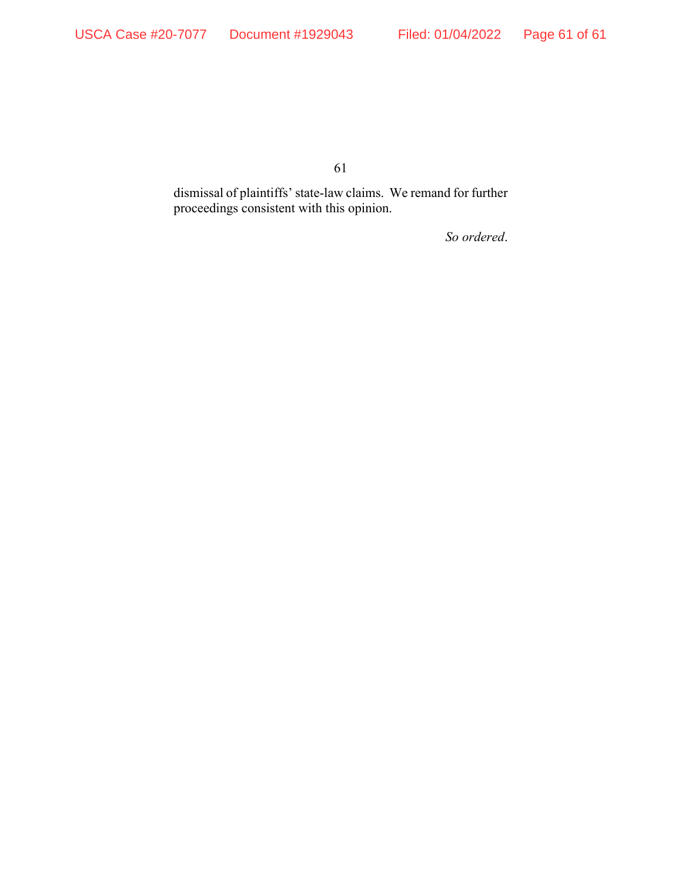dismissal of plaintiffs' state-law claims. We remand for further proceedings consistent with this opinion.

*So ordered*.